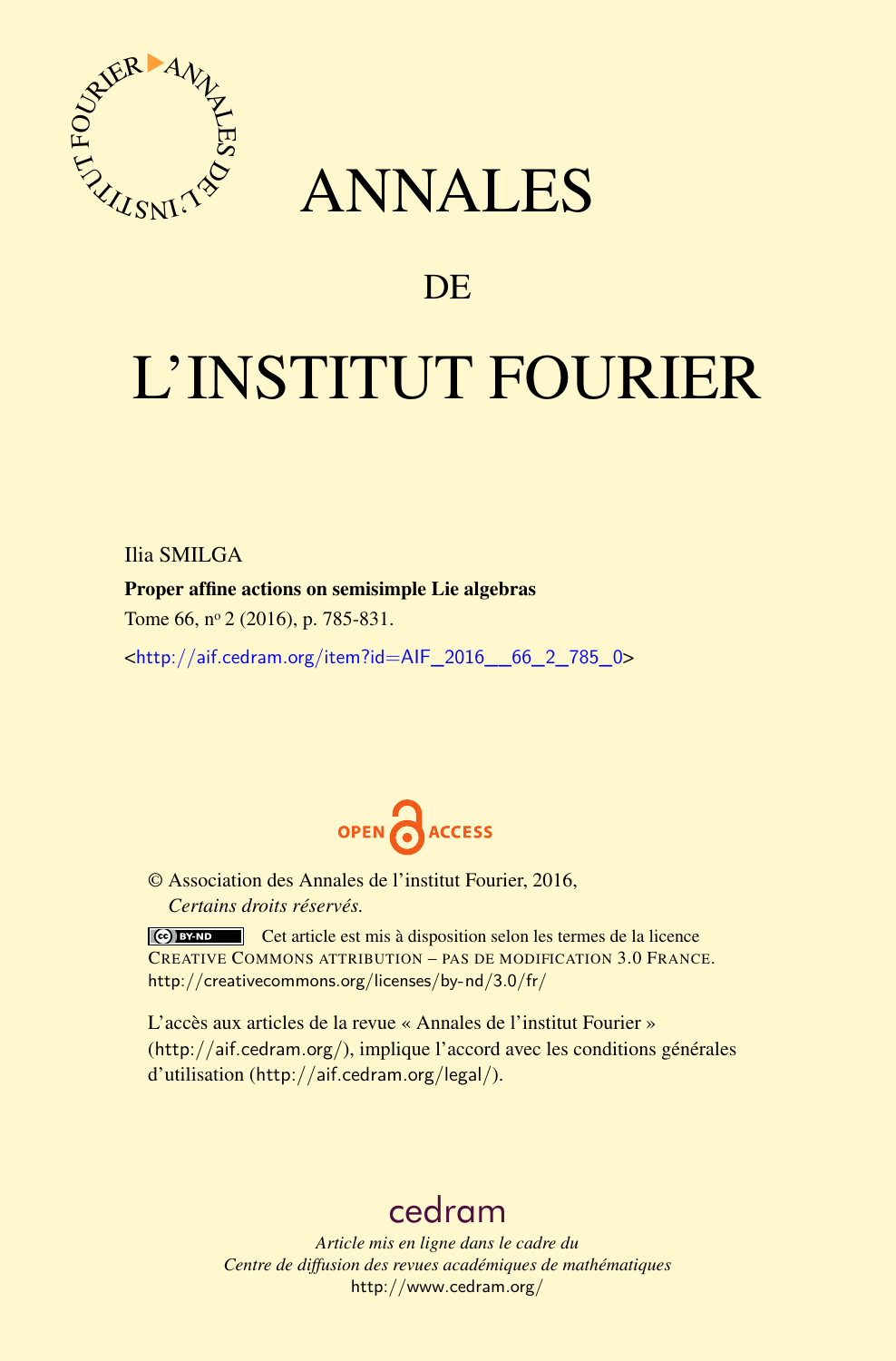# ANNALES

## DE

# L'INSTITUT FOURIER

Ilia SMILGA

**Proper affine actions on semisimple Lie algebras**

Tome 66, nº 2 (2016), p. 785-831.

<http://aif.cedram.org/item?id=AIF_2016__66_2_785_0>

© Association des Annales de l'institut Fourier, 2016,
*Certains droits réservés.*

Cet article est mis à disposition selon les termes de la licence CREATIVE COMMONS ATTRIBUTION – PAS DE MODIFICATION 3.0 FRANCE.
http://creativecommons.org/licenses/by-nd/3.0/fr/

L'accès aux articles de la revue « Annales de l'institut Fourier » (http://aif.cedram.org/), implique l'accord avec les conditions générales d'utilisation (http://aif.cedram.org/legal/).

cedram

*Article mis en ligne dans le cadre du*
*Centre de diffusion des revues académiques de mathématiques*
http://www.cedram.org/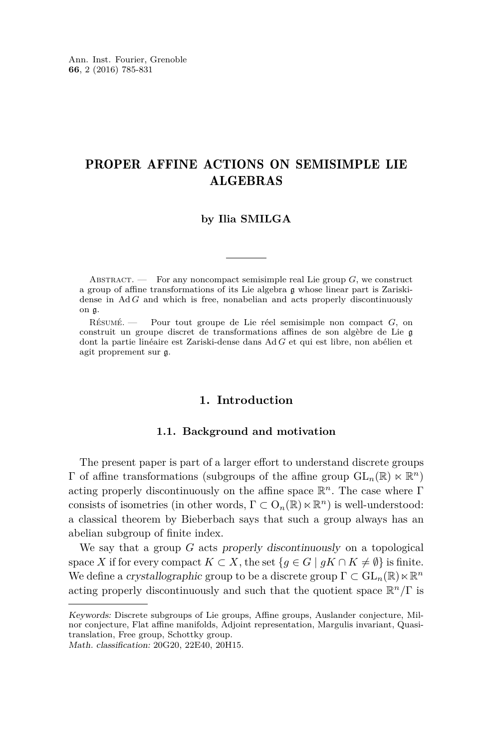# PROPER AFFINE ACTIONS ON SEMISIMPLE LIE ALGEBRAS

**by Ilia SMILGA**

Abstract. — For any noncompact semisimple real Lie group $G$, we construct a group of affine transformations of its Lie algebra $\mathfrak{g}$ whose linear part is Zariski-dense in $\operatorname{Ad} G$ and which is free, nonabelian and acts properly discontinuously on $\mathfrak{g}$.

Résumé. — Pour tout groupe de Lie réel semisimple non compact $G$, on construit un groupe discret de transformations affines de son algèbre de Lie $\mathfrak{g}$ dont la partie linéaire est Zariski-dense dans $\operatorname{Ad} G$ et qui est libre, non abélien et agit proprement sur $\mathfrak{g}$.

## 1. Introduction

### 1.1. Background and motivation

The present paper is part of a larger effort to understand discrete groups $\Gamma$ of affine transformations (subgroups of the affine group $\mathrm{GL}_n(\mathbb{R}) \ltimes \mathbb{R}^n$) acting properly discontinuously on the affine space $\mathbb{R}^n$. The case where $\Gamma$ consists of isometries (in other words, $\Gamma \subset \mathrm{O}_n(\mathbb{R}) \ltimes \mathbb{R}^n$) is well-understood: a classical theorem by Bieberbach says that such a group always has an abelian subgroup of finite index.

We say that a group $G$ acts *properly discontinuously* on a topological space $X$ if for every compact $K \subset X$, the set $\{g \in G \mid gK \cap K \neq \emptyset\}$ is finite. We define a *crystallographic* group to be a discrete group $\Gamma \subset \mathrm{GL}_n(\mathbb{R}) \ltimes \mathbb{R}^n$ acting properly discontinuously and such that the quotient space $\mathbb{R}^n/\Gamma$ is

*Keywords:* Discrete subgroups of Lie groups, Affine groups, Auslander conjecture, Milnor conjecture, Flat affine manifolds, Adjoint representation, Margulis invariant, Quasi-translation, Free group, Schottky group.
*Math. classification:* 20G20, 22E40, 20H15.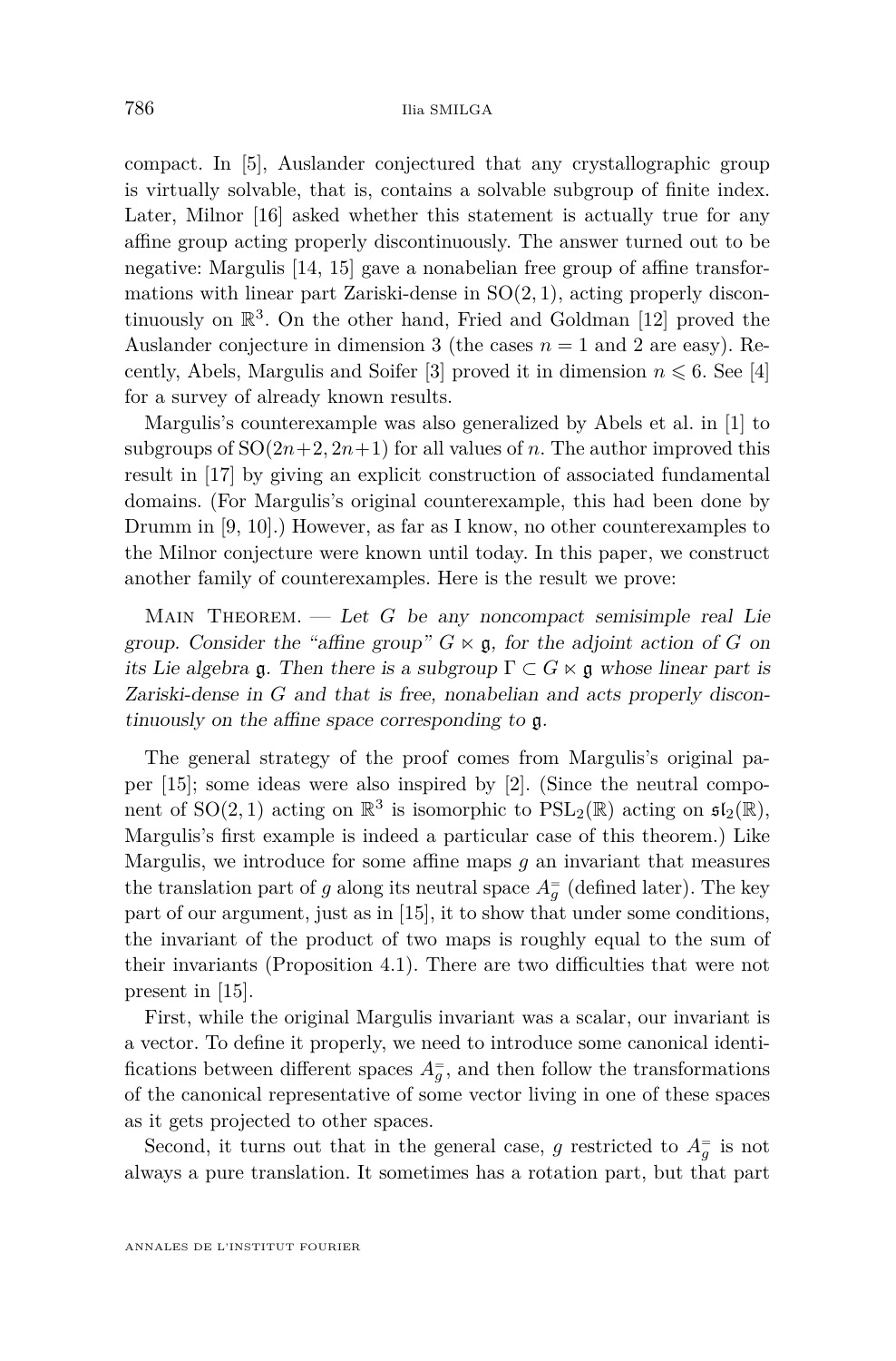compact. In [5], Auslander conjectured that any crystallographic group is virtually solvable, that is, contains a solvable subgroup of finite index. Later, Milnor [16] asked whether this statement is actually true for any affine group acting properly discontinuously. The answer turned out to be negative: Margulis [14, 15] gave a nonabelian free group of affine transformations with linear part Zariski-dense in $\mathrm{SO}(2,1)$, acting properly discontinuously on $\mathbb{R}^3$. On the other hand, Fried and Goldman [12] proved the Auslander conjecture in dimension 3 (the cases $n=1$ and 2 are easy). Recently, Abels, Margulis and Soifer [3] proved it in dimension $n \leqslant 6$. See [4] for a survey of already known results.

Margulis's counterexample was also generalized by Abels et al. in [1] to subgroups of $\mathrm{SO}(2n+2, 2n+1)$ for all values of $n$. The author improved this result in [17] by giving an explicit construction of associated fundamental domains. (For Margulis's original counterexample, this had been done by Drumm in [9, 10].) However, as far as I know, no other counterexamples to the Milnor conjecture were known until today. In this paper, we construct another family of counterexamples. Here is the result we prove:

Main Theorem. — *Let $G$ be any noncompact semisimple real Lie group. Consider the "affine group" $G \ltimes \mathfrak{g}$, for the adjoint action of $G$ on its Lie algebra $\mathfrak{g}$. Then there is a subgroup $\Gamma \subset G \ltimes \mathfrak{g}$ whose linear part is Zariski-dense in $G$ and that is free, nonabelian and acts properly discontinuously on the affine space corresponding to $\mathfrak{g}$.*

The general strategy of the proof comes from Margulis's original paper [15]; some ideas were also inspired by [2]. (Since the neutral component of $\mathrm{SO}(2,1)$ acting on $\mathbb{R}^3$ is isomorphic to $\mathrm{PSL}_2(\mathbb{R})$ acting on $\mathfrak{sl}_2(\mathbb{R})$, Margulis's first example is indeed a particular case of this theorem.) Like Margulis, we introduce for some affine maps $g$ an invariant that measures the translation part of $g$ along its neutral space $A_g^{=}$ (defined later). The key part of our argument, just as in [15], it to show that under some conditions, the invariant of the product of two maps is roughly equal to the sum of their invariants (Proposition 4.1). There are two difficulties that were not present in [15].

First, while the original Margulis invariant was a scalar, our invariant is a vector. To define it properly, we need to introduce some canonical identifications between different spaces $A_g^{=}$, and then follow the transformations of the canonical representative of some vector living in one of these spaces as it gets projected to other spaces.

Second, it turns out that in the general case, $g$ restricted to $A_g^{=}$ is not always a pure translation. It sometimes has a rotation part, but that part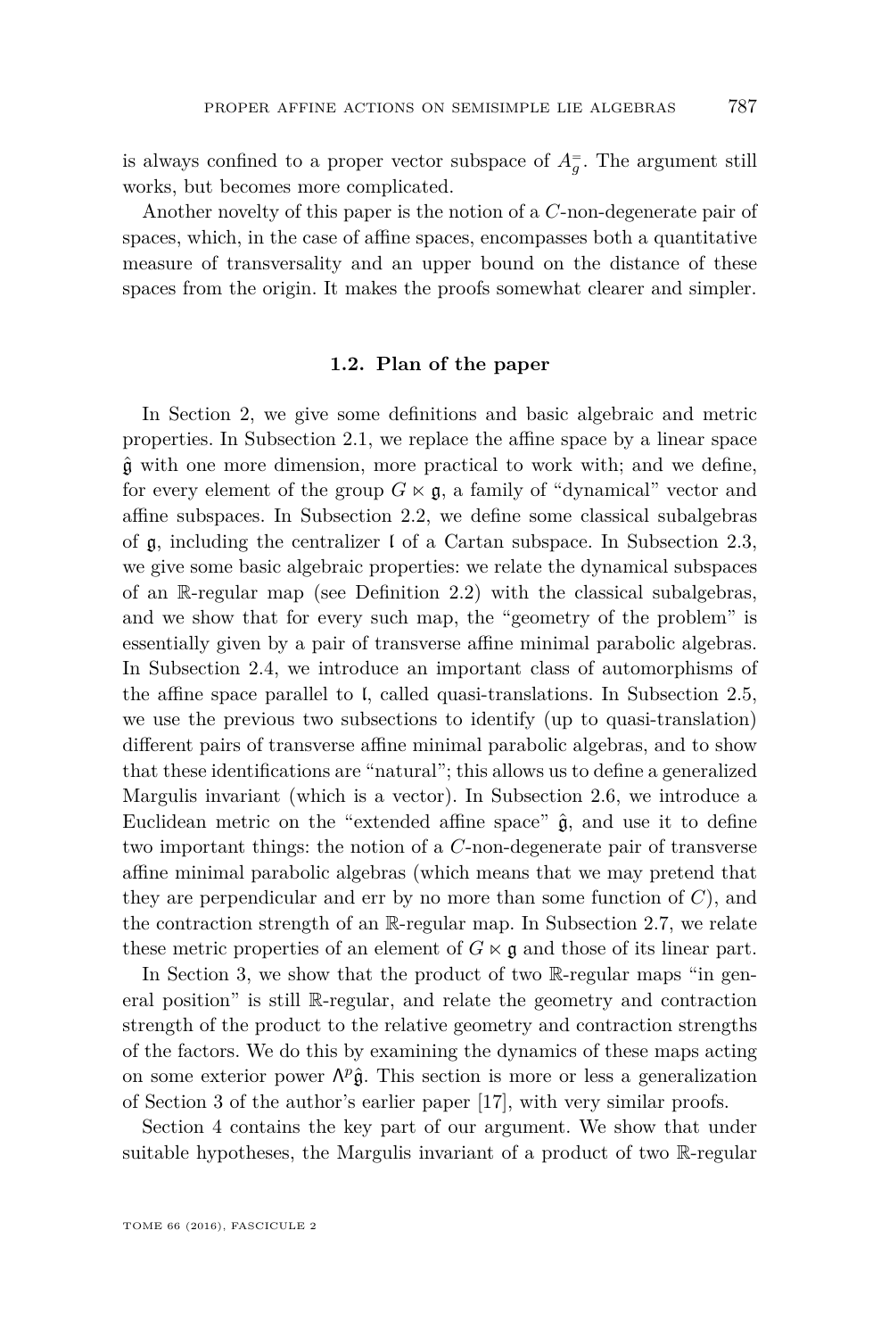is always confined to a proper vector subspace of $A_g^=$. The argument still works, but becomes more complicated.

Another novelty of this paper is the notion of a $C$-non-degenerate pair of spaces, which, in the case of affine spaces, encompasses both a quantitative measure of transversality and an upper bound on the distance of these spaces from the origin. It makes the proofs somewhat clearer and simpler.

### 1.2. Plan of the paper

In Section 2, we give some definitions and basic algebraic and metric properties. In Subsection 2.1, we replace the affine space by a linear space $\hat{\mathfrak{g}}$ with one more dimension, more practical to work with; and we define, for every element of the group $G \ltimes \mathfrak{g}$, a family of "dynamical" vector and affine subspaces. In Subsection 2.2, we define some classical subalgebras of $\mathfrak{g}$, including the centralizer $\mathfrak{l}$ of a Cartan subspace. In Subsection 2.3, we give some basic algebraic properties: we relate the dynamical subspaces of an $\mathbb{R}$-regular map (see Definition 2.2) with the classical subalgebras, and we show that for every such map, the "geometry of the problem" is essentially given by a pair of transverse affine minimal parabolic algebras. In Subsection 2.4, we introduce an important class of automorphisms of the affine space parallel to $\mathfrak{l}$, called quasi-translations. In Subsection 2.5, we use the previous two subsections to identify (up to quasi-translation) different pairs of transverse affine minimal parabolic algebras, and to show that these identifications are "natural"; this allows us to define a generalized Margulis invariant (which is a vector). In Subsection 2.6, we introduce a Euclidean metric on the "extended affine space" $\hat{\mathfrak{g}}$, and use it to define two important things: the notion of a $C$-non-degenerate pair of transverse affine minimal parabolic algebras (which means that we may pretend that they are perpendicular and err by no more than some function of $C$), and the contraction strength of an $\mathbb{R}$-regular map. In Subsection 2.7, we relate these metric properties of an element of $G \ltimes \mathfrak{g}$ and those of its linear part.

In Section 3, we show that the product of two $\mathbb{R}$-regular maps "in general position" is still $\mathbb{R}$-regular, and relate the geometry and contraction strength of the product to the relative geometry and contraction strengths of the factors. We do this by examining the dynamics of these maps acting on some exterior power $\Lambda^p \hat{\mathfrak{g}}$. This section is more or less a generalization of Section 3 of the author's earlier paper [17], with very similar proofs.

Section 4 contains the key part of our argument. We show that under suitable hypotheses, the Margulis invariant of a product of two $\mathbb{R}$-regular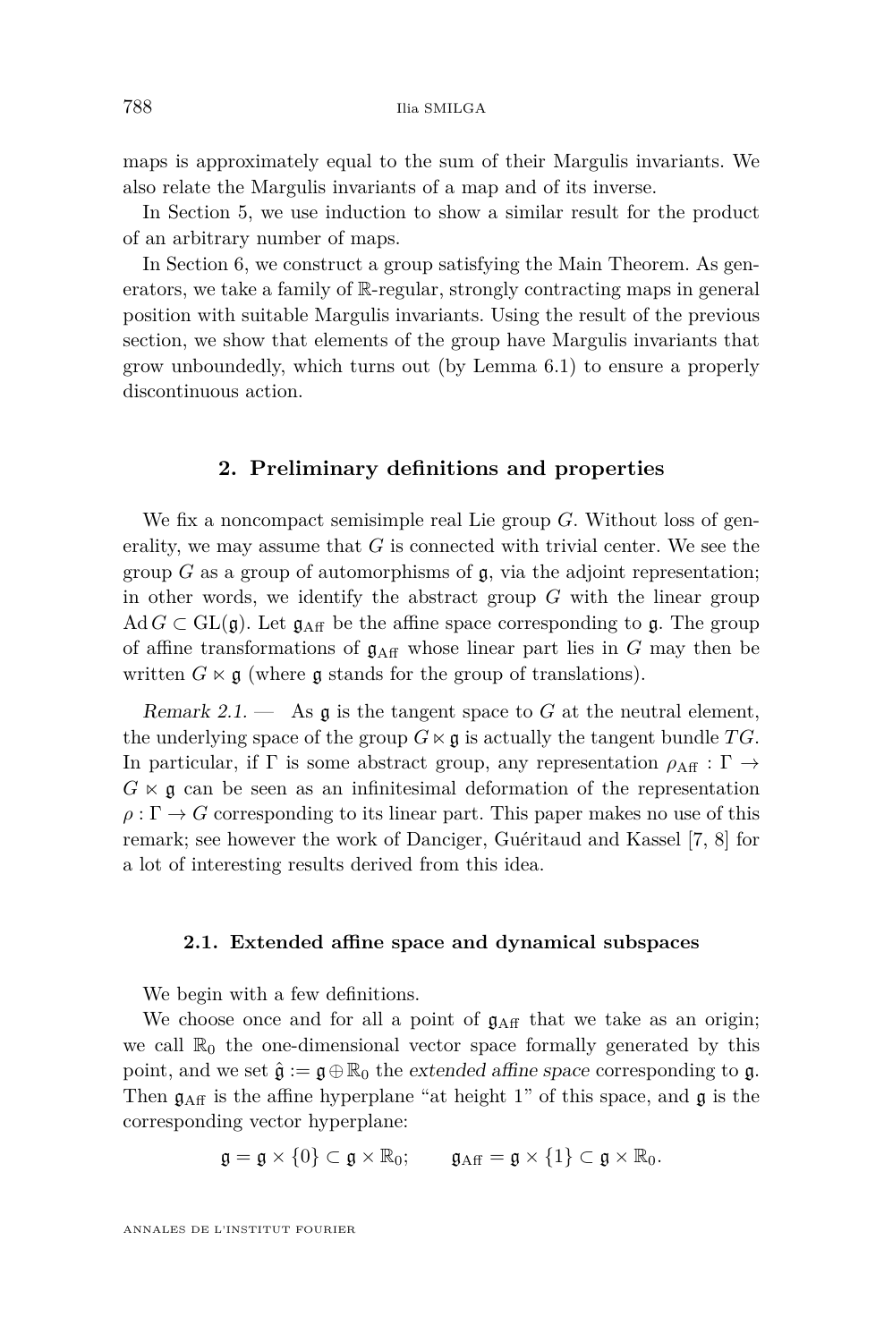maps is approximately equal to the sum of their Margulis invariants. We also relate the Margulis invariants of a map and of its inverse.

In Section 5, we use induction to show a similar result for the product of an arbitrary number of maps.

In Section 6, we construct a group satisfying the Main Theorem. As generators, we take a family of $\mathbb{R}$-regular, strongly contracting maps in general position with suitable Margulis invariants. Using the result of the previous section, we show that elements of the group have Margulis invariants that grow unboundedly, which turns out (by Lemma 6.1) to ensure a properly discontinuous action.

## 2. Preliminary definitions and properties

We fix a noncompact semisimple real Lie group $G$. Without loss of generality, we may assume that $G$ is connected with trivial center. We see the group $G$ as a group of automorphisms of $\mathfrak{g}$, via the adjoint representation; in other words, we identify the abstract group $G$ with the linear group $\operatorname{Ad} G \subset \operatorname{GL}(\mathfrak{g})$. Let $\mathfrak{g}_{\mathrm{Aff}}$ be the affine space corresponding to $\mathfrak{g}$. The group of affine transformations of $\mathfrak{g}_{\mathrm{Aff}}$ whose linear part lies in $G$ may then be written $G \ltimes \mathfrak{g}$ (where $\mathfrak{g}$ stands for the group of translations).

*Remark 2.1.* — As $\mathfrak{g}$ is the tangent space to $G$ at the neutral element, the underlying space of the group $G \ltimes \mathfrak{g}$ is actually the tangent bundle $TG$. In particular, if $\Gamma$ is some abstract group, any representation $\rho_{\mathrm{Aff}} : \Gamma \to G \ltimes \mathfrak{g}$ can be seen as an infinitesimal deformation of the representation $\rho : \Gamma \to G$ corresponding to its linear part. This paper makes no use of this remark; see however the work of Danciger, Guéritaud and Kassel [7, 8] for a lot of interesting results derived from this idea.

### 2.1. Extended affine space and dynamical subspaces

We begin with a few definitions.

We choose once and for all a point of $\mathfrak{g}_{\mathrm{Aff}}$ that we take as an origin; we call $\mathbb{R}_0$ the one-dimensional vector space formally generated by this point, and we set $\hat{\mathfrak{g}} := \mathfrak{g} \oplus \mathbb{R}_0$ the *extended affine space* corresponding to $\mathfrak{g}$. Then $\mathfrak{g}_{\mathrm{Aff}}$ is the affine hyperplane "at height 1" of this space, and $\mathfrak{g}$ is the corresponding vector hyperplane:

$$\mathfrak{g} = \mathfrak{g} \times \{0\} \subset \mathfrak{g} \times \mathbb{R}_0; \qquad \mathfrak{g}_{\mathrm{Aff}} = \mathfrak{g} \times \{1\} \subset \mathfrak{g} \times \mathbb{R}_0.$$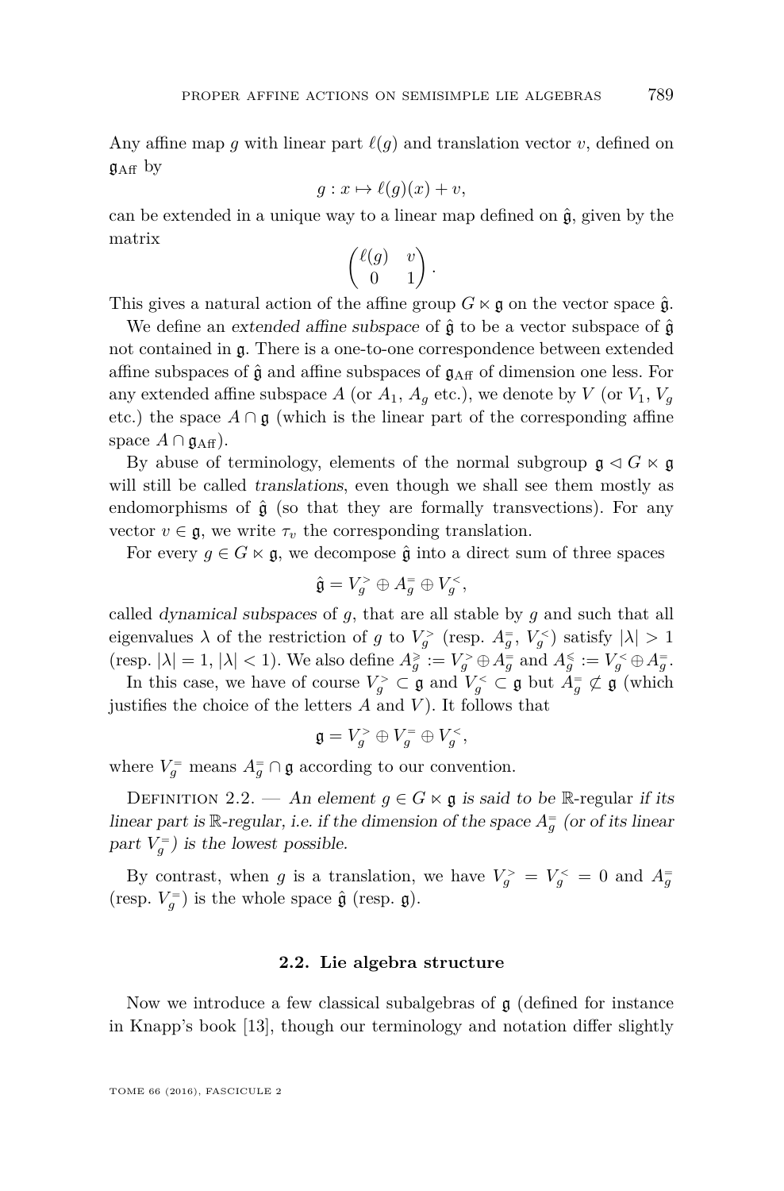Any affine map $g$ with linear part $\ell(g)$ and translation vector $v$, defined on $\mathfrak{g}_{\mathrm{Aff}}$ by

$$g : x \mapsto \ell(g)(x) + v,$$

can be extended in a unique way to a linear map defined on $\hat{\mathfrak{g}}$, given by the matrix

$$\begin{pmatrix} \ell(g) & v \\ 0 & 1 \end{pmatrix}.$$

This gives a natural action of the affine group $G \ltimes \mathfrak{g}$ on the vector space $\hat{\mathfrak{g}}$.

We define an *extended affine subspace* of $\hat{\mathfrak{g}}$ to be a vector subspace of $\hat{\mathfrak{g}}$ not contained in $\mathfrak{g}$. There is a one-to-one correspondence between extended affine subspaces of $\hat{\mathfrak{g}}$ and affine subspaces of $\mathfrak{g}_{\mathrm{Aff}}$ of dimension one less. For any extended affine subspace $A$ (or $A_1$, $A_g$ etc.), we denote by $V$ (or $V_1$, $V_g$ etc.) the space $A \cap \mathfrak{g}$ (which is the linear part of the corresponding affine space $A \cap \mathfrak{g}_{\mathrm{Aff}}$).

By abuse of terminology, elements of the normal subgroup $\mathfrak{g} \lhd G \ltimes \mathfrak{g}$ will still be called *translations*, even though we shall see them mostly as endomorphisms of $\hat{\mathfrak{g}}$ (so that they are formally transvections). For any vector $v \in \mathfrak{g}$, we write $\tau_v$ the corresponding translation.

For every $g \in G \ltimes \mathfrak{g}$, we decompose $\hat{\mathfrak{g}}$ into a direct sum of three spaces

$$\hat{\mathfrak{g}} = V_g^{>} \oplus A_g^{=} \oplus V_g^{<},$$

called *dynamical subspaces* of $g$, that are all stable by $g$ and such that all eigenvalues $\lambda$ of the restriction of $g$ to $V_g^{>}$ (resp. $A_g^{=}$, $V_g^{<}$) satisfy $|\lambda| > 1$ (resp. $|\lambda| = 1$, $|\lambda| < 1$). We also define $A_g^{\geqslant} := V_g^{>} \oplus A_g^{=}$ and $A_g^{\leqslant} := V_g^{<} \oplus A_g^{=}$.

In this case, we have of course $V_g^{>} \subset \mathfrak{g}$ and $V_g^{<} \subset \mathfrak{g}$ but $A_g^{=} \not\subset \mathfrak{g}$ (which justifies the choice of the letters $A$ and $V$). It follows that

$$\mathfrak{g} = V_g^{>} \oplus V_g^{=} \oplus V_g^{<},$$

where $V_g^{=}$ means $A_g^{=} \cap \mathfrak{g}$ according to our convention.

Definition 2.2. — *An element $g \in G \ltimes \mathfrak{g}$ is said to be* $\mathbb{R}$-regular *if its linear part is $\mathbb{R}$-regular, i.e. if the dimension of the space $A_g^{=}$ (or of its linear part $V_g^{=}$) is the lowest possible.*

By contrast, when $g$ is a translation, we have $V_g^{>} = V_g^{<} = 0$ and $A_g^{=}$ (resp. $V_g^{=}$) is the whole space $\hat{\mathfrak{g}}$ (resp. $\mathfrak{g}$).

### 2.2. Lie algebra structure

Now we introduce a few classical subalgebras of $\mathfrak{g}$ (defined for instance in Knapp's book [13], though our terminology and notation differ slightly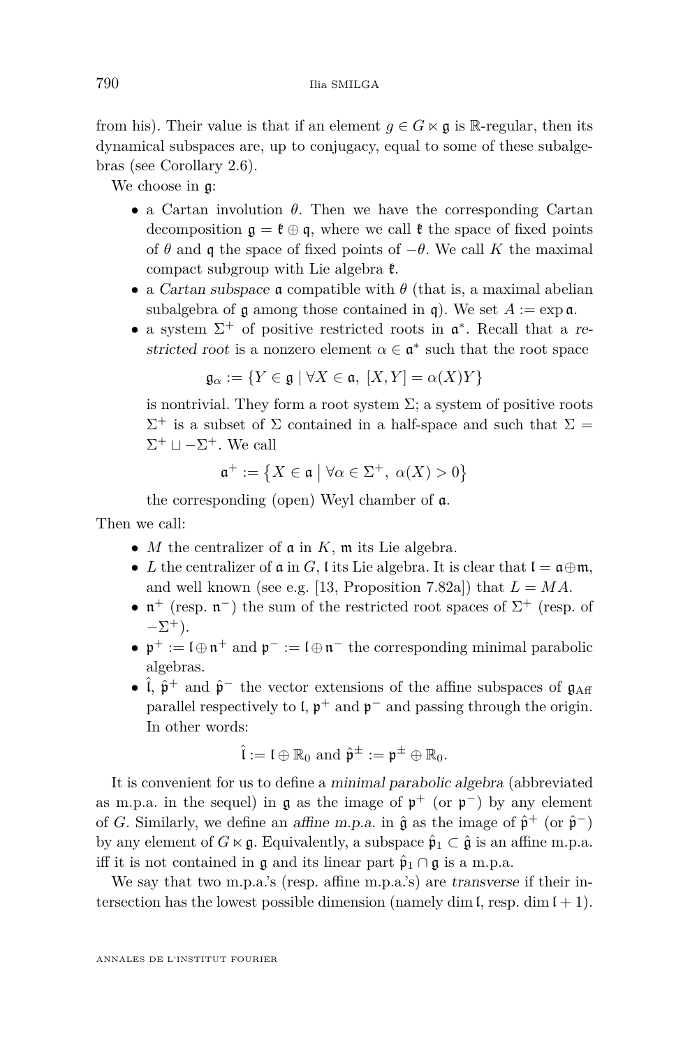from his). Their value is that if an element $g \in G \ltimes \mathfrak{g}$ is $\mathbb{R}$-regular, then its dynamical subspaces are, up to conjugacy, equal to some of these subalgebras (see Corollary 2.6).

We choose in $\mathfrak{g}$:

- a Cartan involution $\theta$. Then we have the corresponding Cartan decomposition $\mathfrak{g} = \mathfrak{k} \oplus \mathfrak{q}$, where we call $\mathfrak{k}$ the space of fixed points of $\theta$ and $\mathfrak{q}$ the space of fixed points of $-\theta$. We call $K$ the maximal compact subgroup with Lie algebra $\mathfrak{k}$.
- a *Cartan subspace* $\mathfrak{a}$ compatible with $\theta$ (that is, a maximal abelian subalgebra of $\mathfrak{g}$ among those contained in $\mathfrak{q}$). We set $A := \exp \mathfrak{a}$.
- a system $\Sigma^+$ of positive restricted roots in $\mathfrak{a}^*$. Recall that a *restricted root* is a nonzero element $\alpha \in \mathfrak{a}^*$ such that the root space

$$\mathfrak{g}_\alpha := \{Y \in \mathfrak{g} \mid \forall X \in \mathfrak{a},\ [X, Y] = \alpha(X)Y\}$$

is nontrivial. They form a root system $\Sigma$; a system of positive roots $\Sigma^+$ is a subset of $\Sigma$ contained in a half-space and such that $\Sigma = \Sigma^+ \sqcup -\Sigma^+$. We call

$$\mathfrak{a}^+ := \left\{X \in \mathfrak{a} \;\middle|\; \forall \alpha \in \Sigma^+,\ \alpha(X) > 0\right\}$$

the corresponding (open) Weyl chamber of $\mathfrak{a}$.

Then we call:

- $M$ the centralizer of $\mathfrak{a}$ in $K$, $\mathfrak{m}$ its Lie algebra.
- $L$ the centralizer of $\mathfrak{a}$ in $G$, $\mathfrak{l}$ its Lie algebra. It is clear that $\mathfrak{l} = \mathfrak{a} \oplus \mathfrak{m}$, and well known (see e.g. [13, Proposition 7.82a]) that $L = MA$.
- $\mathfrak{n}^+$ (resp. $\mathfrak{n}^-$) the sum of the restricted root spaces of $\Sigma^+$ (resp. of $-\Sigma^+$).
- $\mathfrak{p}^+ := \mathfrak{l} \oplus \mathfrak{n}^+$ and $\mathfrak{p}^- := \mathfrak{l} \oplus \mathfrak{n}^-$ the corresponding minimal parabolic algebras.
- $\hat{\mathfrak{l}}$, $\hat{\mathfrak{p}}^+$ and $\hat{\mathfrak{p}}^-$ the vector extensions of the affine subspaces of $\mathfrak{g}_{\mathrm{Aff}}$ parallel respectively to $\mathfrak{l}$, $\mathfrak{p}^+$ and $\mathfrak{p}^-$ and passing through the origin. In other words:

$$\hat{\mathfrak{l}} := \mathfrak{l} \oplus \mathbb{R}_0 \text{ and } \hat{\mathfrak{p}}^\pm := \mathfrak{p}^\pm \oplus \mathbb{R}_0.$$

It is convenient for us to define a *minimal parabolic algebra* (abbreviated as m.p.a. in the sequel) in $\mathfrak{g}$ as the image of $\mathfrak{p}^+$ (or $\mathfrak{p}^-$) by any element of $G$. Similarly, we define an *affine m.p.a.* in $\hat{\mathfrak{g}}$ as the image of $\hat{\mathfrak{p}}^+$ (or $\hat{\mathfrak{p}}^-$) by any element of $G \ltimes \mathfrak{g}$. Equivalently, a subspace $\hat{\mathfrak{p}}_1 \subset \hat{\mathfrak{g}}$ is an affine m.p.a. iff it is not contained in $\mathfrak{g}$ and its linear part $\hat{\mathfrak{p}}_1 \cap \mathfrak{g}$ is a m.p.a.

We say that two m.p.a.'s (resp. affine m.p.a.'s) are *transverse* if their intersection has the lowest possible dimension (namely $\dim \mathfrak{l}$, resp. $\dim \mathfrak{l} + 1$).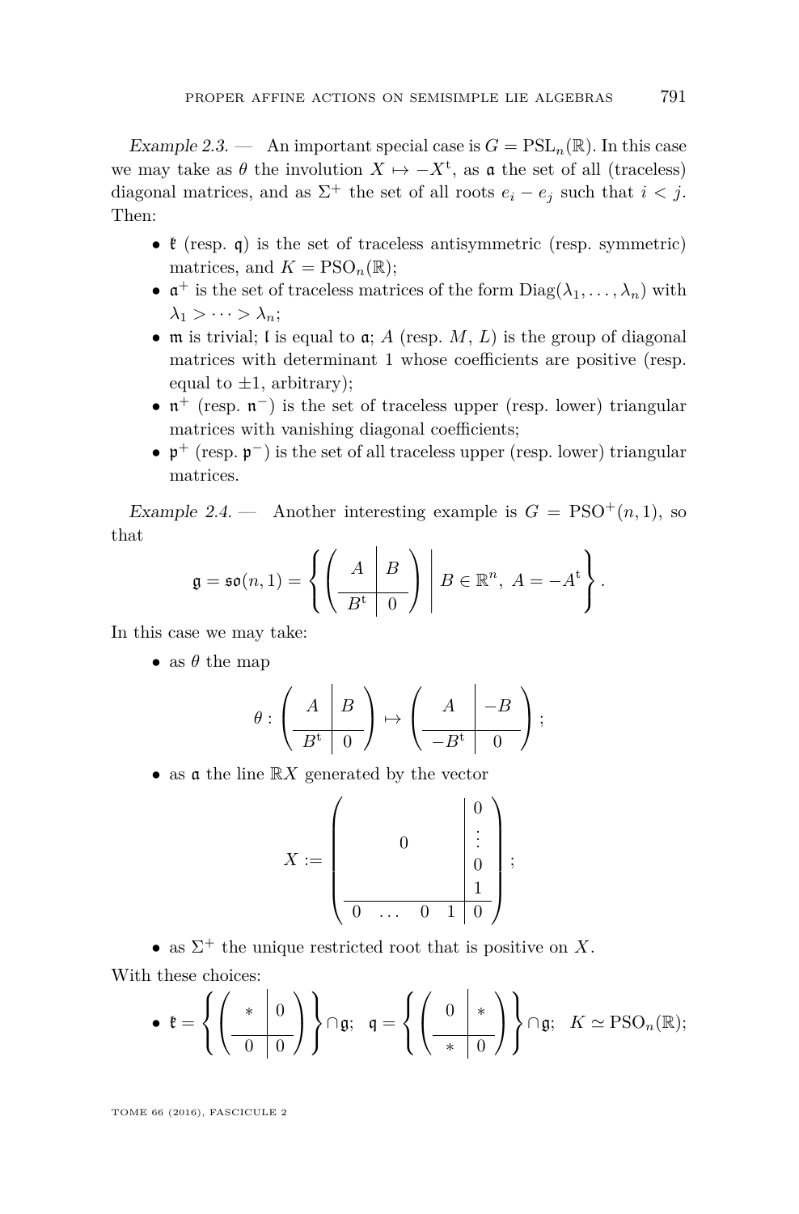*Example 2.3.* — An important special case is $G = \mathrm{PSL}_n(\mathbb{R})$. In this case we may take as $\theta$ the involution $X \mapsto -X^{\mathrm{t}}$, as $\mathfrak{a}$ the set of all (traceless) diagonal matrices, and as $\Sigma^+$ the set of all roots $e_i - e_j$ such that $i < j$. Then:

- $\mathfrak{k}$ (resp. $\mathfrak{q}$) is the set of traceless antisymmetric (resp. symmetric) matrices, and $K = \mathrm{PSO}_n(\mathbb{R})$;
- $\mathfrak{a}^+$ is the set of traceless matrices of the form $\mathrm{Diag}(\lambda_1, \ldots, \lambda_n)$ with $\lambda_1 > \cdots > \lambda_n$;
- $\mathfrak{m}$ is trivial; $\mathfrak{l}$ is equal to $\mathfrak{a}$; $A$ (resp. $M$, $L$) is the group of diagonal matrices with determinant 1 whose coefficients are positive (resp. equal to $\pm 1$, arbitrary);
- $\mathfrak{n}^+$ (resp. $\mathfrak{n}^-$) is the set of traceless upper (resp. lower) triangular matrices with vanishing diagonal coefficients;
- $\mathfrak{p}^+$ (resp. $\mathfrak{p}^-$) is the set of all traceless upper (resp. lower) triangular matrices.

*Example 2.4.* — Another interesting example is $G = \mathrm{PSO}^+(n,1)$, so that

$$\mathfrak{g} = \mathfrak{so}(n,1) = \left\{ \left( \begin{array}{c|c} A & B \\ \hline B^{\mathrm{t}} & 0 \end{array} \right) \;\middle|\; B \in \mathbb{R}^n,\ A = -A^{\mathrm{t}} \right\}.$$

In this case we may take:

- as $\theta$ the map
$$\theta : \left( \begin{array}{c|c} A & B \\ \hline B^{\mathrm{t}} & 0 \end{array} \right) \mapsto \left( \begin{array}{c|c} A & -B \\ \hline -B^{\mathrm{t}} & 0 \end{array} \right);$$
- as $\mathfrak{a}$ the line $\mathbb{R}X$ generated by the vector
$$X := \left( \begin{array}{cccc|c} & & & & 0 \\ & & 0 & & \vdots \\ & & & & 0 \\ & & & & 1 \\ \hline 0 & \ldots & 0 & 1 & 0 \end{array} \right);$$
- as $\Sigma^+$ the unique restricted root that is positive on $X$.

With these choices:

- $\mathfrak{k} = \left\{ \left( \begin{array}{c|c} * & 0 \\ \hline 0 & 0 \end{array} \right) \right\} \cap \mathfrak{g};\quad \mathfrak{q} = \left\{ \left( \begin{array}{c|c} 0 & * \\ \hline * & 0 \end{array} \right) \right\} \cap \mathfrak{g};\quad K \simeq \mathrm{PSO}_n(\mathbb{R});$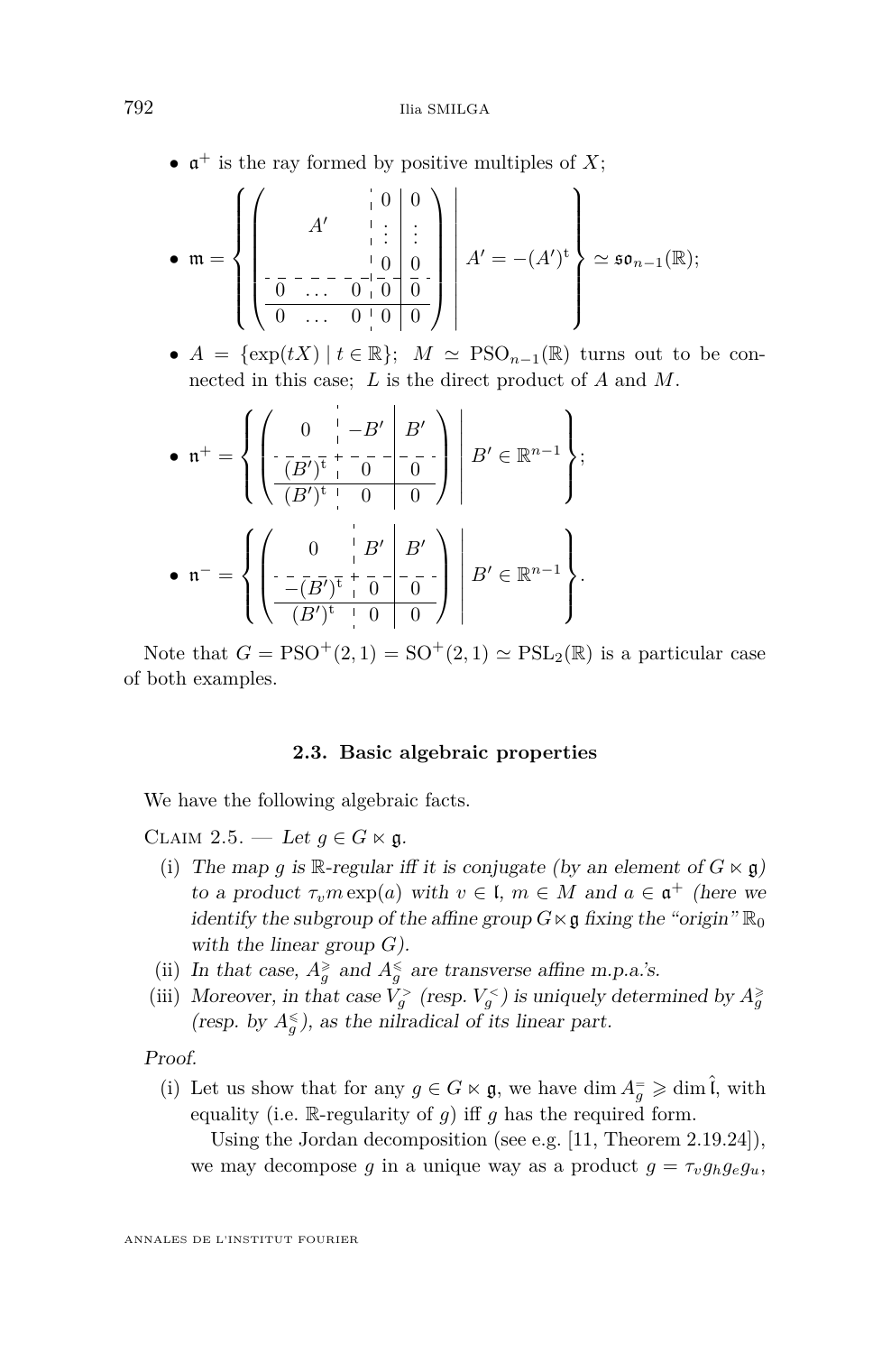- $\mathfrak{a}^+$ is the ray formed by positive multiples of $X$;

- $$\mathfrak{m} = \left\{ \left( \begin{array}{ccc:c|c} & & & 0 & 0 \\ & A' & & \vdots & \vdots \\ & & & 0 & 0 \\ \hdashline 0 & \dots & 0 & 0 & 0 \\ \hline 0 & \dots & 0 & 0 & 0 \end{array} \right) \;\middle|\; A' = -(A')^{\mathrm{t}} \right\} \simeq \mathfrak{so}_{n-1}(\mathbb{R});$$

- $A = \{\exp(tX) \mid t \in \mathbb{R}\}$; $M \simeq \mathrm{PSO}_{n-1}(\mathbb{R})$ turns out to be connected in this case; $L$ is the direct product of $A$ and $M$.

- $$\mathfrak{n}^+ = \left\{ \left( \begin{array}{c:c|c} 0 & -B' & B' \\ \hdashline (B')^{\mathrm{t}} & 0 & 0 \\ \hline (B')^{\mathrm{t}} & 0 & 0 \end{array} \right) \;\middle|\; B' \in \mathbb{R}^{n-1} \right\};$$

- $$\mathfrak{n}^- = \left\{ \left( \begin{array}{c:c|c} 0 & B' & B' \\ \hdashline -(B')^{\mathrm{t}} & 0 & 0 \\ \hline (B')^{\mathrm{t}} & 0 & 0 \end{array} \right) \;\middle|\; B' \in \mathbb{R}^{n-1} \right\}.$$

Note that $G = \mathrm{PSO}^+(2,1) = \mathrm{SO}^+(2,1) \simeq \mathrm{PSL}_2(\mathbb{R})$ is a particular case of both examples.

### 2.3. Basic algebraic properties

We have the following algebraic facts.

Claim 2.5. — *Let $g \in G \ltimes \mathfrak{g}$.*

(i) *The map $g$ is $\mathbb{R}$-regular iff it is conjugate (by an element of $G \ltimes \mathfrak{g}$) to a product $\tau_v m \exp(a)$ with $v \in \mathfrak{l}$, $m \in M$ and $a \in \mathfrak{a}^+$ (here we identify the subgroup of the affine group $G \ltimes \mathfrak{g}$ fixing the "origin" $\mathbb{R}_0$ with the linear group $G$).*

(ii) *In that case, $A_g^{\geqslant}$ and $A_g^{\leqslant}$ are transverse affine m.p.a.'s.*

(iii) *Moreover, in that case $V_g^{>}$ (resp. $V_g^{<}$) is uniquely determined by $A_g^{\geqslant}$ (resp. by $A_g^{\leqslant}$), as the nilradical of its linear part.*

*Proof.*

(i) Let us show that for any $g \in G \ltimes \mathfrak{g}$, we have $\dim A_g^{=} \geqslant \dim \hat{\mathfrak{l}}$, with equality (i.e. $\mathbb{R}$-regularity of $g$) iff $g$ has the required form.

Using the Jordan decomposition (see e.g. [11, Theorem 2.19.24]), we may decompose $g$ in a unique way as a product $g = \tau_v g_h g_e g_u$,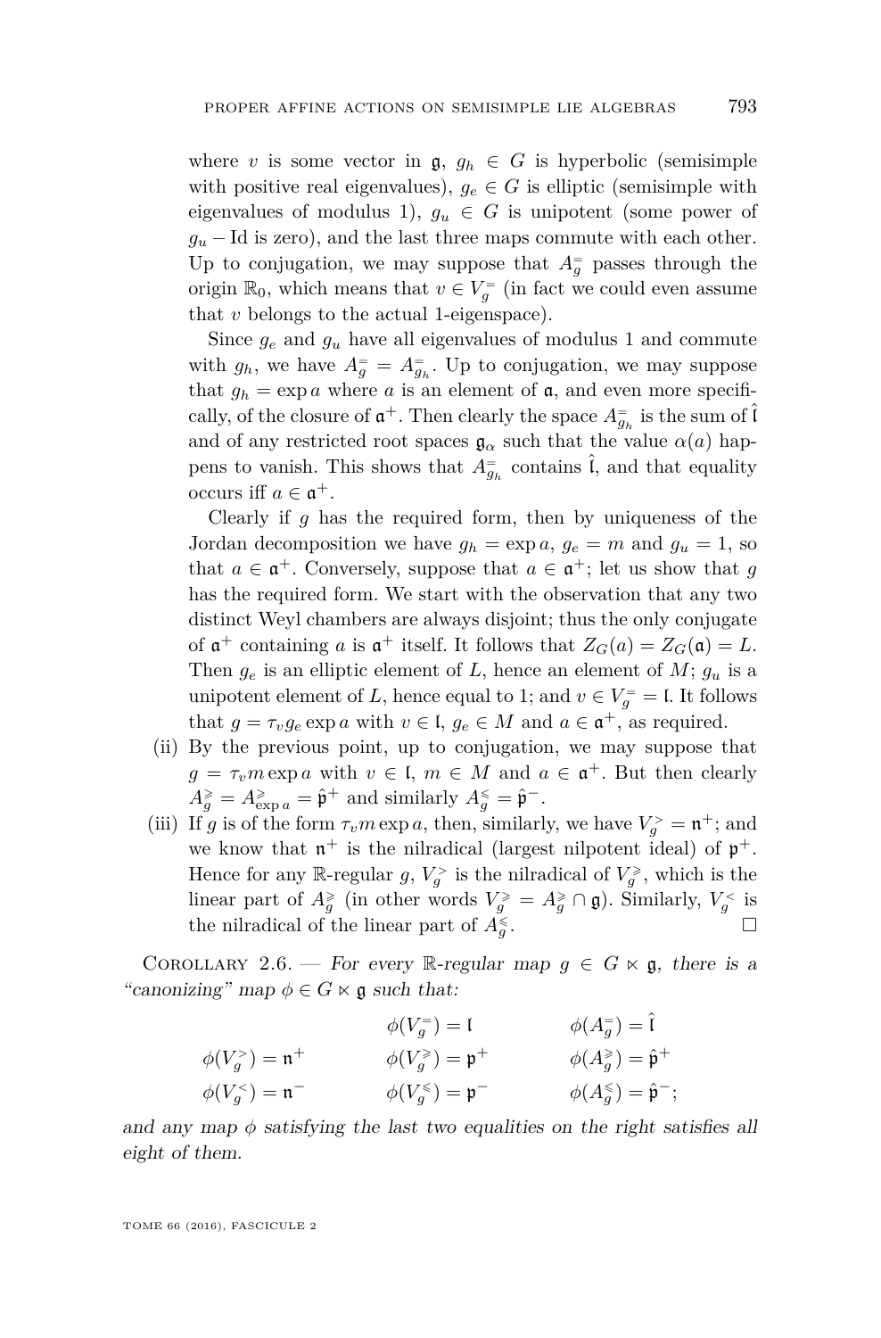where $v$ is some vector in $\mathfrak{g}$, $g_h \in G$ is hyperbolic (semisimple with positive real eigenvalues), $g_e \in G$ is elliptic (semisimple with eigenvalues of modulus 1), $g_u \in G$ is unipotent (some power of $g_u - \mathrm{Id}$ is zero), and the last three maps commute with each other. Up to conjugation, we may suppose that $A_g^=$ passes through the origin $\mathbb{R}_0$, which means that $v \in V_g^=$ (in fact we could even assume that $v$ belongs to the actual 1-eigenspace).

Since $g_e$ and $g_u$ have all eigenvalues of modulus 1 and commute with $g_h$, we have $A_g^= = A_{g_h}^=$. Up to conjugation, we may suppose that $g_h = \exp a$ where $a$ is an element of $\mathfrak{a}$, and even more specifically, of the closure of $\mathfrak{a}^+$. Then clearly the space $A_{g_h}^=$ is the sum of $\hat{\mathfrak{l}}$ and of any restricted root spaces $\mathfrak{g}_\alpha$ such that the value $\alpha(a)$ happens to vanish. This shows that $A_{g_h}^=$ contains $\hat{\mathfrak{l}}$, and that equality occurs iff $a \in \mathfrak{a}^+$.

Clearly if $g$ has the required form, then by uniqueness of the Jordan decomposition we have $g_h = \exp a$, $g_e = m$ and $g_u = 1$, so that $a \in \mathfrak{a}^+$. Conversely, suppose that $a \in \mathfrak{a}^+$; let us show that $g$ has the required form. We start with the observation that any two distinct Weyl chambers are always disjoint; thus the only conjugate of $\mathfrak{a}^+$ containing $a$ is $\mathfrak{a}^+$ itself. It follows that $Z_G(a) = Z_G(\mathfrak{a}) = L$. Then $g_e$ is an elliptic element of $L$, hence an element of $M$; $g_u$ is a unipotent element of $L$, hence equal to 1; and $v \in V_g^= = \mathfrak{l}$. It follows that $g = \tau_v g_e \exp a$ with $v \in \mathfrak{l}$, $g_e \in M$ and $a \in \mathfrak{a}^+$, as required.

(ii) By the previous point, up to conjugation, we may suppose that $g = \tau_v m \exp a$ with $v \in \mathfrak{l}$, $m \in M$ and $a \in \mathfrak{a}^+$. But then clearly $A_g^{\geqslant} = A_{\exp a}^{\geqslant} = \hat{\mathfrak{p}}^+$ and similarly $A_g^{\leqslant} = \hat{\mathfrak{p}}^-$.

(iii) If $g$ is of the form $\tau_v m \exp a$, then, similarly, we have $V_g^> = \mathfrak{n}^+$; and we know that $\mathfrak{n}^+$ is the nilradical (largest nilpotent ideal) of $\mathfrak{p}^+$. Hence for any $\mathbb{R}$-regular $g$, $V_g^>$ is the nilradical of $V_g^{\geqslant}$, which is the linear part of $A_g^{\geqslant}$ (in other words $V_g^{\geqslant} = A_g^{\geqslant} \cap \mathfrak{g}$). Similarly, $V_g^<$ is the nilradical of the linear part of $A_g^{\leqslant}$. □

Corollary 2.6. — *For every $\mathbb{R}$-regular map $g \in G \ltimes \mathfrak{g}$, there is a "canonizing" map $\phi \in G \ltimes \mathfrak{g}$ such that:*

$$\begin{array}{ccc} & \phi(V_g^=) = \mathfrak{l} & \phi(A_g^=) = \hat{\mathfrak{l}} \\ \phi(V_g^>) = \mathfrak{n}^+ & \phi(V_g^{\geqslant}) = \mathfrak{p}^+ & \phi(A_g^{\geqslant}) = \hat{\mathfrak{p}}^+ \\ \phi(V_g^<) = \mathfrak{n}^- & \phi(V_g^{\leqslant}) = \mathfrak{p}^- & \phi(A_g^{\leqslant}) = \hat{\mathfrak{p}}^-; \end{array}$$

*and any map $\phi$ satisfying the last two equalities on the right satisfies all eight of them.*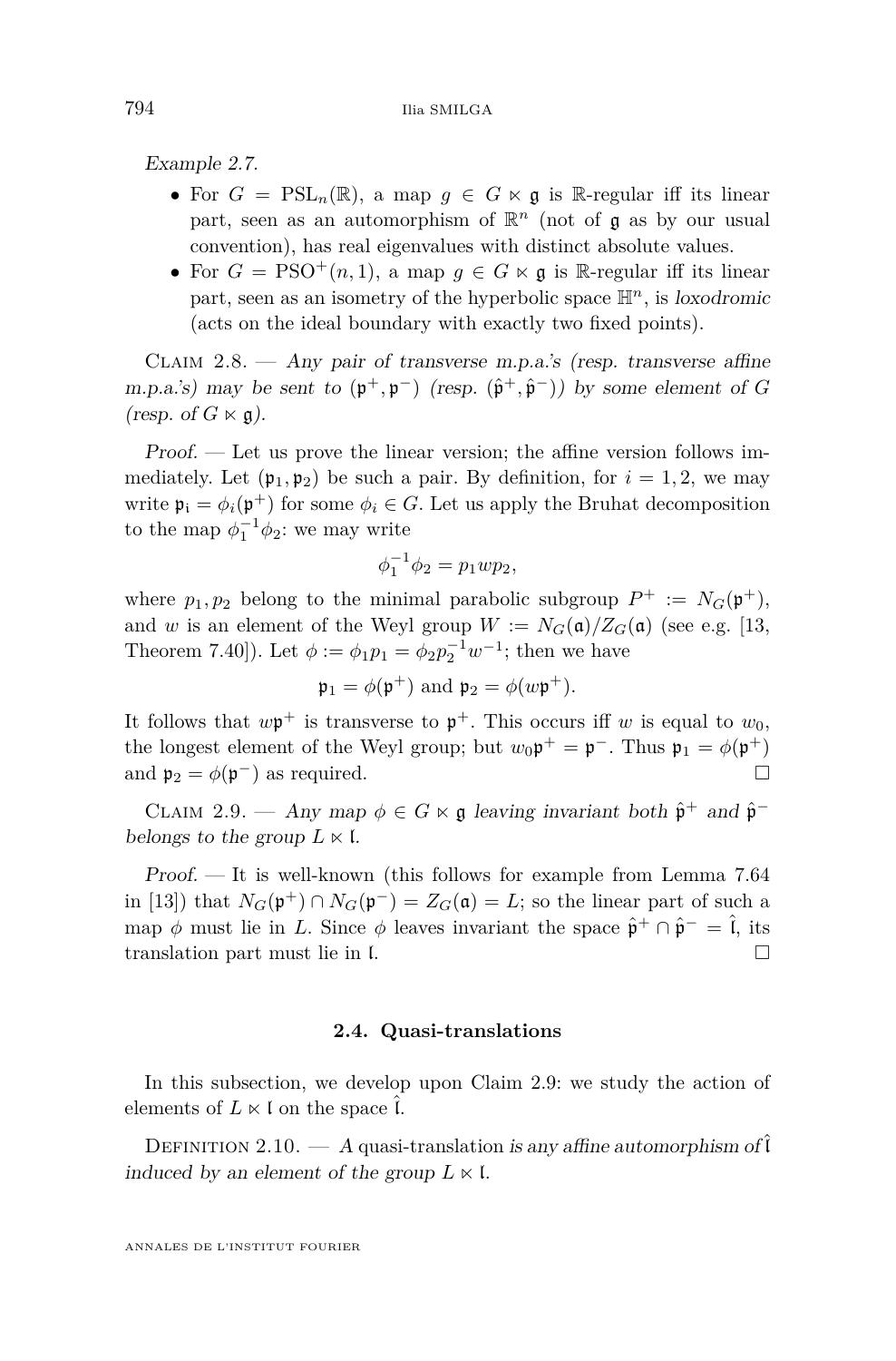*Example 2.7.*

- For $G = \mathrm{PSL}_n(\mathbb{R})$, a map $g \in G \ltimes \mathfrak{g}$ is $\mathbb{R}$-regular iff its linear part, seen as an automorphism of $\mathbb{R}^n$ (not of $\mathfrak{g}$ as by our usual convention), has real eigenvalues with distinct absolute values.
- For $G = \mathrm{PSO}^+(n, 1)$, a map $g \in G \ltimes \mathfrak{g}$ is $\mathbb{R}$-regular iff its linear part, seen as an isometry of the hyperbolic space $\mathbb{H}^n$, is *loxodromic* (acts on the ideal boundary with exactly two fixed points).

Claim 2.8. — *Any pair of transverse m.p.a.'s (resp. transverse affine m.p.a.'s) may be sent to $(\mathfrak{p}^+, \mathfrak{p}^-)$ (resp. $(\hat{\mathfrak{p}}^+, \hat{\mathfrak{p}}^-)$) by some element of $G$ (resp. of $G \ltimes \mathfrak{g}$).*

*Proof.* — Let us prove the linear version; the affine version follows immediately. Let $(\mathfrak{p}_1, \mathfrak{p}_2)$ be such a pair. By definition, for $i = 1, 2$, we may write $\mathfrak{p}_i = \phi_i(\mathfrak{p}^+)$ for some $\phi_i \in G$. Let us apply the Bruhat decomposition to the map $\phi_1^{-1}\phi_2$: we may write

$$\phi_1^{-1}\phi_2 = p_1 w p_2,$$

where $p_1, p_2$ belong to the minimal parabolic subgroup $P^+ := N_G(\mathfrak{p}^+)$, and $w$ is an element of the Weyl group $W := N_G(\mathfrak{a})/Z_G(\mathfrak{a})$ (see e.g. [13, Theorem 7.40]). Let $\phi := \phi_1 p_1 = \phi_2 p_2^{-1} w^{-1}$; then we have

$$\mathfrak{p}_1 = \phi(\mathfrak{p}^+) \text{ and } \mathfrak{p}_2 = \phi(w\mathfrak{p}^+).$$

It follows that $w\mathfrak{p}^+$ is transverse to $\mathfrak{p}^+$. This occurs iff $w$ is equal to $w_0$, the longest element of the Weyl group; but $w_0\mathfrak{p}^+ = \mathfrak{p}^-$. Thus $\mathfrak{p}_1 = \phi(\mathfrak{p}^+)$ and $\mathfrak{p}_2 = \phi(\mathfrak{p}^-)$ as required. □

Claim 2.9. — *Any map $\phi \in G \ltimes \mathfrak{g}$ leaving invariant both $\hat{\mathfrak{p}}^+$ and $\hat{\mathfrak{p}}^-$ belongs to the group $L \ltimes \mathfrak{l}$.*

*Proof.* — It is well-known (this follows for example from Lemma 7.64 in [13]) that $N_G(\mathfrak{p}^+) \cap N_G(\mathfrak{p}^-) = Z_G(\mathfrak{a}) = L$; so the linear part of such a map $\phi$ must lie in $L$. Since $\phi$ leaves invariant the space $\hat{\mathfrak{p}}^+ \cap \hat{\mathfrak{p}}^- = \hat{\mathfrak{l}}$, its translation part must lie in $\mathfrak{l}$. □

### 2.4. Quasi-translations

In this subsection, we develop upon Claim 2.9: we study the action of elements of $L \ltimes \mathfrak{l}$ on the space $\hat{\mathfrak{l}}$.

Definition 2.10. — *A* quasi-translation *is any affine automorphism of $\hat{\mathfrak{l}}$ induced by an element of the group $L \ltimes \mathfrak{l}$.*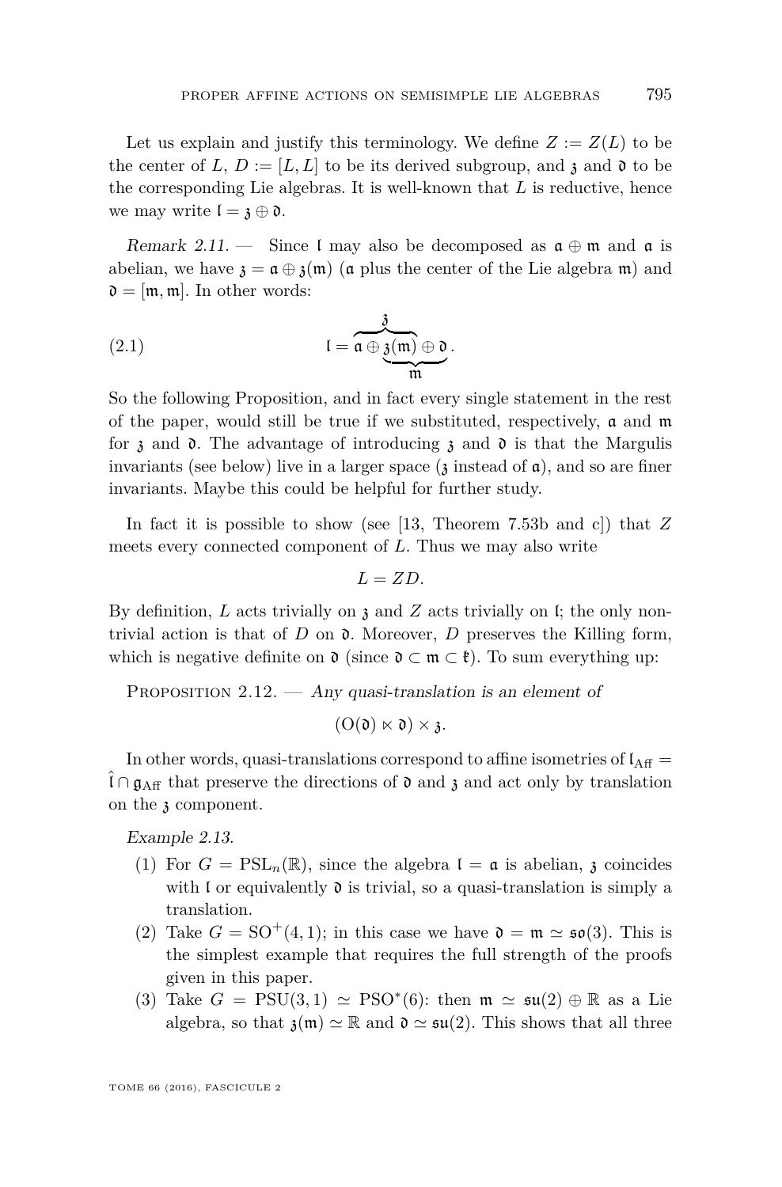Let us explain and justify this terminology. We define $Z := Z(L)$ to be the center of $L$, $D := [L, L]$ to be its derived subgroup, and $\mathfrak{z}$ and $\mathfrak{d}$ to be the corresponding Lie algebras. It is well-known that $L$ is reductive, hence we may write $\mathfrak{l} = \mathfrak{z} \oplus \mathfrak{d}$.

*Remark 2.11.* — Since $\mathfrak{l}$ may also be decomposed as $\mathfrak{a} \oplus \mathfrak{m}$ and $\mathfrak{a}$ is abelian, we have $\mathfrak{z} = \mathfrak{a} \oplus \mathfrak{z}(\mathfrak{m})$ ($\mathfrak{a}$ plus the center of the Lie algebra $\mathfrak{m}$) and $\mathfrak{d} = [\mathfrak{m}, \mathfrak{m}]$. In other words:

$$\mathfrak{l} = \overbrace{\mathfrak{a} \oplus \underbrace{\mathfrak{z}(\mathfrak{m})}_{}}^{\mathfrak{z}}\underbrace{\oplus\, \mathfrak{d}}_{\mathfrak{m}}. \tag{2.1}$$

So the following Proposition, and in fact every single statement in the rest of the paper, would still be true if we substituted, respectively, $\mathfrak{a}$ and $\mathfrak{m}$ for $\mathfrak{z}$ and $\mathfrak{d}$. The advantage of introducing $\mathfrak{z}$ and $\mathfrak{d}$ is that the Margulis invariants (see below) live in a larger space ($\mathfrak{z}$ instead of $\mathfrak{a}$), and so are finer invariants. Maybe this could be helpful for further study.

In fact it is possible to show (see [13, Theorem 7.53b and c]) that $Z$ meets every connected component of $L$. Thus we may also write

$$L = ZD.$$

By definition, $L$ acts trivially on $\mathfrak{z}$ and $Z$ acts trivially on $\mathfrak{l}$; the only non-trivial action is that of $D$ on $\mathfrak{d}$. Moreover, $D$ preserves the Killing form, which is negative definite on $\mathfrak{d}$ (since $\mathfrak{d} \subset \mathfrak{m} \subset \mathfrak{k}$). To sum everything up:

Proposition 2.12. — *Any quasi-translation is an element of*

$$(\mathrm{O}(\mathfrak{d}) \ltimes \mathfrak{d}) \times \mathfrak{z}.$$

In other words, quasi-translations correspond to affine isometries of $\mathfrak{l}_{\mathrm{Aff}} = \hat{\mathfrak{l}} \cap \mathfrak{g}_{\mathrm{Aff}}$ that preserve the directions of $\mathfrak{d}$ and $\mathfrak{z}$ and act only by translation on the $\mathfrak{z}$ component.

*Example 2.13.*

1. For $G = \mathrm{PSL}_n(\mathbb{R})$, since the algebra $\mathfrak{l} = \mathfrak{a}$ is abelian, $\mathfrak{z}$ coincides with $\mathfrak{l}$ or equivalently $\mathfrak{d}$ is trivial, so a quasi-translation is simply a translation.
2. Take $G = \mathrm{SO}^+(4,1)$; in this case we have $\mathfrak{d} = \mathfrak{m} \simeq \mathfrak{so}(3)$. This is the simplest example that requires the full strength of the proofs given in this paper.
3. Take $G = \mathrm{PSU}(3,1) \simeq \mathrm{PSO}^*(6)$: then $\mathfrak{m} \simeq \mathfrak{su}(2) \oplus \mathbb{R}$ as a Lie algebra, so that $\mathfrak{z}(\mathfrak{m}) \simeq \mathbb{R}$ and $\mathfrak{d} \simeq \mathfrak{su}(2)$. This shows that all three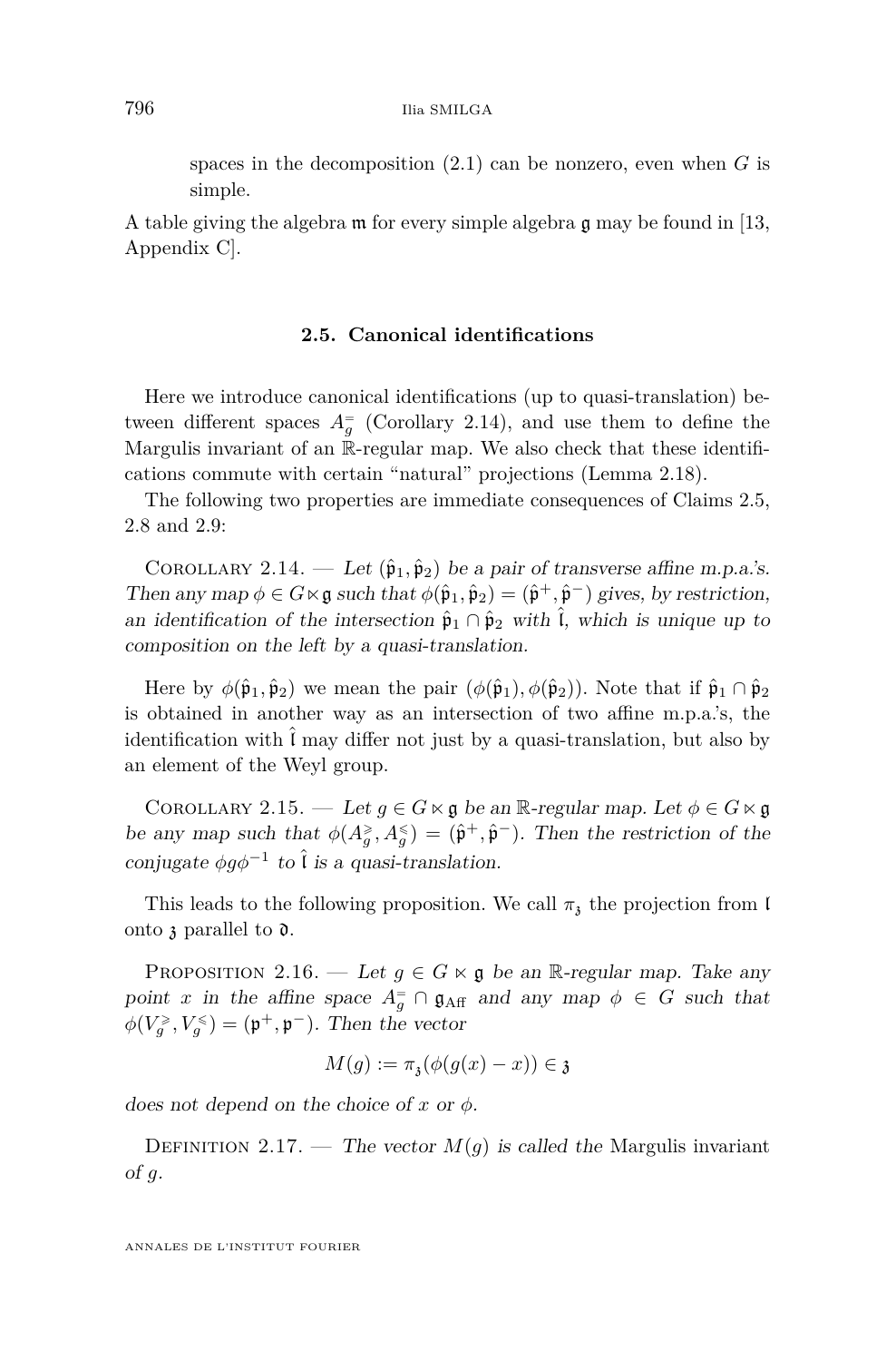spaces in the decomposition (2.1) can be nonzero, even when $G$ is simple.

A table giving the algebra $\mathfrak{m}$ for every simple algebra $\mathfrak{g}$ may be found in [13, Appendix C].

### 2.5. Canonical identifications

Here we introduce canonical identifications (up to quasi-translation) between different spaces $A_g^=$ (Corollary 2.14), and use them to define the Margulis invariant of an $\mathbb{R}$-regular map. We also check that these identifications commute with certain "natural" projections (Lemma 2.18).

The following two properties are immediate consequences of Claims 2.5, 2.8 and 2.9:

Corollary 2.14. — *Let $(\hat{\mathfrak{p}}_1, \hat{\mathfrak{p}}_2)$ be a pair of transverse affine m.p.a.'s. Then any map $\phi \in G \ltimes \mathfrak{g}$ such that $\phi(\hat{\mathfrak{p}}_1, \hat{\mathfrak{p}}_2) = (\hat{\mathfrak{p}}^+, \hat{\mathfrak{p}}^-)$ gives, by restriction, an identification of the intersection $\hat{\mathfrak{p}}_1 \cap \hat{\mathfrak{p}}_2$ with $\hat{\mathfrak{l}}$, which is unique up to composition on the left by a quasi-translation.*

Here by $\phi(\hat{\mathfrak{p}}_1, \hat{\mathfrak{p}}_2)$ we mean the pair $(\phi(\hat{\mathfrak{p}}_1), \phi(\hat{\mathfrak{p}}_2))$. Note that if $\hat{\mathfrak{p}}_1 \cap \hat{\mathfrak{p}}_2$ is obtained in another way as an intersection of two affine m.p.a.'s, the identification with $\hat{\mathfrak{l}}$ may differ not just by a quasi-translation, but also by an element of the Weyl group.

Corollary 2.15. — *Let $g \in G \ltimes \mathfrak{g}$ be an $\mathbb{R}$-regular map. Let $\phi \in G \ltimes \mathfrak{g}$ be any map such that $\phi(A_g^{\geqslant}, A_g^{\leqslant}) = (\hat{\mathfrak{p}}^+, \hat{\mathfrak{p}}^-)$. Then the restriction of the conjugate $\phi g \phi^{-1}$ to $\hat{\mathfrak{l}}$ is a quasi-translation.*

This leads to the following proposition. We call $\pi_{\mathfrak{z}}$ the projection from $\mathfrak{l}$ onto $\mathfrak{z}$ parallel to $\mathfrak{d}$.

Proposition 2.16. — *Let $g \in G \ltimes \mathfrak{g}$ be an $\mathbb{R}$-regular map. Take any point $x$ in the affine space $A_g^= \cap \mathfrak{g}_{\mathrm{Aff}}$ and any map $\phi \in G$ such that $\phi(V_g^{\geqslant}, V_g^{\leqslant}) = (\mathfrak{p}^+, \mathfrak{p}^-)$. Then the vector*

$$M(g) := \pi_{\mathfrak{z}}(\phi(g(x) - x)) \in \mathfrak{z}$$

*does not depend on the choice of $x$ or $\phi$.*

Definition 2.17. — *The vector $M(g)$ is called the* Margulis invariant *of $g$.*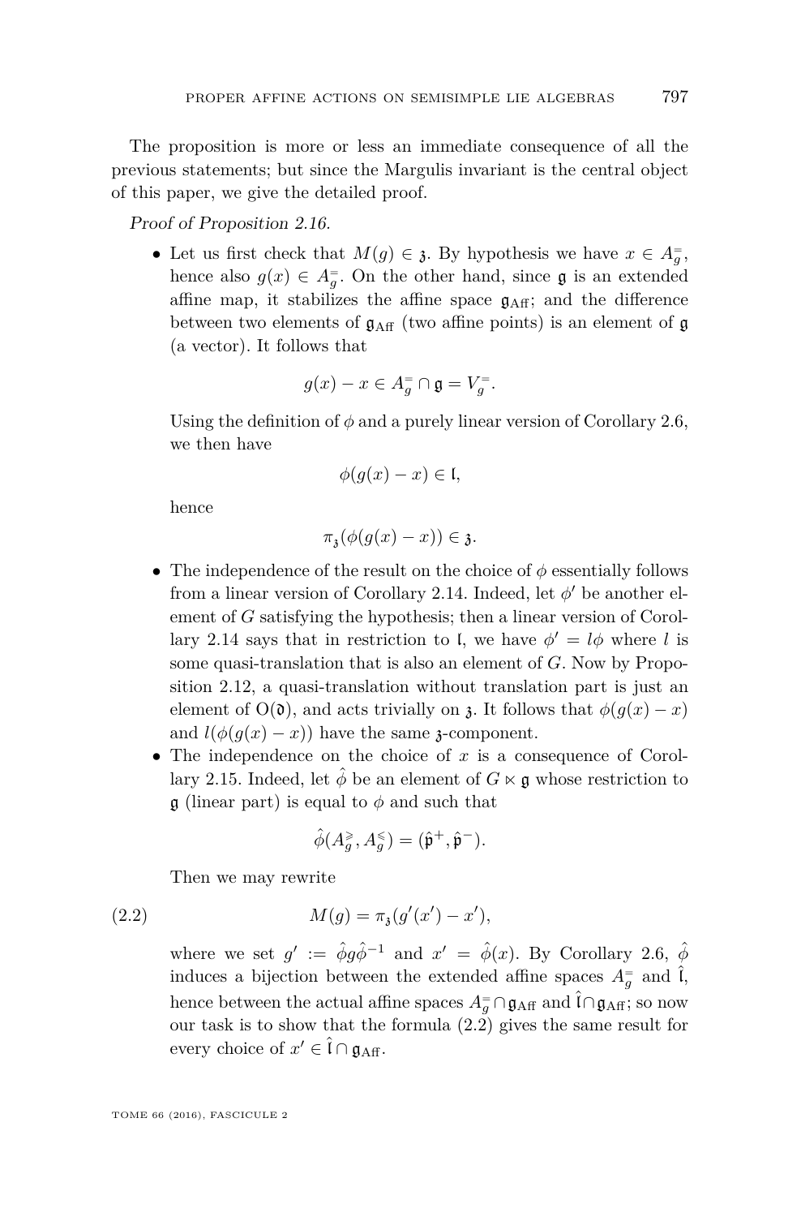The proposition is more or less an immediate consequence of all the previous statements; but since the Margulis invariant is the central object of this paper, we give the detailed proof.

*Proof of Proposition 2.16.*

- Let us first check that $M(g) \in \mathfrak{z}$. By hypothesis we have $x \in A^{=}_{g}$, hence also $g(x) \in A^{=}_{g}$. On the other hand, since $\mathfrak{g}$ is an extended affine map, it stabilizes the affine space $\mathfrak{g}_{\mathrm{Aff}}$; and the difference between two elements of $\mathfrak{g}_{\mathrm{Aff}}$ (two affine points) is an element of $\mathfrak{g}$ (a vector). It follows that

$$g(x) - x \in A^{=}_{g} \cap \mathfrak{g} = V^{=}_{g}.$$

  Using the definition of $\phi$ and a purely linear version of Corollary 2.6, we then have

$$\phi(g(x) - x) \in \mathfrak{l},$$

  hence

$$\pi_{\mathfrak{z}}(\phi(g(x) - x)) \in \mathfrak{z}.$$

- The independence of the result on the choice of $\phi$ essentially follows from a linear version of Corollary 2.14. Indeed, let $\phi'$ be another element of $G$ satisfying the hypothesis; then a linear version of Corollary 2.14 says that in restriction to $\mathfrak{l}$, we have $\phi' = l\phi$ where $l$ is some quasi-translation that is also an element of $G$. Now by Proposition 2.12, a quasi-translation without translation part is just an element of $\mathrm{O}(\mathfrak{d})$, and acts trivially on $\mathfrak{z}$. It follows that $\phi(g(x) - x)$ and $l(\phi(g(x) - x))$ have the same $\mathfrak{z}$-component.
- The independence on the choice of $x$ is a consequence of Corollary 2.15. Indeed, let $\hat{\phi}$ be an element of $G \ltimes \mathfrak{g}$ whose restriction to $\mathfrak{g}$ (linear part) is equal to $\phi$ and such that

$$\hat{\phi}(A^{\geqslant}_{g}, A^{\leqslant}_{g}) = (\hat{\mathfrak{p}}^{+}, \hat{\mathfrak{p}}^{-}).$$

  Then we may rewrite

$$M(g) = \pi_{\mathfrak{z}}(g'(x') - x'), \tag{2.2}$$

  where we set $g' := \hat{\phi} g \hat{\phi}^{-1}$ and $x' = \hat{\phi}(x)$. By Corollary 2.6, $\hat{\phi}$ induces a bijection between the extended affine spaces $A^{=}_{g}$ and $\hat{\mathfrak{l}}$, hence between the actual affine spaces $A^{=}_{g} \cap \mathfrak{g}_{\mathrm{Aff}}$ and $\hat{\mathfrak{l}} \cap \mathfrak{g}_{\mathrm{Aff}}$; so now our task is to show that the formula (2.2) gives the same result for every choice of $x' \in \hat{\mathfrak{l}} \cap \mathfrak{g}_{\mathrm{Aff}}$.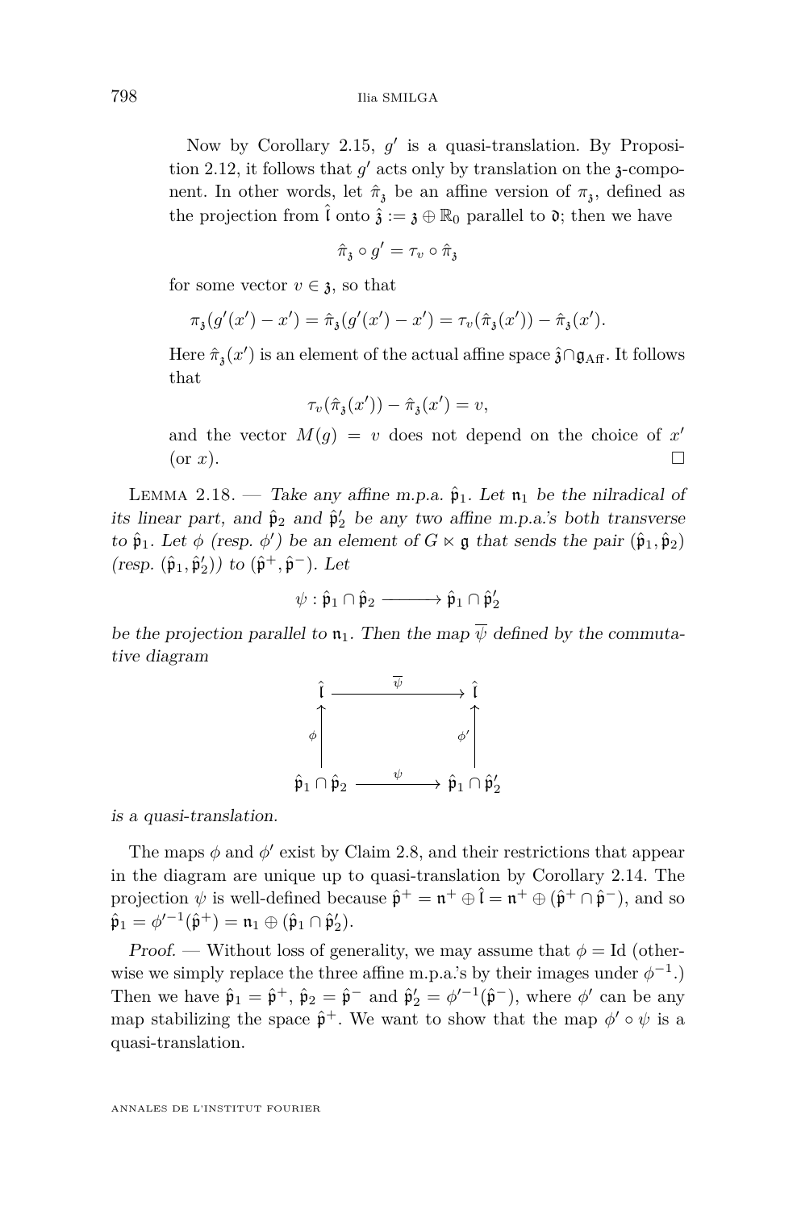Now by Corollary 2.15, $g'$ is a quasi-translation. By Proposition 2.12, it follows that $g'$ acts only by translation on the $\mathfrak{z}$-component. In other words, let $\hat{\pi}_{\mathfrak{z}}$ be an affine version of $\pi_{\mathfrak{z}}$, defined as the projection from $\hat{\mathfrak{l}}$ onto $\hat{\mathfrak{z}} := \mathfrak{z} \oplus \mathbb{R}_0$ parallel to $\mathfrak{d}$; then we have

$$\hat{\pi}_{\mathfrak{z}} \circ g' = \tau_v \circ \hat{\pi}_{\mathfrak{z}}$$

for some vector $v \in \mathfrak{z}$, so that

$$\pi_{\mathfrak{z}}(g'(x') - x') = \hat{\pi}_{\mathfrak{z}}(g'(x') - x') = \tau_v(\hat{\pi}_{\mathfrak{z}}(x')) - \hat{\pi}_{\mathfrak{z}}(x').$$

Here $\hat{\pi}_{\mathfrak{z}}(x')$ is an element of the actual affine space $\hat{\mathfrak{z}} \cap \mathfrak{g}_{\mathrm{Aff}}$. It follows that

$$\tau_v(\hat{\pi}_{\mathfrak{z}}(x')) - \hat{\pi}_{\mathfrak{z}}(x') = v,$$

and the vector $M(g) = v$ does not depend on the choice of $x'$ (or $x$). $\square$

**Lemma 2.18.** — *Take any affine m.p.a. $\hat{\mathfrak{p}}_1$. Let $\mathfrak{n}_1$ be the nilradical of its linear part, and $\hat{\mathfrak{p}}_2$ and $\hat{\mathfrak{p}}'_2$ be any two affine m.p.a.'s both transverse to $\hat{\mathfrak{p}}_1$. Let $\phi$ (resp. $\phi'$) be an element of $G \ltimes \mathfrak{g}$ that sends the pair $(\hat{\mathfrak{p}}_1, \hat{\mathfrak{p}}_2)$ (resp. $(\hat{\mathfrak{p}}_1, \hat{\mathfrak{p}}'_2)$) to $(\hat{\mathfrak{p}}^+, \hat{\mathfrak{p}}^-)$. Let*

$$\psi : \hat{\mathfrak{p}}_1 \cap \hat{\mathfrak{p}}_2 \longrightarrow \hat{\mathfrak{p}}_1 \cap \hat{\mathfrak{p}}'_2$$

*be the projection parallel to $\mathfrak{n}_1$. Then the map $\overline{\psi}$ defined by the commutative diagram*

$$\begin{array}{ccc} \hat{\mathfrak{l}} & \xrightarrow{\ \overline{\psi}\ } & \hat{\mathfrak{l}} \\ \uparrow{\scriptstyle \phi} & & \uparrow{\scriptstyle \phi'} \\ \hat{\mathfrak{p}}_1 \cap \hat{\mathfrak{p}}_2 & \xrightarrow{\ \psi\ } & \hat{\mathfrak{p}}_1 \cap \hat{\mathfrak{p}}'_2 \end{array}$$

*is a quasi-translation.*

The maps $\phi$ and $\phi'$ exist by Claim 2.8, and their restrictions that appear in the diagram are unique up to quasi-translation by Corollary 2.14. The projection $\psi$ is well-defined because $\hat{\mathfrak{p}}^+ = \mathfrak{n}^+ \oplus \hat{\mathfrak{l}} = \mathfrak{n}^+ \oplus (\hat{\mathfrak{p}}^+ \cap \hat{\mathfrak{p}}^-)$, and so $\hat{\mathfrak{p}}_1 = \phi'^{-1}(\hat{\mathfrak{p}}^+) = \mathfrak{n}_1 \oplus (\hat{\mathfrak{p}}_1 \cap \hat{\mathfrak{p}}'_2)$.

*Proof.* — Without loss of generality, we may assume that $\phi = \mathrm{Id}$ (otherwise we simply replace the three affine m.p.a.'s by their images under $\phi^{-1}$.) Then we have $\hat{\mathfrak{p}}_1 = \hat{\mathfrak{p}}^+$, $\hat{\mathfrak{p}}_2 = \hat{\mathfrak{p}}^-$ and $\hat{\mathfrak{p}}'_2 = \phi'^{-1}(\hat{\mathfrak{p}}^-)$, where $\phi'$ can be any map stabilizing the space $\hat{\mathfrak{p}}^+$. We want to show that the map $\phi' \circ \psi$ is a quasi-translation.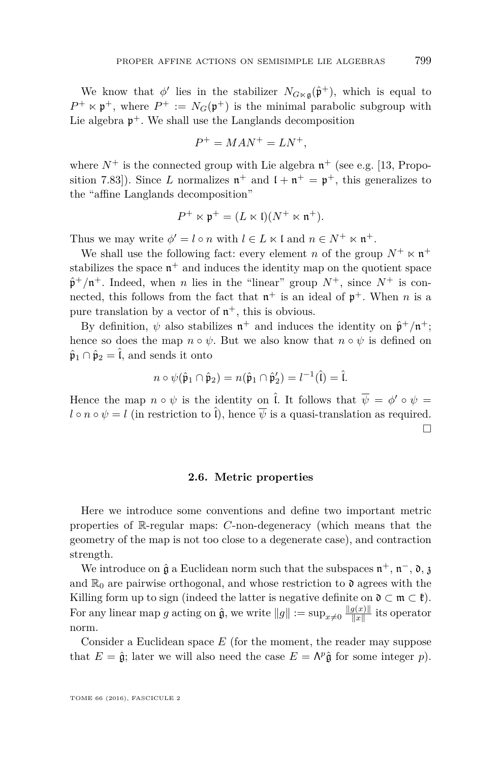We know that $\phi'$ lies in the stabilizer $N_{G \ltimes \mathfrak{g}}(\hat{\mathfrak{p}}^+)$, which is equal to $P^+ \ltimes \mathfrak{p}^+$, where $P^+ := N_G(\mathfrak{p}^+)$ is the minimal parabolic subgroup with Lie algebra $\mathfrak{p}^+$. We shall use the Langlands decomposition

$$P^+ = MAN^+ = LN^+,$$

where $N^+$ is the connected group with Lie algebra $\mathfrak{n}^+$ (see e.g. [13, Proposition 7.83]). Since $L$ normalizes $\mathfrak{n}^+$ and $\mathfrak{l} + \mathfrak{n}^+ = \mathfrak{p}^+$, this generalizes to the "affine Langlands decomposition"

$$P^+ \ltimes \mathfrak{p}^+ = (L \ltimes \mathfrak{l})(N^+ \ltimes \mathfrak{n}^+).$$

Thus we may write $\phi' = l \circ n$ with $l \in L \ltimes \mathfrak{l}$ and $n \in N^+ \ltimes \mathfrak{n}^+$.

We shall use the following fact: every element $n$ of the group $N^+ \ltimes \mathfrak{n}^+$ stabilizes the space $\mathfrak{n}^+$ and induces the identity map on the quotient space $\hat{\mathfrak{p}}^+/\mathfrak{n}^+$. Indeed, when $n$ lies in the "linear" group $N^+$, since $N^+$ is connected, this follows from the fact that $\mathfrak{n}^+$ is an ideal of $\mathfrak{p}^+$. When $n$ is a pure translation by a vector of $\mathfrak{n}^+$, this is obvious.

By definition, $\psi$ also stabilizes $\mathfrak{n}^+$ and induces the identity on $\hat{\mathfrak{p}}^+/\mathfrak{n}^+$; hence so does the map $n \circ \psi$. But we also know that $n \circ \psi$ is defined on $\hat{\mathfrak{p}}_1 \cap \hat{\mathfrak{p}}_2 = \hat{\mathfrak{l}}$, and sends it onto

$$n \circ \psi(\hat{\mathfrak{p}}_1 \cap \hat{\mathfrak{p}}_2) = n(\hat{\mathfrak{p}}_1 \cap \hat{\mathfrak{p}}_2') = l^{-1}(\hat{\mathfrak{l}}) = \hat{\mathfrak{l}}.$$

Hence the map $n \circ \psi$ is the identity on $\hat{\mathfrak{l}}$. It follows that $\overline{\psi} = \phi' \circ \psi = l \circ n \circ \psi = l$ (in restriction to $\hat{\mathfrak{l}}$), hence $\overline{\psi}$ is a quasi-translation as required. □

## 2.6. Metric properties

Here we introduce some conventions and define two important metric properties of $\mathbb{R}$-regular maps: $C$-non-degeneracy (which means that the geometry of the map is not too close to a degenerate case), and contraction strength.

We introduce on $\hat{\mathfrak{g}}$ a Euclidean norm such that the subspaces $\mathfrak{n}^+$, $\mathfrak{n}^-$, $\mathfrak{d}$, $\mathfrak{z}$ and $\mathbb{R}_0$ are pairwise orthogonal, and whose restriction to $\mathfrak{d}$ agrees with the Killing form up to sign (indeed the latter is negative definite on $\mathfrak{d} \subset \mathfrak{m} \subset \mathfrak{k}$). For any linear map $g$ acting on $\hat{\mathfrak{g}}$, we write $\|g\| := \sup_{x \neq 0} \frac{\|g(x)\|}{\|x\|}$ its operator norm.

Consider a Euclidean space $E$ (for the moment, the reader may suppose that $E = \hat{\mathfrak{g}}$; later we will also need the case $E = \Lambda^p \hat{\mathfrak{g}}$ for some integer $p$).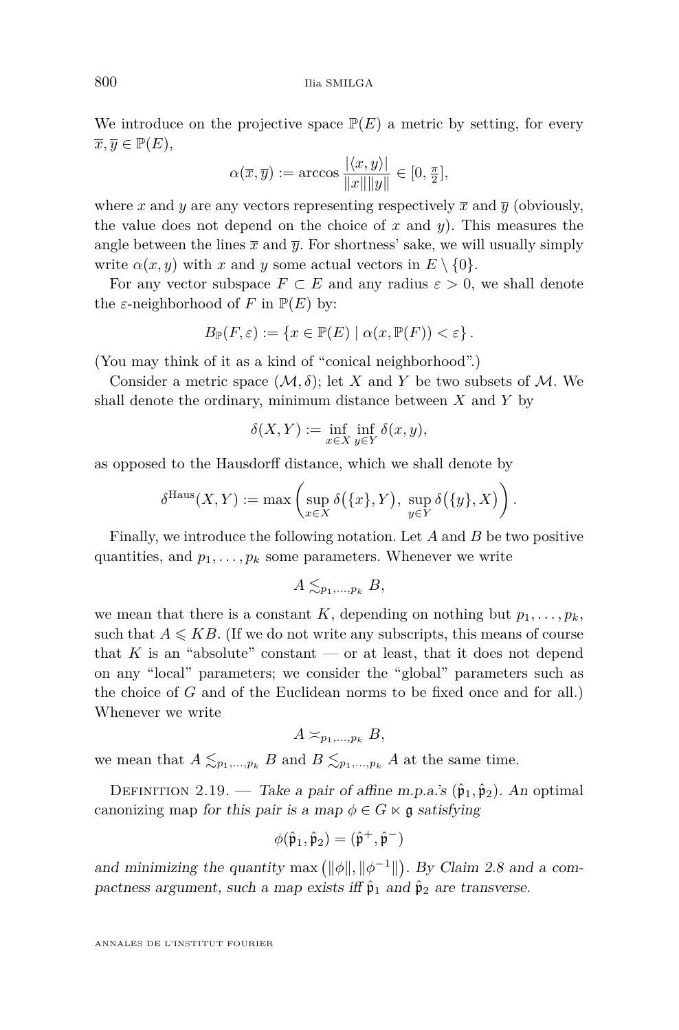We introduce on the projective space $\mathbb{P}(E)$ a metric by setting, for every $\overline{x}, \overline{y} \in \mathbb{P}(E)$,

$$\alpha(\overline{x}, \overline{y}) := \arccos \frac{|\langle x, y \rangle|}{\|x\| \|y\|} \in [0, \tfrac{\pi}{2}],$$

where $x$ and $y$ are any vectors representing respectively $\overline{x}$ and $\overline{y}$ (obviously, the value does not depend on the choice of $x$ and $y$). This measures the angle between the lines $\overline{x}$ and $\overline{y}$. For shortness' sake, we will usually simply write $\alpha(x, y)$ with $x$ and $y$ some actual vectors in $E \setminus \{0\}$.

For any vector subspace $F \subset E$ and any radius $\varepsilon > 0$, we shall denote the $\varepsilon$-neighborhood of $F$ in $\mathbb{P}(E)$ by:

$$B_{\mathbb{P}}(F, \varepsilon) := \{ x \in \mathbb{P}(E) \mid \alpha(x, \mathbb{P}(F)) < \varepsilon \}.$$

(You may think of it as a kind of "conical neighborhood".)

Consider a metric space $(\mathcal{M}, \delta)$; let $X$ and $Y$ be two subsets of $\mathcal{M}$. We shall denote the ordinary, minimum distance between $X$ and $Y$ by

$$\delta(X, Y) := \inf_{x \in X} \inf_{y \in Y} \delta(x, y),$$

as opposed to the Hausdorff distance, which we shall denote by

$$\delta^{\mathrm{Haus}}(X, Y) := \max \left( \sup_{x \in X} \delta(\{x\}, Y), \ \sup_{y \in Y} \delta(\{y\}, X) \right).$$

Finally, we introduce the following notation. Let $A$ and $B$ be two positive quantities, and $p_1, \ldots, p_k$ some parameters. Whenever we write

$$A \lesssim_{p_1, \ldots, p_k} B,$$

we mean that there is a constant $K$, depending on nothing but $p_1, \ldots, p_k$, such that $A \leqslant KB$. (If we do not write any subscripts, this means of course that $K$ is an "absolute" constant — or at least, that it does not depend on any "local" parameters; we consider the "global" parameters such as the choice of $G$ and of the Euclidean norms to be fixed once and for all.) Whenever we write

$$A \asymp_{p_1, \ldots, p_k} B,$$

we mean that $A \lesssim_{p_1, \ldots, p_k} B$ and $B \lesssim_{p_1, \ldots, p_k} A$ at the same time.

Definition 2.19. — *Take a pair of affine m.p.a.'s $(\hat{\mathfrak{p}}_1, \hat{\mathfrak{p}}_2)$. An* optimal canonizing map *for this pair is a map $\phi \in G \ltimes \mathfrak{g}$ satisfying*

$$\phi(\hat{\mathfrak{p}}_1, \hat{\mathfrak{p}}_2) = (\hat{\mathfrak{p}}^+, \hat{\mathfrak{p}}^-)$$

*and minimizing the quantity $\max\left(\|\phi\|, \|\phi^{-1}\|\right)$. By Claim 2.8 and a compactness argument, such a map exists iff $\hat{\mathfrak{p}}_1$ and $\hat{\mathfrak{p}}_2$ are transverse.*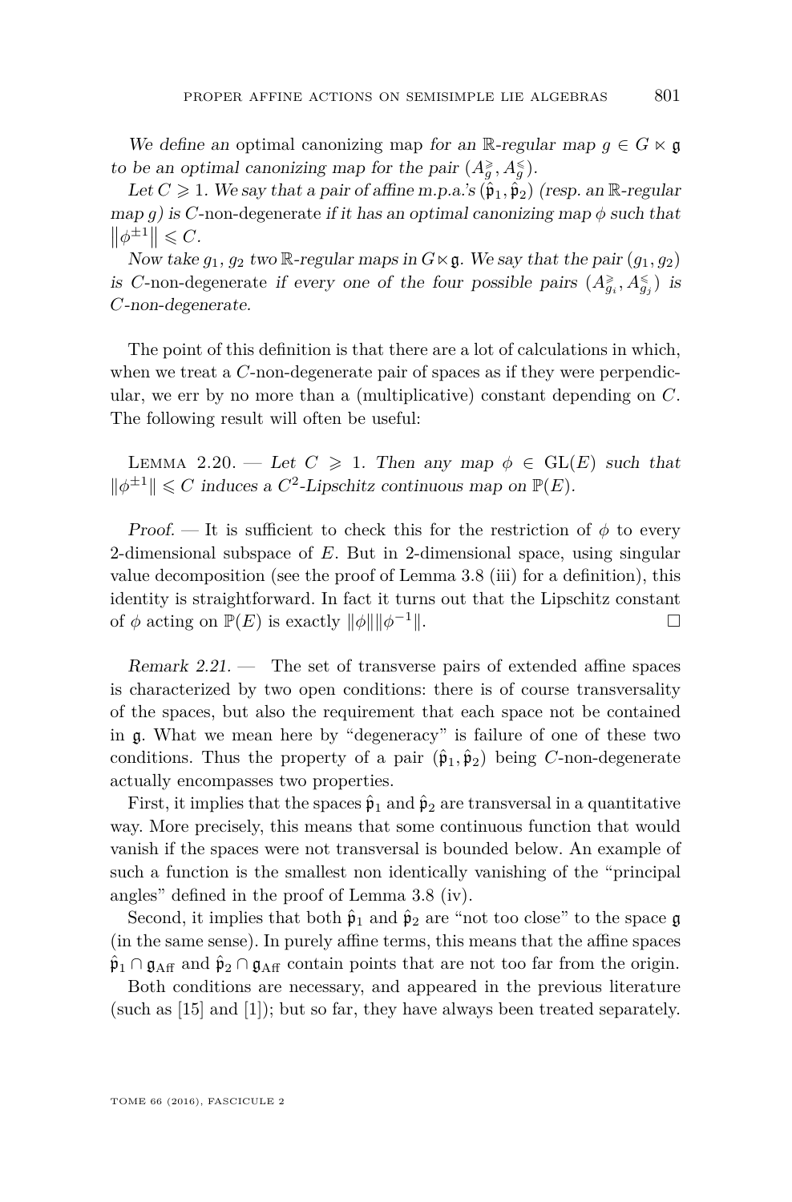*We define an* optimal canonizing map *for an $\mathbb{R}$-regular map $g \in G \ltimes \mathfrak{g}$ to be an optimal canonizing map for the pair $(A^{\geqslant}_g, A^{\leqslant}_g)$.*

*Let $C \geqslant 1$. We say that a pair of affine m.p.a.'s $(\hat{\mathfrak{p}}_1, \hat{\mathfrak{p}}_2)$ (resp. an $\mathbb{R}$-regular map $g$) is $C$-*non-degenerate *if it has an optimal canonizing map $\phi$ such that $\|\phi^{\pm 1}\| \leqslant C$.*

*Now take $g_1$, $g_2$ two $\mathbb{R}$-regular maps in $G \ltimes \mathfrak{g}$. We say that the pair $(g_1, g_2)$ is $C$-*non-degenerate *if every one of the four possible pairs $(A^{\geqslant}_{g_i}, A^{\leqslant}_{g_j})$ is $C$-non-degenerate.*

The point of this definition is that there are a lot of calculations in which, when we treat a $C$-non-degenerate pair of spaces as if they were perpendicular, we err by no more than a (multiplicative) constant depending on $C$. The following result will often be useful:

Lemma 2.20. — *Let $C \geqslant 1$. Then any map $\phi \in \mathrm{GL}(E)$ such that $\|\phi^{\pm 1}\| \leqslant C$ induces a $C^2$-Lipschitz continuous map on $\mathbb{P}(E)$.*

*Proof.* — It is sufficient to check this for the restriction of $\phi$ to every 2-dimensional subspace of $E$. But in 2-dimensional space, using singular value decomposition (see the proof of Lemma 3.8 (iii) for a definition), this identity is straightforward. In fact it turns out that the Lipschitz constant of $\phi$ acting on $\mathbb{P}(E)$ is exactly $\|\phi\|\|\phi^{-1}\|$. □

*Remark 2.21.* — The set of transverse pairs of extended affine spaces is characterized by two open conditions: there is of course transversality of the spaces, but also the requirement that each space not be contained in $\mathfrak{g}$. What we mean here by "degeneracy" is failure of one of these two conditions. Thus the property of a pair $(\hat{\mathfrak{p}}_1, \hat{\mathfrak{p}}_2)$ being $C$-non-degenerate actually encompasses two properties.

First, it implies that the spaces $\hat{\mathfrak{p}}_1$ and $\hat{\mathfrak{p}}_2$ are transversal in a quantitative way. More precisely, this means that some continuous function that would vanish if the spaces were not transversal is bounded below. An example of such a function is the smallest non identically vanishing of the "principal angles" defined in the proof of Lemma 3.8 (iv).

Second, it implies that both $\hat{\mathfrak{p}}_1$ and $\hat{\mathfrak{p}}_2$ are "not too close" to the space $\mathfrak{g}$ (in the same sense). In purely affine terms, this means that the affine spaces $\hat{\mathfrak{p}}_1 \cap \mathfrak{g}_{\mathrm{Aff}}$ and $\hat{\mathfrak{p}}_2 \cap \mathfrak{g}_{\mathrm{Aff}}$ contain points that are not too far from the origin.

Both conditions are necessary, and appeared in the previous literature (such as [15] and [1]); but so far, they have always been treated separately.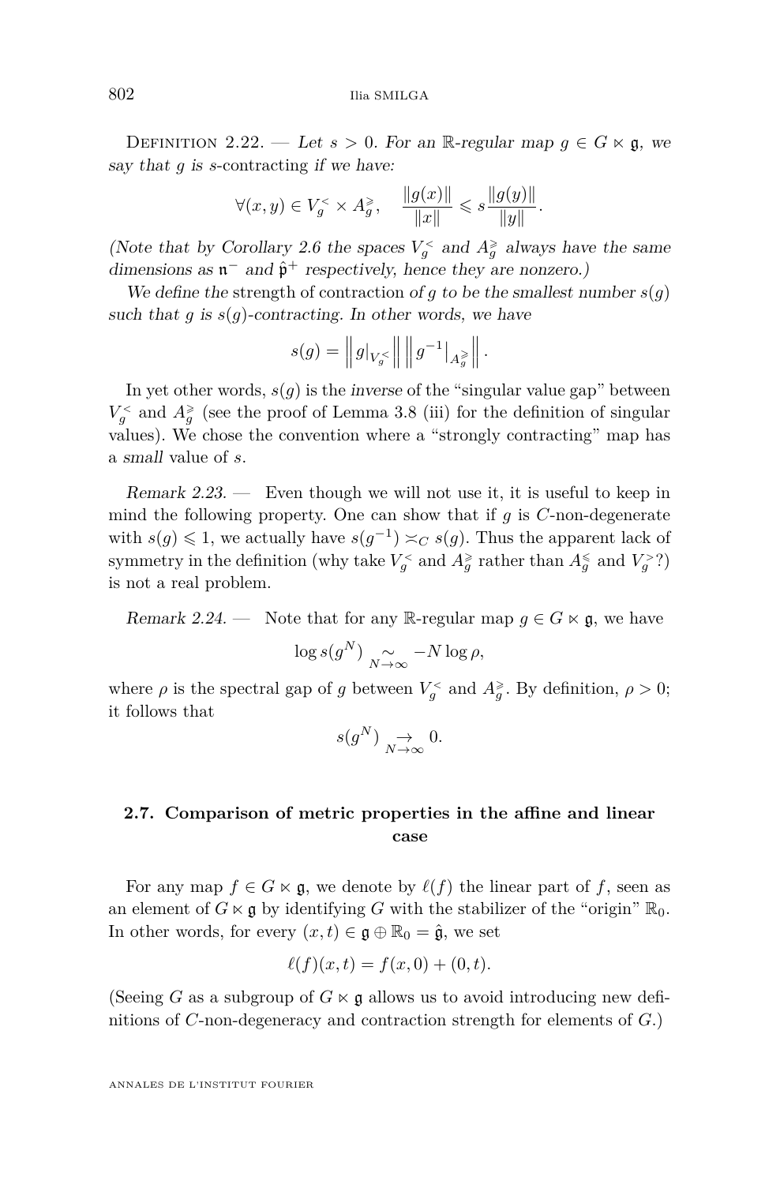Definition 2.22. — *Let $s > 0$. For an $\mathbb{R}$-regular map $g \in G \ltimes \mathfrak{g}$, we say that $g$ is $s$-*contracting *if we have:*

$$\forall (x, y) \in V_g^{<} \times A_g^{\geqslant}, \quad \frac{\|g(x)\|}{\|x\|} \leqslant s \frac{\|g(y)\|}{\|y\|}.$$

*(Note that by Corollary 2.6 the spaces $V_g^{<}$ and $A_g^{\geqslant}$ always have the same dimensions as $\mathfrak{n}^-$ and $\hat{\mathfrak{p}}^+$ respectively, hence they are nonzero.)*

*We define the* strength of contraction *of $g$ to be the smallest number $s(g)$ such that $g$ is $s(g)$-contracting. In other words, we have*

$$s(g) = \left\| g|_{V_g^{<}} \right\| \left\| g^{-1}|_{A_g^{\geqslant}} \right\|.$$

In yet other words, $s(g)$ is the *inverse* of the "singular value gap" between $V_g^{<}$ and $A_g^{\geqslant}$ (see the proof of Lemma 3.8 (iii) for the definition of singular values). We chose the convention where a "strongly contracting" map has a *small* value of $s$.

*Remark 2.23.* — Even though we will not use it, it is useful to keep in mind the following property. One can show that if $g$ is $C$-non-degenerate with $s(g) \leqslant 1$, we actually have $s(g^{-1}) \asymp_C s(g)$. Thus the apparent lack of symmetry in the definition (why take $V_g^{<}$ and $A_g^{\geqslant}$ rather than $A_g^{\leqslant}$ and $V_g^{>}$?) is not a real problem.

*Remark 2.24.* — Note that for any $\mathbb{R}$-regular map $g \in G \ltimes \mathfrak{g}$, we have

$$\log s(g^N) \underset{N \to \infty}{\sim} -N \log \rho,$$

where $\rho$ is the spectral gap of $g$ between $V_g^{<}$ and $A_g^{\geqslant}$. By definition, $\rho > 0$; it follows that

$$s(g^N) \underset{N \to \infty}{\to} 0.$$

## 2.7. Comparison of metric properties in the affine and linear case

For any map $f \in G \ltimes \mathfrak{g}$, we denote by $\ell(f)$ the linear part of $f$, seen as an element of $G \ltimes \mathfrak{g}$ by identifying $G$ with the stabilizer of the "origin" $\mathbb{R}_0$. In other words, for every $(x, t) \in \mathfrak{g} \oplus \mathbb{R}_0 = \hat{\mathfrak{g}}$, we set

$$\ell(f)(x, t) = f(x, 0) + (0, t).$$

(Seeing $G$ as a subgroup of $G \ltimes \mathfrak{g}$ allows us to avoid introducing new definitions of $C$-non-degeneracy and contraction strength for elements of $G$.)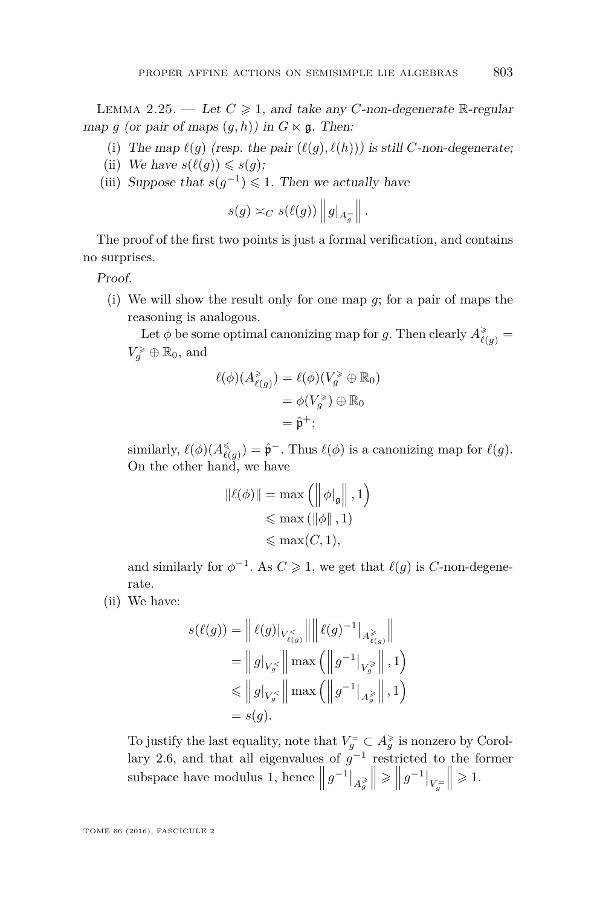LEMMA 2.25. — *Let $C \geqslant 1$, and take any $C$-non-degenerate $\mathbb{R}$-regular map $g$ (or pair of maps $(g,h)$) in $G \ltimes \mathfrak{g}$. Then:*

(i) *The map $\ell(g)$ (resp. the pair $(\ell(g), \ell(h))$) is still $C$-non-degenerate;*

(ii) *We have $s(\ell(g)) \leqslant s(g)$;*

(iii) *Suppose that $s(g^{-1}) \leqslant 1$. Then we actually have*

$$s(g) \asymp_C s(\ell(g)) \left\| g|_{A_g^=} \right\|.$$

The proof of the first two points is just a formal verification, and contains no surprises.

*Proof.*

(i) We will show the result only for one map $g$; for a pair of maps the reasoning is analogous.

Let $\phi$ be some optimal canonizing map for $g$. Then clearly $A^{\geqslant}_{\ell(g)} = V_g^{\geqslant} \oplus \mathbb{R}_0$, and

$$\begin{aligned}\ell(\phi)(A^{\geqslant}_{\ell(g)}) &= \ell(\phi)(V_g^{\geqslant} \oplus \mathbb{R}_0)\\ &= \phi(V_g^{\geqslant}) \oplus \mathbb{R}_0\\ &= \hat{\mathfrak{p}}^+;\end{aligned}$$

similarly, $\ell(\phi)(A^{\leqslant}_{\ell(g)}) = \hat{\mathfrak{p}}^-$. Thus $\ell(\phi)$ is a canonizing map for $\ell(g)$. On the other hand, we have

$$\begin{aligned}\|\ell(\phi)\| &= \max\left(\left\|\phi|_{\mathfrak{g}}\right\|, 1\right)\\ &\leqslant \max\left(\|\phi\|, 1\right)\\ &\leqslant \max(C, 1),\end{aligned}$$

and similarly for $\phi^{-1}$. As $C \geqslant 1$, we get that $\ell(g)$ is $C$-non-degenerate.

(ii) We have:

$$\begin{aligned}s(\ell(g)) &= \left\| \ell(g)|_{V^{<}_{\ell(g)}} \right\| \left\| \ell(g)^{-1}|_{A^{\geqslant}_{\ell(g)}} \right\|\\ &= \left\| g|_{V_g^<} \right\| \max\left( \left\| g^{-1}|_{V_g^{\geqslant}} \right\|, 1 \right)\\ &\leqslant \left\| g|_{V_g^<} \right\| \max\left( \left\| g^{-1}|_{A_g^{\geqslant}} \right\|, 1 \right)\\ &= s(g).\end{aligned}$$

To justify the last equality, note that $V_g^= \subset A_g^{\geqslant}$ is nonzero by Corollary 2.6, and that all eigenvalues of $g^{-1}$ restricted to the former subspace have modulus 1, hence $\left\| g^{-1}|_{A_g^{\geqslant}} \right\| \geqslant \left\| g^{-1}|_{V_g^=} \right\| \geqslant 1$.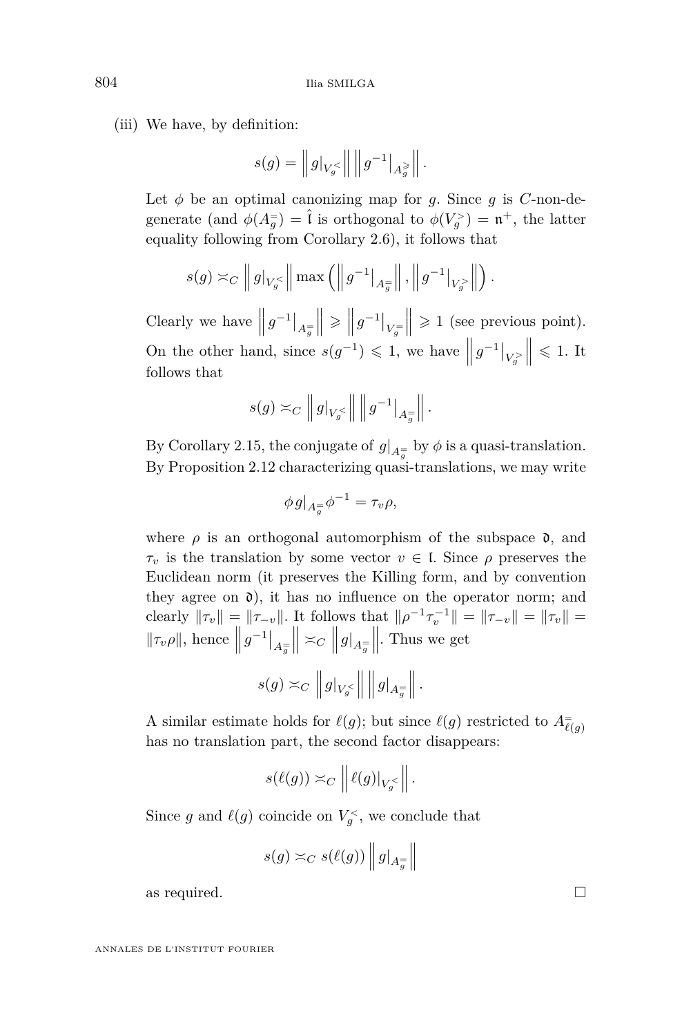(iii) We have, by definition:

$$s(g) = \left\| g|_{V_g^<} \right\| \left\| g^{-1}|_{A_g^{\geqslant}} \right\|.$$

Let $\phi$ be an optimal canonizing map for $g$. Since $g$ is $C$-non-degenerate (and $\phi(A_g^=) = \hat{\mathfrak{l}}$ is orthogonal to $\phi(V_g^>) = \mathfrak{n}^+$, the latter equality following from Corollary 2.6), it follows that

$$s(g) \asymp_C \left\| g|_{V_g^<} \right\| \max\left( \left\| g^{-1}|_{A_g^=} \right\|, \left\| g^{-1}|_{V_g^>} \right\| \right).$$

Clearly we have $\left\| g^{-1}|_{A_g^=} \right\| \geqslant \left\| g^{-1}|_{V_g^=} \right\| \geqslant 1$ (see previous point). On the other hand, since $s(g^{-1}) \leqslant 1$, we have $\left\| g^{-1}|_{V_g^>} \right\| \leqslant 1$. It follows that

$$s(g) \asymp_C \left\| g|_{V_g^<} \right\| \left\| g^{-1}|_{A_g^=} \right\|.$$

By Corollary 2.15, the conjugate of $g|_{A_g^=}$ by $\phi$ is a quasi-translation. By Proposition 2.12 characterizing quasi-translations, we may write

$$\phi \, g|_{A_g^=} \phi^{-1} = \tau_v \rho,$$

where $\rho$ is an orthogonal automorphism of the subspace $\mathfrak{d}$, and $\tau_v$ is the translation by some vector $v \in \mathfrak{l}$. Since $\rho$ preserves the Euclidean norm (it preserves the Killing form, and by convention they agree on $\mathfrak{d}$), it has no influence on the operator norm; and clearly $\|\tau_v\| = \|\tau_{-v}\|$. It follows that $\|\rho^{-1}\tau_v^{-1}\| = \|\tau_{-v}\| = \|\tau_v\| = \|\tau_v \rho\|$, hence $\left\| g^{-1}|_{A_g^=} \right\| \asymp_C \left\| g|_{A_g^=} \right\|$. Thus we get

$$s(g) \asymp_C \left\| g|_{V_g^<} \right\| \left\| g|_{A_g^=} \right\|.$$

A similar estimate holds for $\ell(g)$; but since $\ell(g)$ restricted to $A_{\ell(g)}^=$ has no translation part, the second factor disappears:

$$s(\ell(g)) \asymp_C \left\| \ell(g)|_{V_g^<} \right\|.$$

Since $g$ and $\ell(g)$ coincide on $V_g^<$, we conclude that

$$s(g) \asymp_C s(\ell(g)) \left\| g|_{A_g^=} \right\|$$

as required. □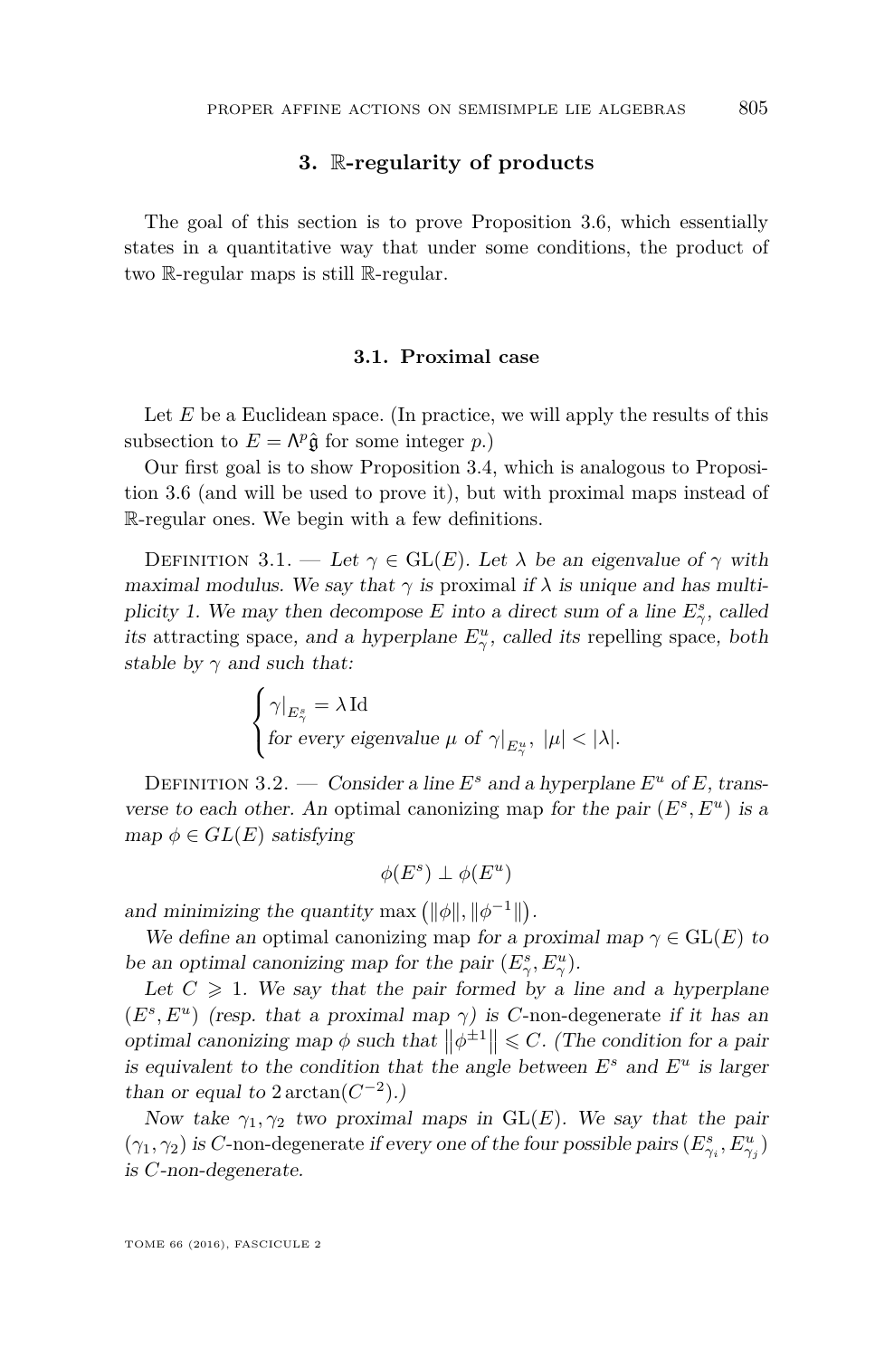## 3. $\mathbb{R}$-regularity of products

The goal of this section is to prove Proposition 3.6, which essentially states in a quantitative way that under some conditions, the product of two $\mathbb{R}$-regular maps is still $\mathbb{R}$-regular.

### 3.1. Proximal case

Let $E$ be a Euclidean space. (In practice, we will apply the results of this subsection to $E = \Lambda^p \hat{\mathfrak{g}}$ for some integer $p$.)

Our first goal is to show Proposition 3.4, which is analogous to Proposition 3.6 (and will be used to prove it), but with proximal maps instead of $\mathbb{R}$-regular ones. We begin with a few definitions.

Definition 3.1. — *Let $\gamma \in \mathrm{GL}(E)$. Let $\lambda$ be an eigenvalue of $\gamma$ with maximal modulus. We say that $\gamma$ is* proximal *if $\lambda$ is unique and has multiplicity 1. We may then decompose $E$ into a direct sum of a line $E^s_\gamma$, called its* attracting space, *and a hyperplane $E^u_\gamma$, called its* repelling space, *both stable by $\gamma$ and such that:*

$$\begin{cases} \gamma|_{E^s_\gamma} = \lambda \,\mathrm{Id} \\ \text{for every eigenvalue } \mu \text{ of } \gamma|_{E^u_\gamma},\ |\mu| < |\lambda|. \end{cases}$$

Definition 3.2. — *Consider a line $E^s$ and a hyperplane $E^u$ of $E$, transverse to each other. An* optimal canonizing map *for the pair $(E^s, E^u)$ is a map $\phi \in GL(E)$ satisfying*

$$\phi(E^s) \perp \phi(E^u)$$

*and minimizing the quantity $\max\left(\|\phi\|, \|\phi^{-1}\|\right)$.*

*We define an* optimal canonizing map *for a proximal map $\gamma \in \mathrm{GL}(E)$ to be an optimal canonizing map for the pair $(E^s_\gamma, E^u_\gamma)$.*

*Let $C \geqslant 1$. We say that the pair formed by a line and a hyperplane $(E^s, E^u)$ (resp. that a proximal map $\gamma$) is* $C$-non-degenerate *if it has an optimal canonizing map $\phi$ such that $\left\|\phi^{\pm 1}\right\| \leqslant C$. (The condition for a pair is equivalent to the condition that the angle between $E^s$ and $E^u$ is larger than or equal to $2\arctan(C^{-2})$.)*

*Now take $\gamma_1, \gamma_2$ two proximal maps in $\mathrm{GL}(E)$. We say that the pair $(\gamma_1, \gamma_2)$ is* $C$-non-degenerate *if every one of the four possible pairs $(E^s_{\gamma_i}, E^u_{\gamma_j})$ is $C$-non-degenerate.*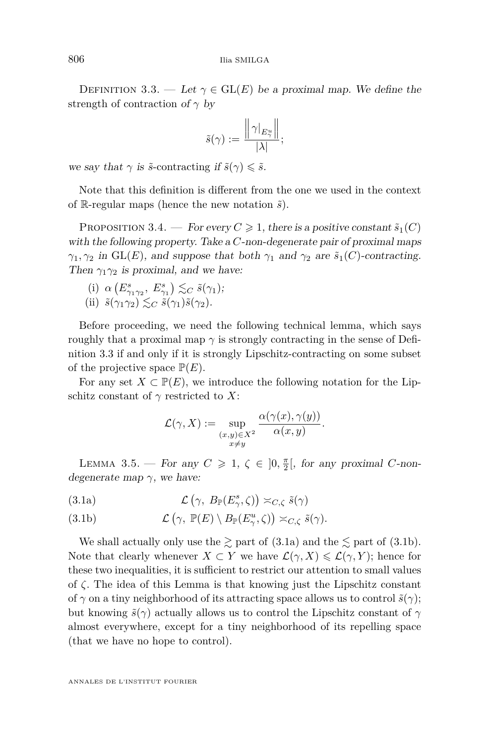Definition 3.3. — *Let $\gamma \in \mathrm{GL}(E)$ be a proximal map. We define the* strength of contraction *of $\gamma$ by*

$$\tilde{s}(\gamma) := \frac{\left\| \gamma|_{E^u_\gamma} \right\|}{|\lambda|};$$

*we say that $\gamma$ is $\tilde{s}$-*contracting *if $\tilde{s}(\gamma) \leqslant \tilde{s}$.*

Note that this definition is different from the one we used in the context of $\mathbb{R}$-regular maps (hence the new notation $\tilde{s}$).

Proposition 3.4. — *For every $C \geqslant 1$, there is a positive constant $\tilde{s}_1(C)$ with the following property. Take a $C$-non-degenerate pair of proximal maps $\gamma_1, \gamma_2$ in $\mathrm{GL}(E)$, and suppose that both $\gamma_1$ and $\gamma_2$ are $\tilde{s}_1(C)$-contracting. Then $\gamma_1\gamma_2$ is proximal, and we have:*

(i) $\alpha\left(E^s_{\gamma_1\gamma_2},\ E^s_{\gamma_1}\right) \lesssim_C \tilde{s}(\gamma_1)$;

(ii) $\tilde{s}(\gamma_1\gamma_2) \lesssim_C \tilde{s}(\gamma_1)\tilde{s}(\gamma_2)$.

Before proceeding, we need the following technical lemma, which says roughly that a proximal map $\gamma$ is strongly contracting in the sense of Definition 3.3 if and only if it is strongly Lipschitz-contracting on some subset of the projective space $\mathbb{P}(E)$.

For any set $X \subset \mathbb{P}(E)$, we introduce the following notation for the Lipschitz constant of $\gamma$ restricted to $X$:

$$\mathcal{L}(\gamma, X) := \sup_{\substack{(x,y)\in X^2 \\ x\neq y}} \frac{\alpha(\gamma(x), \gamma(y))}{\alpha(x,y)}.$$

Lemma 3.5. — *For any $C \geqslant 1$, $\zeta \in \left]0, \frac{\pi}{2}\right[$, for any proximal $C$-non-degenerate map $\gamma$, we have:*

$$\mathcal{L}\left(\gamma,\ B_{\mathbb{P}}(E^s_\gamma, \zeta)\right) \asymp_{C,\zeta} \tilde{s}(\gamma) \tag{3.1a}$$

$$\mathcal{L}\left(\gamma,\ \mathbb{P}(E) \setminus B_{\mathbb{P}}(E^u_\gamma, \zeta)\right) \asymp_{C,\zeta} \tilde{s}(\gamma). \tag{3.1b}$$

We shall actually only use the $\gtrsim$ part of (3.1a) and the $\lesssim$ part of (3.1b). Note that clearly whenever $X \subset Y$ we have $\mathcal{L}(\gamma, X) \leqslant \mathcal{L}(\gamma, Y)$; hence for these two inequalities, it is sufficient to restrict our attention to small values of $\zeta$. The idea of this Lemma is that knowing just the Lipschitz constant of $\gamma$ on a tiny neighborhood of its attracting space allows us to control $\tilde{s}(\gamma)$; but knowing $\tilde{s}(\gamma)$ actually allows us to control the Lipschitz constant of $\gamma$ almost everywhere, except for a tiny neighborhood of its repelling space (that we have no hope to control).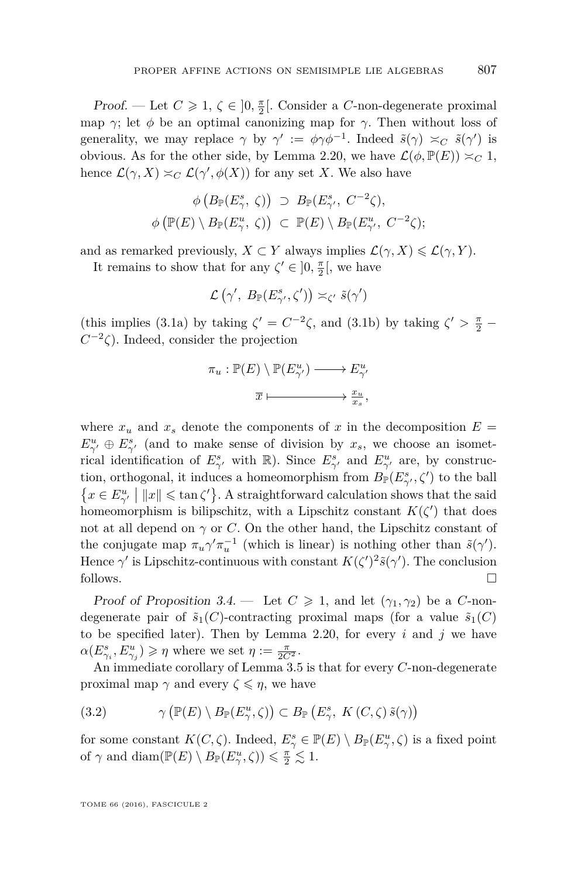*Proof.* — Let $C \geqslant 1$, $\zeta \in ]0, \frac{\pi}{2}[$. Consider a $C$-non-degenerate proximal map $\gamma$; let $\phi$ be an optimal canonizing map for $\gamma$. Then without loss of generality, we may replace $\gamma$ by $\gamma' := \phi\gamma\phi^{-1}$. Indeed $\tilde{s}(\gamma) \asymp_C \tilde{s}(\gamma')$ is obvious. As for the other side, by Lemma 2.20, we have $\mathcal{L}(\phi, \mathbb{P}(E)) \asymp_C 1$, hence $\mathcal{L}(\gamma, X) \asymp_C \mathcal{L}(\gamma', \phi(X))$ for any set $X$. We also have

$$\phi\left(B_{\mathbb{P}}(E^s_\gamma,\ \zeta)\right) \supset B_{\mathbb{P}}(E^s_{\gamma'},\ C^{-2}\zeta),$$
$$\phi\left(\mathbb{P}(E) \setminus B_{\mathbb{P}}(E^u_\gamma,\ \zeta)\right) \subset \mathbb{P}(E) \setminus B_{\mathbb{P}}(E^u_{\gamma'},\ C^{-2}\zeta);$$

and as remarked previously, $X \subset Y$ always implies $\mathcal{L}(\gamma, X) \leqslant \mathcal{L}(\gamma, Y)$.

It remains to show that for any $\zeta' \in ]0, \frac{\pi}{2}[$, we have

$$\mathcal{L}\left(\gamma',\ B_{\mathbb{P}}(E^s_{\gamma'}, \zeta')\right) \asymp_{\zeta'} \tilde{s}(\gamma')$$

(this implies (3.1a) by taking $\zeta' = C^{-2}\zeta$, and (3.1b) by taking $\zeta' > \frac{\pi}{2} - C^{-2}\zeta$). Indeed, consider the projection

$$\pi_u : \mathbb{P}(E) \setminus \mathbb{P}(E^u_{\gamma'}) \longrightarrow E^u_{\gamma'}$$
$$\overline{x} \longmapsto \frac{x_u}{x_s},$$

where $x_u$ and $x_s$ denote the components of $x$ in the decomposition $E = E^u_{\gamma'} \oplus E^s_{\gamma'}$ (and to make sense of division by $x_s$, we choose an isometrical identification of $E^s_{\gamma'}$ with $\mathbb{R}$). Since $E^s_{\gamma'}$ and $E^u_{\gamma'}$ are, by construction, orthogonal, it induces a homeomorphism from $B_{\mathbb{P}}(E^s_{\gamma'}, \zeta')$ to the ball $\left\{x \in E^u_{\gamma'} \;\middle|\; \|x\| \leqslant \tan\zeta'\right\}$. A straightforward calculation shows that the said homeomorphism is bilipschitz, with a Lipschitz constant $K(\zeta')$ that does not at all depend on $\gamma$ or $C$. On the other hand, the Lipschitz constant of the conjugate map $\pi_u\gamma'\pi_u^{-1}$ (which is linear) is nothing other than $\tilde{s}(\gamma')$. Hence $\gamma'$ is Lipschitz-continuous with constant $K(\zeta')^2\tilde{s}(\gamma')$. The conclusion follows. $\square$

*Proof of Proposition 3.4.* — Let $C \geqslant 1$, and let $(\gamma_1, \gamma_2)$ be a $C$-non-degenerate pair of $\tilde{s}_1(C)$-contracting proximal maps (for a value $\tilde{s}_1(C)$ to be specified later). Then by Lemma 2.20, for every $i$ and $j$ we have $\alpha(E^s_{\gamma_i}, E^u_{\gamma_j}) \geqslant \eta$ where we set $\eta := \frac{\pi}{2C^2}$.

An immediate corollary of Lemma 3.5 is that for every $C$-non-degenerate proximal map $\gamma$ and every $\zeta \leqslant \eta$, we have

$$\gamma\left(\mathbb{P}(E) \setminus B_{\mathbb{P}}(E^u_\gamma, \zeta)\right) \subset B_{\mathbb{P}}\left(E^s_\gamma,\ K\left(C, \zeta\right)\tilde{s}(\gamma)\right) \tag{3.2}$$

for some constant $K(C, \zeta)$. Indeed, $E^s_\gamma \in \mathbb{P}(E) \setminus B_{\mathbb{P}}(E^u_\gamma, \zeta)$ is a fixed point of $\gamma$ and $\operatorname{diam}(\mathbb{P}(E) \setminus B_{\mathbb{P}}(E^u_\gamma, \zeta)) \leqslant \frac{\pi}{2} \lesssim 1$.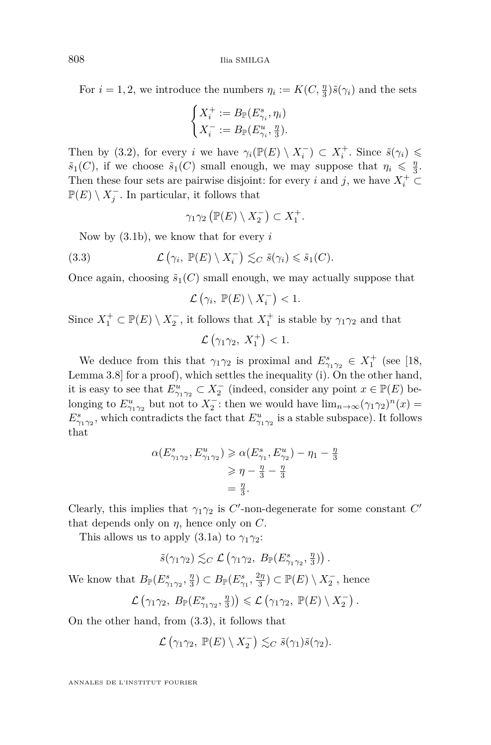For $i = 1, 2$, we introduce the numbers $\eta_i := K(C, \frac{\eta}{3})\tilde{s}(\gamma_i)$ and the sets

$$\begin{cases} X_i^+ := B_{\mathbb{P}}(E^s_{\gamma_i}, \eta_i) \\ X_i^- := B_{\mathbb{P}}(E^u_{\gamma_i}, \frac{\eta}{3}). \end{cases}$$

Then by (3.2), for every $i$ we have $\gamma_i(\mathbb{P}(E) \setminus X_i^-) \subset X_i^+$. Since $\tilde{s}(\gamma_i) \leqslant \tilde{s}_1(C)$, if we choose $\tilde{s}_1(C)$ small enough, we may suppose that $\eta_i \leqslant \frac{\eta}{3}$. Then these four sets are pairwise disjoint: for every $i$ and $j$, we have $X_i^+ \subset \mathbb{P}(E) \setminus X_j^-$. In particular, it follows that

$$\gamma_1\gamma_2\left(\mathbb{P}(E) \setminus X_2^-\right) \subset X_1^+.$$

Now by (3.1b), we know that for every $i$

$$\mathcal{L}\left(\gamma_i,\ \mathbb{P}(E) \setminus X_i^-\right) \lesssim_C \tilde{s}(\gamma_i) \leqslant \tilde{s}_1(C). \tag{3.3}$$

Once again, choosing $\tilde{s}_1(C)$ small enough, we may actually suppose that

$$\mathcal{L}\left(\gamma_i,\ \mathbb{P}(E) \setminus X_i^-\right) < 1.$$

Since $X_1^+ \subset \mathbb{P}(E) \setminus X_2^-$, it follows that $X_1^+$ is stable by $\gamma_1\gamma_2$ and that

$$\mathcal{L}\left(\gamma_1\gamma_2,\ X_1^+\right) < 1.$$

We deduce from this that $\gamma_1\gamma_2$ is proximal and $E^s_{\gamma_1\gamma_2} \in X_1^+$ (see [18, Lemma 3.8] for a proof), which settles the inequality (i). On the other hand, it is easy to see that $E^u_{\gamma_1\gamma_2} \subset X_2^-$ (indeed, consider any point $x \in \mathbb{P}(E)$ belonging to $E^u_{\gamma_1\gamma_2}$ but not to $X_2^-$: then we would have $\lim_{n\to\infty}(\gamma_1\gamma_2)^n(x) = E^s_{\gamma_1\gamma_2}$, which contradicts the fact that $E^u_{\gamma_1\gamma_2}$ is a stable subspace). It follows that

$$\begin{aligned} \alpha(E^s_{\gamma_1\gamma_2}, E^u_{\gamma_1\gamma_2}) &\geqslant \alpha(E^s_{\gamma_1}, E^u_{\gamma_2}) - \eta_1 - \tfrac{\eta}{3} \\ &\geqslant \eta - \tfrac{\eta}{3} - \tfrac{\eta}{3} \\ &= \tfrac{\eta}{3}. \end{aligned}$$

Clearly, this implies that $\gamma_1\gamma_2$ is $C'$-non-degenerate for some constant $C'$ that depends only on $\eta$, hence only on $C$.

This allows us to apply (3.1a) to $\gamma_1\gamma_2$:

$$\tilde{s}(\gamma_1\gamma_2) \lesssim_C \mathcal{L}\left(\gamma_1\gamma_2,\ B_{\mathbb{P}}(E^s_{\gamma_1\gamma_2}, \tfrac{\eta}{3})\right).$$

We know that $B_{\mathbb{P}}(E^s_{\gamma_1\gamma_2}, \frac{\eta}{3}) \subset B_{\mathbb{P}}(E^s_{\gamma_1}, \frac{2\eta}{3}) \subset \mathbb{P}(E) \setminus X_2^-$, hence

$$\mathcal{L}\left(\gamma_1\gamma_2,\ B_{\mathbb{P}}(E^s_{\gamma_1\gamma_2}, \tfrac{\eta}{3})\right) \leqslant \mathcal{L}\left(\gamma_1\gamma_2,\ \mathbb{P}(E) \setminus X_2^-\right).$$

On the other hand, from (3.3), it follows that

$$\mathcal{L}\left(\gamma_1\gamma_2,\ \mathbb{P}(E) \setminus X_2^-\right) \lesssim_C \tilde{s}(\gamma_1)\tilde{s}(\gamma_2).$$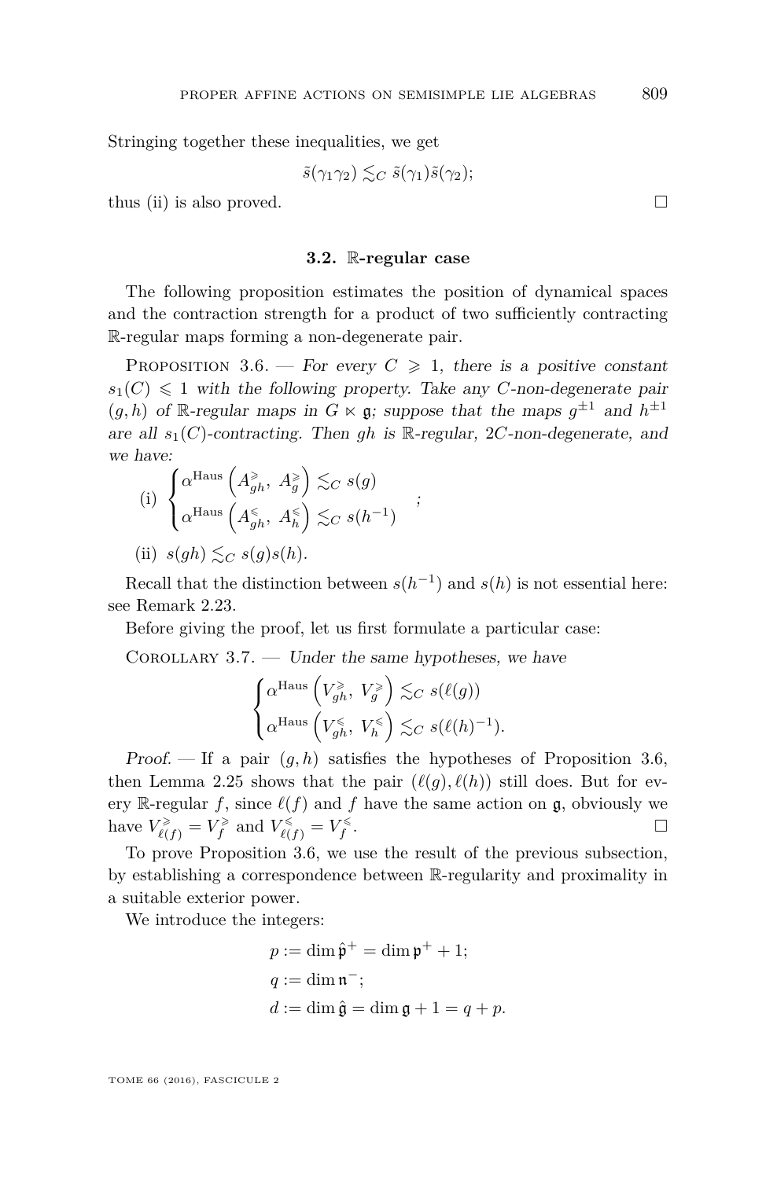Stringing together these inequalities, we get

$$\tilde{s}(\gamma_1\gamma_2) \lesssim_C \tilde{s}(\gamma_1)\tilde{s}(\gamma_2);$$

thus (ii) is also proved. □

### 3.2. ℝ-regular case

The following proposition estimates the position of dynamical spaces and the contraction strength for a product of two sufficiently contracting ℝ-regular maps forming a non-degenerate pair.

Proposition 3.6. — *For every $C \geqslant 1$, there is a positive constant $s_1(C) \leqslant 1$ with the following property. Take any $C$-non-degenerate pair $(g,h)$ of ℝ-regular maps in $G \ltimes \mathfrak{g}$; suppose that the maps $g^{\pm 1}$ and $h^{\pm 1}$ are all $s_1(C)$-contracting. Then $gh$ is ℝ-regular, $2C$-non-degenerate, and we have:*

(i) $\begin{cases} \alpha^{\mathrm{Haus}}\left(A^{\geqslant}_{gh},\ A^{\geqslant}_{g}\right) \lesssim_C s(g) \\ \alpha^{\mathrm{Haus}}\left(A^{\leqslant}_{gh},\ A^{\leqslant}_{h}\right) \lesssim_C s(h^{-1}) \end{cases};$

(ii) $s(gh) \lesssim_C s(g)s(h)$.

Recall that the distinction between $s(h^{-1})$ and $s(h)$ is not essential here: see Remark 2.23.

Before giving the proof, let us first formulate a particular case:

Corollary 3.7. — *Under the same hypotheses, we have*

$$\begin{cases} \alpha^{\mathrm{Haus}}\left(V^{\geqslant}_{gh},\ V^{\geqslant}_{g}\right) \lesssim_C s(\ell(g)) \\ \alpha^{\mathrm{Haus}}\left(V^{\leqslant}_{gh},\ V^{\leqslant}_{h}\right) \lesssim_C s(\ell(h)^{-1}). \end{cases}$$

*Proof.* — If a pair $(g,h)$ satisfies the hypotheses of Proposition 3.6, then Lemma 2.25 shows that the pair $(\ell(g), \ell(h))$ still does. But for every ℝ-regular $f$, since $\ell(f)$ and $f$ have the same action on $\mathfrak{g}$, obviously we have $V^{\geqslant}_{\ell(f)} = V^{\geqslant}_{f}$ and $V^{\leqslant}_{\ell(f)} = V^{\leqslant}_{f}$. □

To prove Proposition 3.6, we use the result of the previous subsection, by establishing a correspondence between ℝ-regularity and proximality in a suitable exterior power.

We introduce the integers:

$$p := \dim \hat{\mathfrak{p}}^{+} = \dim \mathfrak{p}^{+} + 1;$$
$$q := \dim \mathfrak{n}^{-};$$
$$d := \dim \hat{\mathfrak{g}} = \dim \mathfrak{g} + 1 = q + p.$$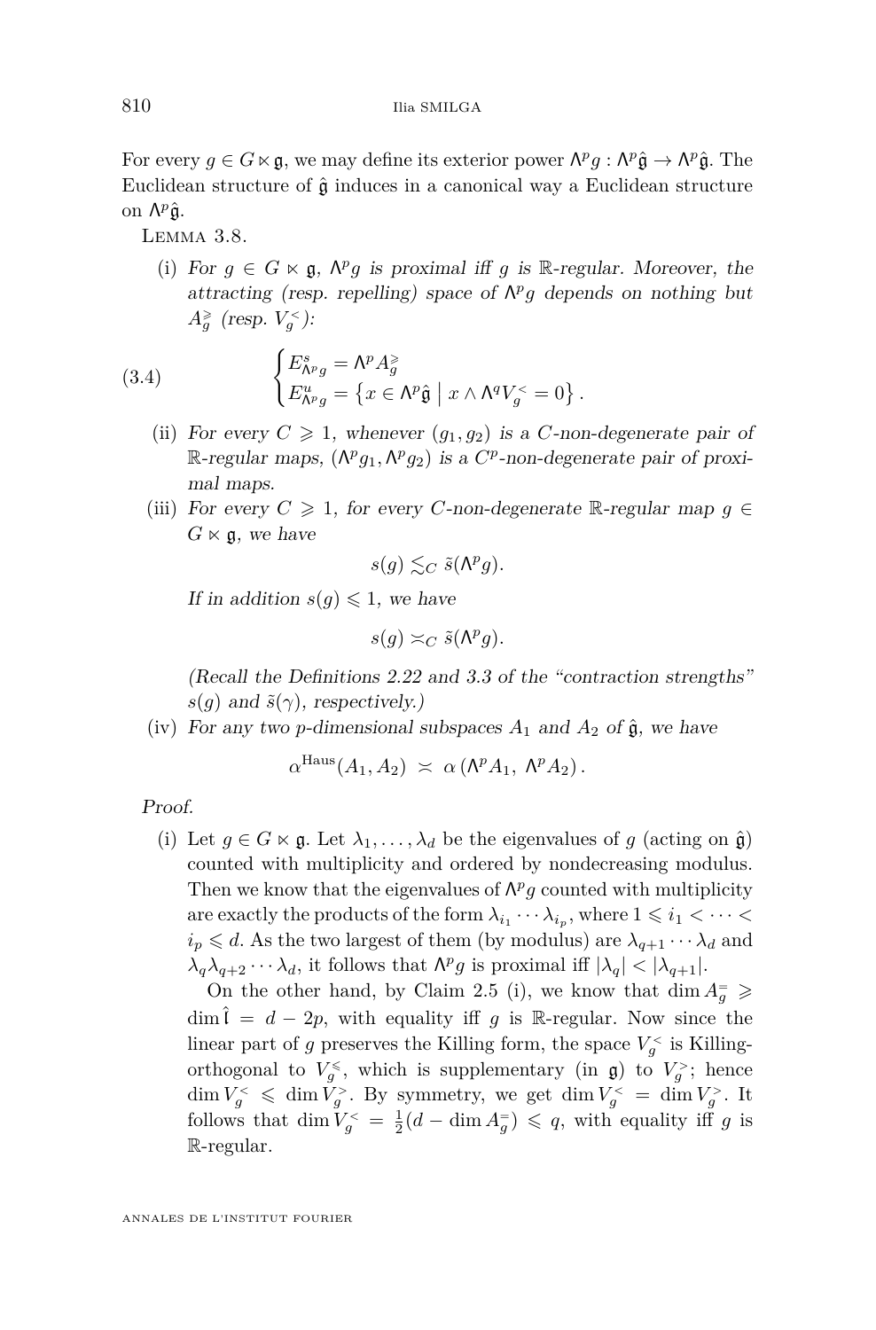For every $g \in G \ltimes \mathfrak{g}$, we may define its exterior power $\Lambda^p g : \Lambda^p \hat{\mathfrak{g}} \to \Lambda^p \hat{\mathfrak{g}}$. The Euclidean structure of $\hat{\mathfrak{g}}$ induces in a canonical way a Euclidean structure on $\Lambda^p \hat{\mathfrak{g}}$.

Lemma 3.8.

(i) *For $g \in G \ltimes \mathfrak{g}$, $\Lambda^p g$ is proximal iff $g$ is $\mathbb{R}$-regular. Moreover, the attracting (resp. repelling) space of $\Lambda^p g$ depends on nothing but $A_g^{\geqslant}$ (resp. $V_g^{<}$):*

$$\begin{cases} E^s_{\Lambda^p g} = \Lambda^p A_g^{\geqslant} \\ E^u_{\Lambda^p g} = \left\{ x \in \Lambda^p \hat{\mathfrak{g}} \;\middle|\; x \wedge \Lambda^q V_g^{<} = 0 \right\}. \end{cases} \tag{3.4}$$

(ii) *For every $C \geqslant 1$, whenever $(g_1, g_2)$ is a $C$-non-degenerate pair of $\mathbb{R}$-regular maps, $(\Lambda^p g_1, \Lambda^p g_2)$ is a $C^p$-non-degenerate pair of proximal maps.*

(iii) *For every $C \geqslant 1$, for every $C$-non-degenerate $\mathbb{R}$-regular map $g \in G \ltimes \mathfrak{g}$, we have*

$$s(g) \lesssim_C \tilde{s}(\Lambda^p g).$$

*If in addition $s(g) \leqslant 1$, we have*

$$s(g) \asymp_C \tilde{s}(\Lambda^p g).$$

*(Recall the Definitions 2.22 and 3.3 of the "contraction strengths" $s(g)$ and $\tilde{s}(\gamma)$, respectively.)*

(iv) *For any two $p$-dimensional subspaces $A_1$ and $A_2$ of $\hat{\mathfrak{g}}$, we have*

$$\alpha^{\mathrm{Haus}}(A_1, A_2) \;\asymp\; \alpha\left(\Lambda^p A_1,\; \Lambda^p A_2\right).$$

*Proof.*

(i) Let $g \in G \ltimes \mathfrak{g}$. Let $\lambda_1, \ldots, \lambda_d$ be the eigenvalues of $g$ (acting on $\hat{\mathfrak{g}}$) counted with multiplicity and ordered by nondecreasing modulus. Then we know that the eigenvalues of $\Lambda^p g$ counted with multiplicity are exactly the products of the form $\lambda_{i_1} \cdots \lambda_{i_p}$, where $1 \leqslant i_1 < \cdots < i_p \leqslant d$. As the two largest of them (by modulus) are $\lambda_{q+1} \cdots \lambda_d$ and $\lambda_q \lambda_{q+2} \cdots \lambda_d$, it follows that $\Lambda^p g$ is proximal iff $|\lambda_q| < |\lambda_{q+1}|$.

On the other hand, by Claim 2.5 (i), we know that $\dim A_g^{=} \geqslant \dim \hat{\mathfrak{l}} = d - 2p$, with equality iff $g$ is $\mathbb{R}$-regular. Now since the linear part of $g$ preserves the Killing form, the space $V_g^{<}$ is Killing-orthogonal to $V_g^{\leqslant}$, which is supplementary (in $\mathfrak{g}$) to $V_g^{>}$; hence $\dim V_g^{<} \leqslant \dim V_g^{>}$. By symmetry, we get $\dim V_g^{<} = \dim V_g^{>}$. It follows that $\dim V_g^{<} = \frac{1}{2}(d - \dim A_g^{=}) \leqslant q$, with equality iff $g$ is $\mathbb{R}$-regular.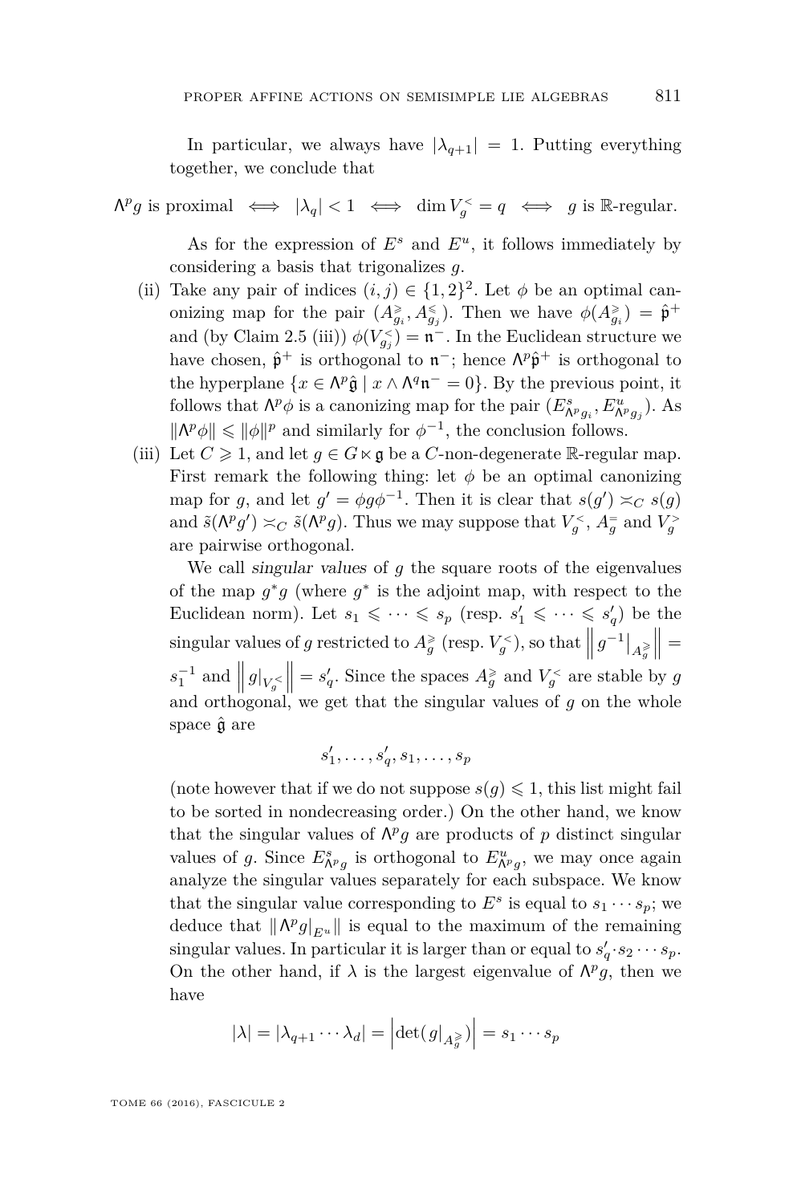In particular, we always have $|\lambda_{q+1}| = 1$. Putting everything together, we conclude that

$$\Lambda^p g \text{ is proximal} \iff |\lambda_q| < 1 \iff \dim V_g^< = q \iff g \text{ is } \mathbb{R}\text{-regular}.$$

As for the expression of $E^s$ and $E^u$, it follows immediately by considering a basis that trigonalizes $g$.

(ii) Take any pair of indices $(i,j) \in \{1,2\}^2$. Let $\phi$ be an optimal canonizing map for the pair $(A_{g_i}^{\geqslant}, A_{g_j}^{\leqslant})$. Then we have $\phi(A_{g_i}^{\geqslant}) = \hat{\mathfrak{p}}^+$ and (by Claim 2.5 (iii)) $\phi(V_{g_j}^<) = \mathfrak{n}^-$. In the Euclidean structure we have chosen, $\hat{\mathfrak{p}}^+$ is orthogonal to $\mathfrak{n}^-$; hence $\Lambda^p \hat{\mathfrak{p}}^+$ is orthogonal to the hyperplane $\{x \in \Lambda^p \hat{\mathfrak{g}} \mid x \wedge \Lambda^q \mathfrak{n}^- = 0\}$. By the previous point, it follows that $\Lambda^p \phi$ is a canonizing map for the pair $(E^s_{\Lambda^p g_i}, E^u_{\Lambda^p g_j})$. As $\|\Lambda^p \phi\| \leqslant \|\phi\|^p$ and similarly for $\phi^{-1}$, the conclusion follows.

(iii) Let $C \geqslant 1$, and let $g \in G \ltimes \mathfrak{g}$ be a $C$-non-degenerate $\mathbb{R}$-regular map. First remark the following thing: let $\phi$ be an optimal canonizing map for $g$, and let $g' = \phi g \phi^{-1}$. Then it is clear that $s(g') \asymp_C s(g)$ and $\tilde{s}(\Lambda^p g') \asymp_C \tilde{s}(\Lambda^p g)$. Thus we may suppose that $V_g^<$, $A_g^=$ and $V_g^>$ are pairwise orthogonal.

We call *singular values* of $g$ the square roots of the eigenvalues of the map $g^* g$ (where $g^*$ is the adjoint map, with respect to the Euclidean norm). Let $s_1 \leqslant \cdots \leqslant s_p$ (resp. $s'_1 \leqslant \cdots \leqslant s'_q$) be the singular values of $g$ restricted to $A_g^{\geqslant}$ (resp. $V_g^<$), so that $\left\| g^{-1}|_{A_g^{\geqslant}} \right\| = s_1^{-1}$ and $\left\| g|_{V_g^<} \right\| = s'_q$. Since the spaces $A_g^{\geqslant}$ and $V_g^<$ are stable by $g$ and orthogonal, we get that the singular values of $g$ on the whole space $\hat{\mathfrak{g}}$ are

$$s'_1, \ldots, s'_q, s_1, \ldots, s_p$$

(note however that if we do not suppose $s(g) \leqslant 1$, this list might fail to be sorted in nondecreasing order.) On the other hand, we know that the singular values of $\Lambda^p g$ are products of $p$ distinct singular values of $g$. Since $E^s_{\Lambda^p g}$ is orthogonal to $E^u_{\Lambda^p g}$, we may once again analyze the singular values separately for each subspace. We know that the singular value corresponding to $E^s$ is equal to $s_1 \cdots s_p$; we deduce that $\|\Lambda^p g|_{E^u}\|$ is equal to the maximum of the remaining singular values. In particular it is larger than or equal to $s'_q \cdot s_2 \cdots s_p$. On the other hand, if $\lambda$ is the largest eigenvalue of $\Lambda^p g$, then we have

$$|\lambda| = |\lambda_{q+1} \cdots \lambda_d| = \left|\det(g|_{A_g^{\geqslant}})\right| = s_1 \cdots s_p$$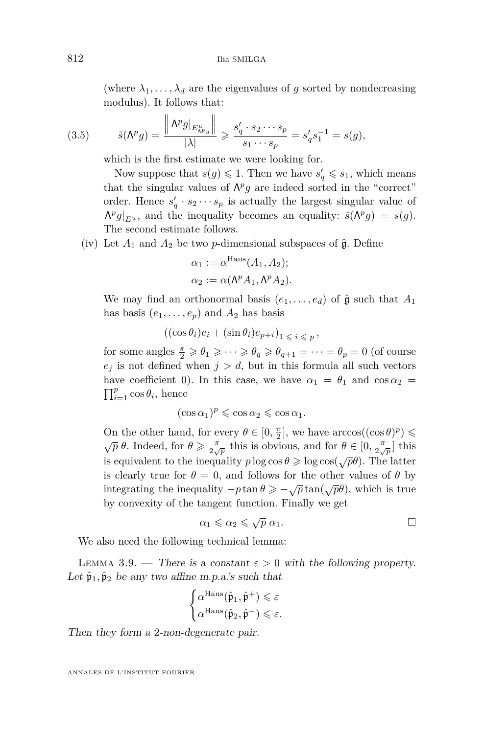(where $\lambda_1, \dots, \lambda_d$ are the eigenvalues of $g$ sorted by nondecreasing modulus). It follows that:

$$\tilde{s}(\Lambda^p g) = \frac{\left\| \Lambda^p g|_{E^u_{\Lambda^p g}} \right\|}{|\lambda|} \geqslant \frac{s'_q \cdot s_2 \cdots s_p}{s_1 \cdots s_p} = s'_q s_1^{-1} = s(g), \tag{3.5}$$

which is the first estimate we were looking for.

Now suppose that $s(g) \leqslant 1$. Then we have $s'_q \leqslant s_1$, which means that the singular values of $\Lambda^p g$ are indeed sorted in the "correct" order. Hence $s'_q \cdot s_2 \cdots s_p$ is actually the largest singular value of $\Lambda^p g|_{E^u}$, and the inequality becomes an equality: $\tilde{s}(\Lambda^p g) = s(g)$. The second estimate follows.

(iv) Let $A_1$ and $A_2$ be two $p$-dimensional subspaces of $\hat{\mathfrak{g}}$. Define

$$\alpha_1 := \alpha^{\mathrm{Haus}}(A_1, A_2);$$
$$\alpha_2 := \alpha(\Lambda^p A_1, \Lambda^p A_2).$$

We may find an orthonormal basis $(e_1, \dots, e_d)$ of $\hat{\mathfrak{g}}$ such that $A_1$ has basis $(e_1, \dots, e_p)$ and $A_2$ has basis

$$((\cos\theta_i)e_i + (\sin\theta_i)e_{p+i})_{1 \leqslant i \leqslant p},$$

for some angles $\frac{\pi}{2} \geqslant \theta_1 \geqslant \cdots \geqslant \theta_q \geqslant \theta_{q+1} = \cdots = \theta_p = 0$ (of course $e_j$ is not defined when $j > d$, but in this formula all such vectors have coefficient 0). In this case, we have $\alpha_1 = \theta_1$ and $\cos\alpha_2 = \prod_{i=1}^p \cos\theta_i$, hence

$$(\cos\alpha_1)^p \leqslant \cos\alpha_2 \leqslant \cos\alpha_1.$$

On the other hand, for every $\theta \in [0, \frac{\pi}{2}]$, we have $\arccos((\cos\theta)^p) \leqslant \sqrt{p}\,\theta$. Indeed, for $\theta \geqslant \frac{\pi}{2\sqrt{p}}$ this is obvious, and for $\theta \in [0, \frac{\pi}{2\sqrt{p}}]$ this is equivalent to the inequality $p\log\cos\theta \geqslant \log\cos(\sqrt{p}\theta)$. The latter is clearly true for $\theta = 0$, and follows for the other values of $\theta$ by integrating the inequality $-p\tan\theta \geqslant -\sqrt{p}\tan(\sqrt{p}\theta)$, which is true by convexity of the tangent function. Finally we get

$$\alpha_1 \leqslant \alpha_2 \leqslant \sqrt{p}\,\alpha_1. \qquad \square$$

We also need the following technical lemma:

Lemma 3.9. — *There is a constant $\varepsilon > 0$ with the following property. Let $\hat{\mathfrak{p}}_1, \hat{\mathfrak{p}}_2$ be any two affine m.p.a.'s such that*

$$\begin{cases} \alpha^{\mathrm{Haus}}(\hat{\mathfrak{p}}_1, \hat{\mathfrak{p}}^+) \leqslant \varepsilon \\ \alpha^{\mathrm{Haus}}(\hat{\mathfrak{p}}_2, \hat{\mathfrak{p}}^-) \leqslant \varepsilon. \end{cases}$$

*Then they form a 2-non-degenerate pair.*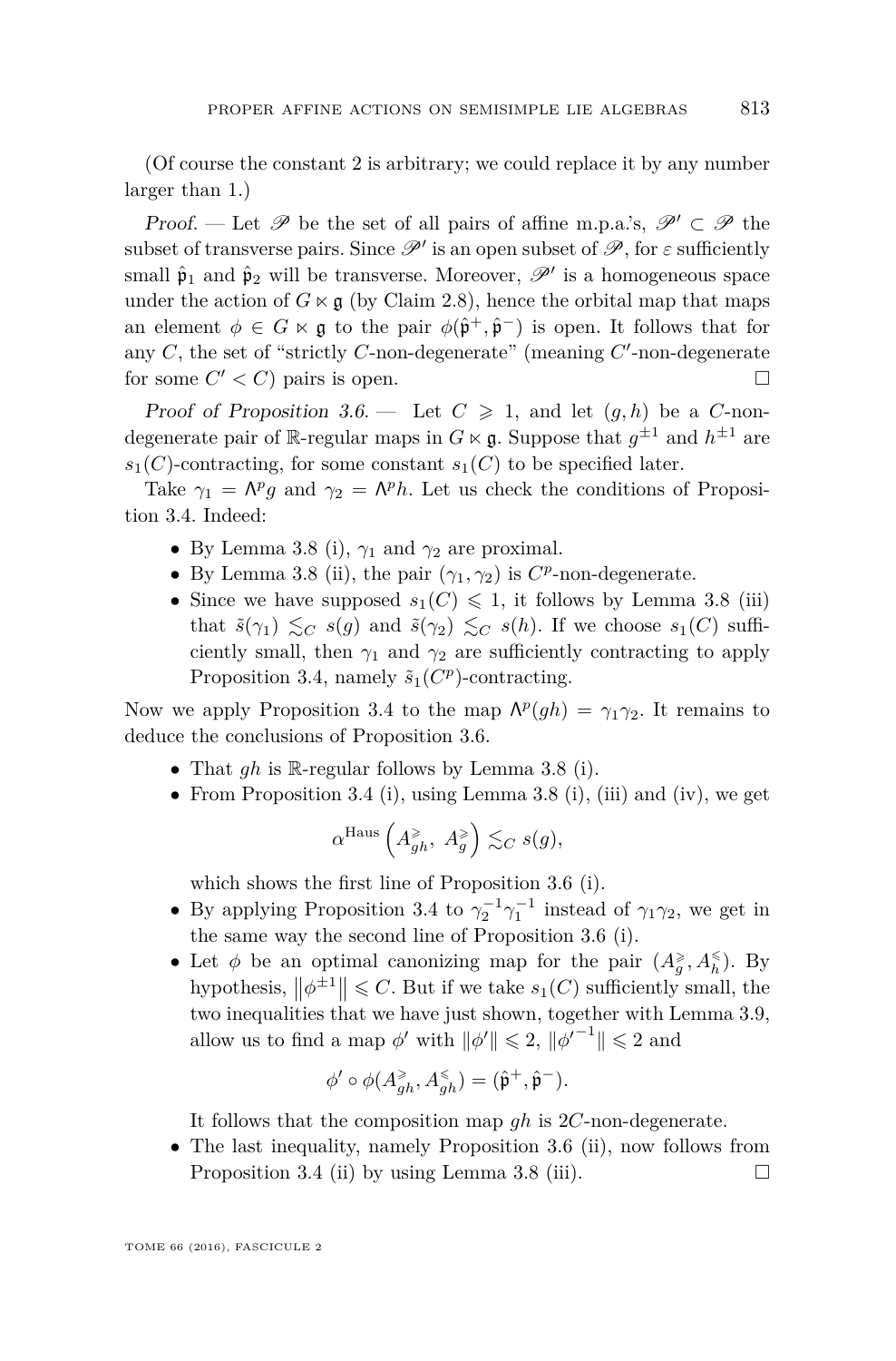(Of course the constant 2 is arbitrary; we could replace it by any number larger than 1.)

*Proof.* — Let $\mathscr{P}$ be the set of all pairs of affine m.p.a.'s, $\mathscr{P}' \subset \mathscr{P}$ the subset of transverse pairs. Since $\mathscr{P}'$ is an open subset of $\mathscr{P}$, for $\varepsilon$ sufficiently small $\hat{\mathfrak{p}}_1$ and $\hat{\mathfrak{p}}_2$ will be transverse. Moreover, $\mathscr{P}'$ is a homogeneous space under the action of $G \ltimes \mathfrak{g}$ (by Claim 2.8), hence the orbital map that maps an element $\phi \in G \ltimes \mathfrak{g}$ to the pair $\phi(\hat{\mathfrak{p}}^+, \hat{\mathfrak{p}}^-)$ is open. It follows that for any $C$, the set of "strictly $C$-non-degenerate" (meaning $C'$-non-degenerate for some $C' < C$) pairs is open. □

*Proof of Proposition 3.6.* — Let $C \geqslant 1$, and let $(g, h)$ be a $C$-non-degenerate pair of $\mathbb{R}$-regular maps in $G \ltimes \mathfrak{g}$. Suppose that $g^{\pm 1}$ and $h^{\pm 1}$ are $s_1(C)$-contracting, for some constant $s_1(C)$ to be specified later.

Take $\gamma_1 = \Lambda^p g$ and $\gamma_2 = \Lambda^p h$. Let us check the conditions of Proposition 3.4. Indeed:

- By Lemma 3.8 (i), $\gamma_1$ and $\gamma_2$ are proximal.
- By Lemma 3.8 (ii), the pair $(\gamma_1, \gamma_2)$ is $C^p$-non-degenerate.
- Since we have supposed $s_1(C) \leqslant 1$, it follows by Lemma 3.8 (iii) that $\tilde{s}(\gamma_1) \lesssim_C s(g)$ and $\tilde{s}(\gamma_2) \lesssim_C s(h)$. If we choose $s_1(C)$ sufficiently small, then $\gamma_1$ and $\gamma_2$ are sufficiently contracting to apply Proposition 3.4, namely $\tilde{s}_1(C^p)$-contracting.

Now we apply Proposition 3.4 to the map $\Lambda^p(gh) = \gamma_1\gamma_2$. It remains to deduce the conclusions of Proposition 3.6.

- That $gh$ is $\mathbb{R}$-regular follows by Lemma 3.8 (i).
- From Proposition 3.4 (i), using Lemma 3.8 (i), (iii) and (iv), we get
$$\alpha^{\mathrm{Haus}}\left(A^{\geqslant}_{gh},\ A^{\geqslant}_{g}\right) \lesssim_C s(g),$$
which shows the first line of Proposition 3.6 (i).
- By applying Proposition 3.4 to $\gamma_2^{-1}\gamma_1^{-1}$ instead of $\gamma_1\gamma_2$, we get in the same way the second line of Proposition 3.6 (i).
- Let $\phi$ be an optimal canonizing map for the pair $(A^{\geqslant}_{g}, A^{\leqslant}_{h})$. By hypothesis, $\left\|\phi^{\pm 1}\right\| \leqslant C$. But if we take $s_1(C)$ sufficiently small, the two inequalities that we have just shown, together with Lemma 3.9, allow us to find a map $\phi'$ with $\|\phi'\| \leqslant 2$, $\|\phi'^{-1}\| \leqslant 2$ and
$$\phi' \circ \phi(A^{\geqslant}_{gh}, A^{\leqslant}_{gh}) = (\hat{\mathfrak{p}}^+, \hat{\mathfrak{p}}^-).$$
It follows that the composition map $gh$ is $2C$-non-degenerate.
- The last inequality, namely Proposition 3.6 (ii), now follows from Proposition 3.4 (ii) by using Lemma 3.8 (iii). □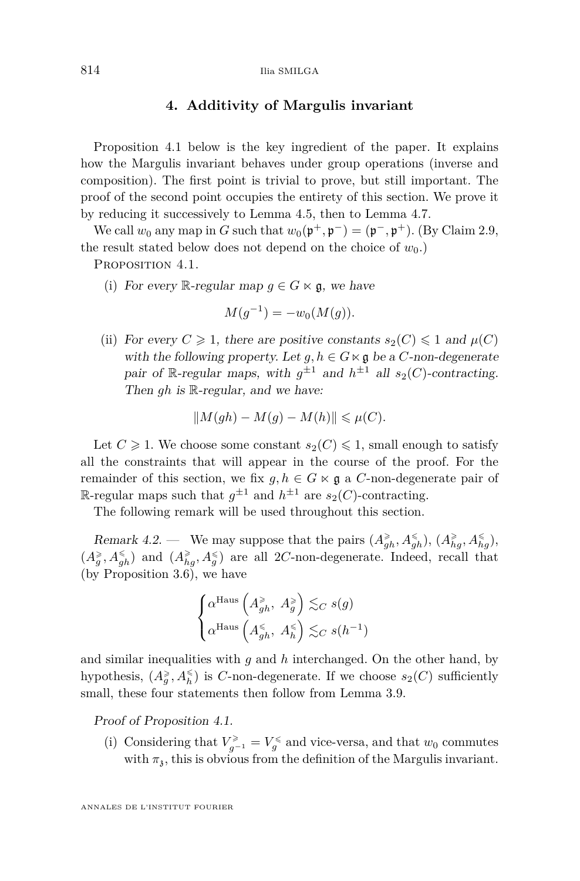## 4. Additivity of Margulis invariant

Proposition 4.1 below is the key ingredient of the paper. It explains how the Margulis invariant behaves under group operations (inverse and composition). The first point is trivial to prove, but still important. The proof of the second point occupies the entirety of this section. We prove it by reducing it successively to Lemma 4.5, then to Lemma 4.7.

We call $w_0$ any map in $G$ such that $w_0(\mathfrak{p}^+, \mathfrak{p}^-) = (\mathfrak{p}^-, \mathfrak{p}^+)$. (By Claim 2.9, the result stated below does not depend on the choice of $w_0$.)

Proposition 4.1.

(i) *For every $\mathbb{R}$-regular map $g \in G \ltimes \mathfrak{g}$, we have*

$$M(g^{-1}) = -w_0(M(g)).$$

(ii) *For every $C \geqslant 1$, there are positive constants $s_2(C) \leqslant 1$ and $\mu(C)$ with the following property. Let $g, h \in G \ltimes \mathfrak{g}$ be a $C$-non-degenerate pair of $\mathbb{R}$-regular maps, with $g^{\pm 1}$ and $h^{\pm 1}$ all $s_2(C)$-contracting. Then $gh$ is $\mathbb{R}$-regular, and we have:*

$$\|M(gh) - M(g) - M(h)\| \leqslant \mu(C).$$

Let $C \geqslant 1$. We choose some constant $s_2(C) \leqslant 1$, small enough to satisfy all the constraints that will appear in the course of the proof. For the remainder of this section, we fix $g, h \in G \ltimes \mathfrak{g}$ a $C$-non-degenerate pair of $\mathbb{R}$-regular maps such that $g^{\pm 1}$ and $h^{\pm 1}$ are $s_2(C)$-contracting.

The following remark will be used throughout this section.

*Remark 4.2.* — We may suppose that the pairs $(A^{\geqslant}_{gh}, A^{\leqslant}_{gh})$, $(A^{\geqslant}_{hg}, A^{\leqslant}_{hg})$, $(A^{\geqslant}_{g}, A^{\leqslant}_{gh})$ and $(A^{\geqslant}_{hg}, A^{\leqslant}_{g})$ are all $2C$-non-degenerate. Indeed, recall that (by Proposition 3.6), we have

$$\begin{cases} \alpha^{\mathrm{Haus}}\left(A^{\geqslant}_{gh},\ A^{\geqslant}_{g}\right) \lesssim_C s(g) \\ \alpha^{\mathrm{Haus}}\left(A^{\leqslant}_{gh},\ A^{\leqslant}_{h}\right) \lesssim_C s(h^{-1}) \end{cases}$$

and similar inequalities with $g$ and $h$ interchanged. On the other hand, by hypothesis, $(A^{\geqslant}_{g}, A^{\leqslant}_{h})$ is $C$-non-degenerate. If we choose $s_2(C)$ sufficiently small, these four statements then follow from Lemma 3.9.

*Proof of Proposition 4.1.*

(i) Considering that $V^{\geqslant}_{g^{-1}} = V^{\leqslant}_{g}$ and vice-versa, and that $w_0$ commutes with $\pi_{\mathfrak{z}}$, this is obvious from the definition of the Margulis invariant.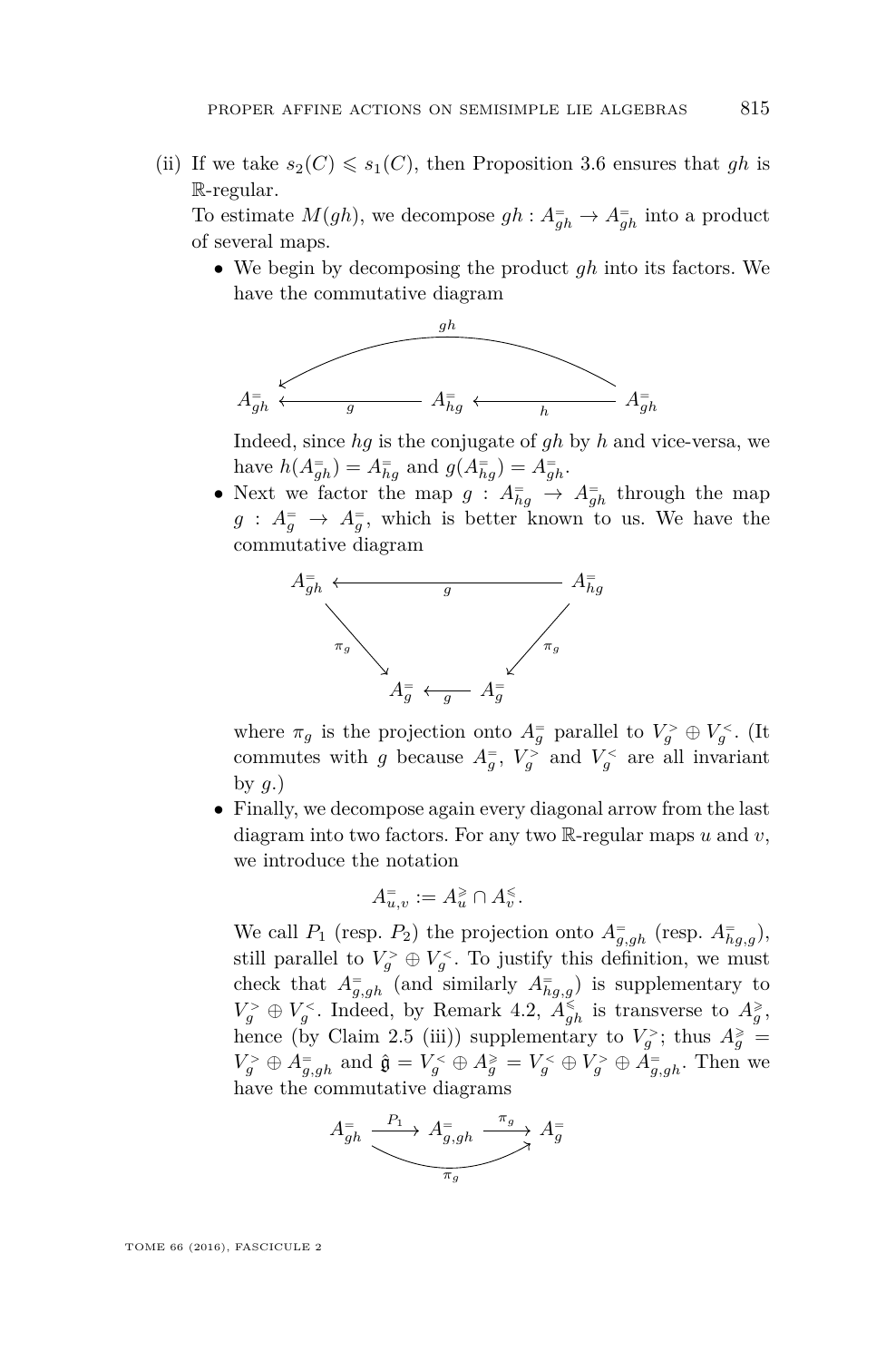(ii) If we take $s_2(C) \leqslant s_1(C)$, then Proposition 3.6 ensures that $gh$ is $\mathbb{R}$-regular.

To estimate $M(gh)$, we decompose $gh : A^{=}_{gh} \to A^{=}_{gh}$ into a product of several maps.

- We begin by decomposing the product $gh$ into its factors. We have the commutative diagram

$$A^{=}_{gh} \xleftarrow{\;g\;} A^{=}_{hg} \xleftarrow{\;h\;} A^{=}_{gh}, \qquad A^{=}_{gh} \xleftarrow{\;gh\;} A^{=}_{gh}$$

Indeed, since $hg$ is the conjugate of $gh$ by $h$ and vice-versa, we have $h(A^{=}_{gh}) = A^{=}_{hg}$ and $g(A^{=}_{hg}) = A^{=}_{gh}$.

- Next we factor the map $g : A^{=}_{hg} \to A^{=}_{gh}$ through the map $g : A^{=}_{g} \to A^{=}_{g}$, which is better known to us. We have the commutative diagram

$$\begin{array}{ccc} A^{=}_{gh} & \xleftarrow{\quad g \quad} & A^{=}_{hg} \\ \downarrow{\scriptstyle \pi_g} & & \downarrow{\scriptstyle \pi_g} \\ A^{=}_{g} & \xleftarrow{\quad g \quad} & A^{=}_{g} \end{array}$$

where $\pi_g$ is the projection onto $A^{=}_{g}$ parallel to $V^{>}_{g} \oplus V^{<}_{g}$. (It commutes with $g$ because $A^{=}_{g}$, $V^{>}_{g}$ and $V^{<}_{g}$ are all invariant by $g$.)

- Finally, we decompose again every diagonal arrow from the last diagram into two factors. For any two $\mathbb{R}$-regular maps $u$ and $v$, we introduce the notation

$$A^{=}_{u,v} := A^{\geqslant}_{u} \cap A^{\leqslant}_{v}.$$

We call $P_1$ (resp. $P_2$) the projection onto $A^{=}_{g,gh}$ (resp. $A^{=}_{hg,g}$), still parallel to $V^{>}_{g} \oplus V^{<}_{g}$. To justify this definition, we must check that $A^{=}_{g,gh}$ (and similarly $A^{=}_{hg,g}$) is supplementary to $V^{>}_{g} \oplus V^{<}_{g}$. Indeed, by Remark 4.2, $A^{\leqslant}_{gh}$ is transverse to $A^{\geqslant}_{g}$, hence (by Claim 2.5 (iii)) supplementary to $V^{>}_{g}$; thus $A^{\geqslant}_{g} = V^{>}_{g} \oplus A^{=}_{g,gh}$ and $\hat{\mathfrak{g}} = V^{<}_{g} \oplus A^{\geqslant}_{g} = V^{<}_{g} \oplus V^{>}_{g} \oplus A^{=}_{g,gh}$. Then we have the commutative diagrams

$$A^{=}_{gh} \xrightarrow{\;P_1\;} A^{=}_{g,gh} \xrightarrow{\;\pi_g\;} A^{=}_{g}, \qquad A^{=}_{gh} \xrightarrow{\;\pi_g\;} A^{=}_{g}$$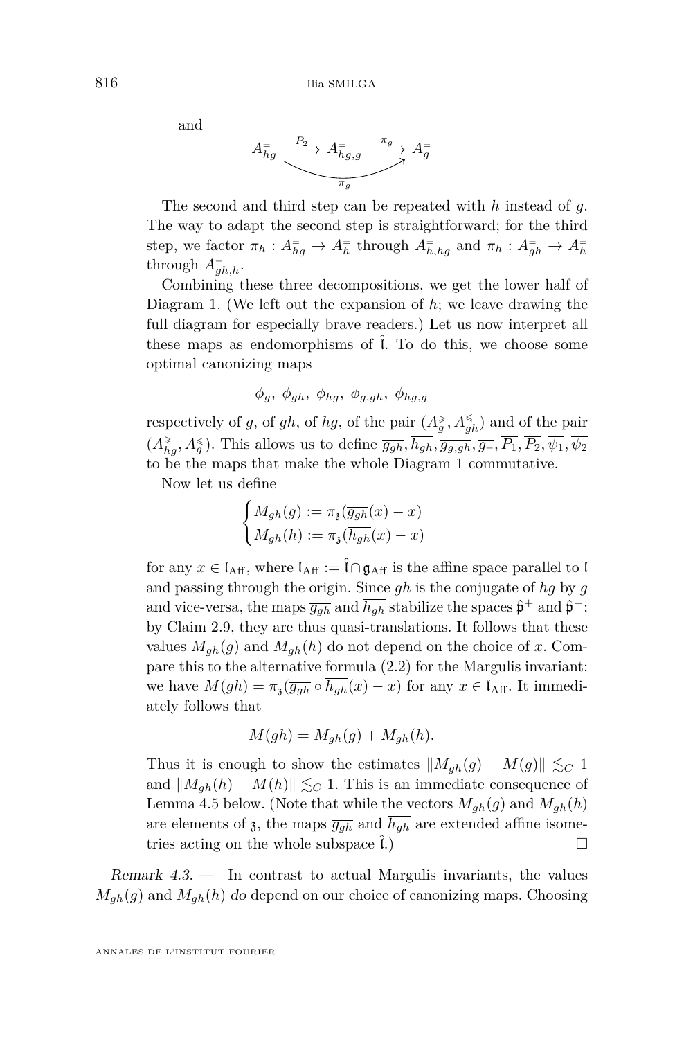and

$$A^{=}_{hg} \xrightarrow{P_2} A^{=}_{hg,g} \xrightarrow{\pi_g} A^{=}_{g}$$

(with the composite $A^{=}_{hg} \to A^{=}_{g}$ labeled $\pi_g$)

The second and third step can be repeated with $h$ instead of $g$. The way to adapt the second step is straightforward; for the third step, we factor $\pi_h : A^{=}_{hg} \to A^{=}_{h}$ through $A^{=}_{h,hg}$ and $\pi_h : A^{=}_{gh} \to A^{=}_{h}$ through $A^{=}_{gh,h}$.

Combining these three decompositions, we get the lower half of Diagram 1. (We left out the expansion of $h$; we leave drawing the full diagram for especially brave readers.) Let us now interpret all these maps as endomorphisms of $\hat{\mathfrak{l}}$. To do this, we choose some optimal canonizing maps

$$\phi_g,\ \phi_{gh},\ \phi_{hg},\ \phi_{g,gh},\ \phi_{hg,g}$$

respectively of $g$, of $gh$, of $hg$, of the pair $(A^{\geqslant}_{g}, A^{\leqslant}_{gh})$ and of the pair $(A^{\geqslant}_{hg}, A^{\leqslant}_{g})$. This allows us to define $\overline{g_{gh}}, \overline{h_{gh}}, \overline{g_{g,gh}}, \overline{g_{=}}, \overline{P_1}, \overline{P_2}, \overline{\psi_1}, \overline{\psi_2}$ to be the maps that make the whole Diagram 1 commutative.

Now let us define

$$\begin{cases} M_{gh}(g) := \pi_{\mathfrak{z}}(\overline{g_{gh}}(x) - x) \\ M_{gh}(h) := \pi_{\mathfrak{z}}(\overline{h_{gh}}(x) - x) \end{cases}$$

for any $x \in \mathfrak{l}_{\mathrm{Aff}}$, where $\mathfrak{l}_{\mathrm{Aff}} := \hat{\mathfrak{l}} \cap \mathfrak{g}_{\mathrm{Aff}}$ is the affine space parallel to $\mathfrak{l}$ and passing through the origin. Since $gh$ is the conjugate of $hg$ by $g$ and vice-versa, the maps $\overline{g_{gh}}$ and $\overline{h_{gh}}$ stabilize the spaces $\hat{\mathfrak{p}}^{+}$ and $\hat{\mathfrak{p}}^{-}$; by Claim 2.9, they are thus quasi-translations. It follows that these values $M_{gh}(g)$ and $M_{gh}(h)$ do not depend on the choice of $x$. Compare this to the alternative formula (2.2) for the Margulis invariant: we have $M(gh) = \pi_{\mathfrak{z}}(\overline{g_{gh}} \circ \overline{h_{gh}}(x) - x)$ for any $x \in \mathfrak{l}_{\mathrm{Aff}}$. It immediately follows that

$$M(gh) = M_{gh}(g) + M_{gh}(h).$$

Thus it is enough to show the estimates $\|M_{gh}(g) - M(g)\| \lesssim_C 1$ and $\|M_{gh}(h) - M(h)\| \lesssim_C 1$. This is an immediate consequence of Lemma 4.5 below. (Note that while the vectors $M_{gh}(g)$ and $M_{gh}(h)$ are elements of $\mathfrak{z}$, the maps $\overline{g_{gh}}$ and $\overline{h_{gh}}$ are extended affine isometries acting on the whole subspace $\hat{\mathfrak{l}}$.) $\square$

*Remark 4.3.* — In contrast to actual Margulis invariants, the values $M_{gh}(g)$ and $M_{gh}(h)$ *do* depend on our choice of canonizing maps. Choosing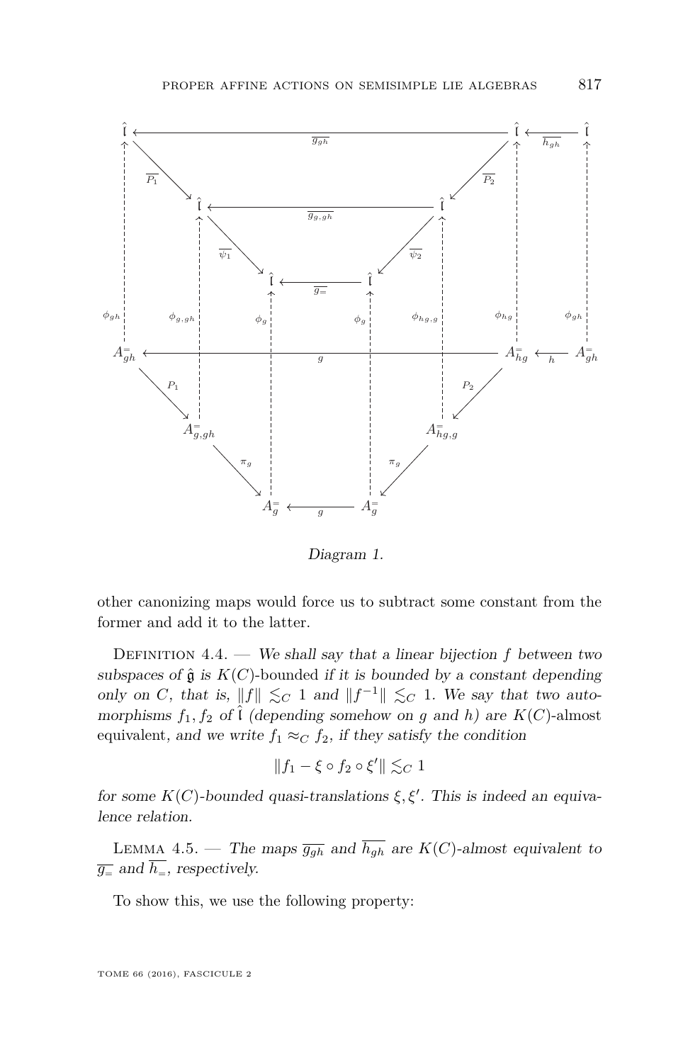Diagram 1.

other canonizing maps would force us to subtract some constant from the former and add it to the latter.

Definition 4.4. — *We shall say that a linear bijection $f$ between two subspaces of $\hat{\mathfrak{g}}$ is* $K(C)$-bounded *if it is bounded by a constant depending only on $C$, that is, $\|f\| \lesssim_C 1$ and $\|f^{-1}\| \lesssim_C 1$. We say that two automorphisms $f_1, f_2$ of $\hat{\mathfrak{l}}$ (depending somehow on $g$ and $h$) are* $K(C)$-almost equivalent, *and we write $f_1 \approx_C f_2$, if they satisfy the condition*

$$\|f_1 - \xi \circ f_2 \circ \xi'\| \lesssim_C 1$$

*for some $K(C)$-bounded quasi-translations $\xi, \xi'$. This is indeed an equivalence relation.*

Lemma 4.5. — *The maps $\overline{g_{gh}}$ and $\overline{h_{gh}}$ are $K(C)$-almost equivalent to $\overline{g_=}$ and $\overline{h_=}$, respectively.*

To show this, we use the following property: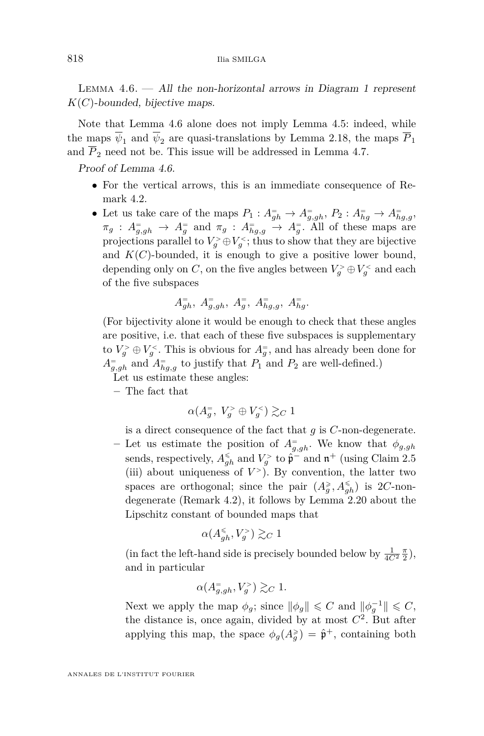Lemma 4.6. — *All the non-horizontal arrows in Diagram 1 represent $K(C)$-bounded, bijective maps.*

Note that Lemma 4.6 alone does not imply Lemma 4.5: indeed, while the maps $\overline{\psi}_1$ and $\overline{\psi}_2$ are quasi-translations by Lemma 2.18, the maps $\overline{P}_1$ and $\overline{P}_2$ need not be. This issue will be addressed in Lemma 4.7.

*Proof of Lemma 4.6.*

- For the vertical arrows, this is an immediate consequence of Remark 4.2.
- Let us take care of the maps $P_1 : A^{=}_{gh} \to A^{=}_{g,gh}$, $P_2 : A^{=}_{hg} \to A^{=}_{hg,g}$, $\pi_g : A^{=}_{g,gh} \to A^{=}_{g}$ and $\pi_g : A^{=}_{hg,g} \to A^{=}_{g}$. All of these maps are projections parallel to $V^{>}_{g} \oplus V^{<}_{g}$; thus to show that they are bijective and $K(C)$-bounded, it is enough to give a positive lower bound, depending only on $C$, on the five angles between $V^{>}_{g} \oplus V^{<}_{g}$ and each of the five subspaces

  $$A^{=}_{gh},\ A^{=}_{g,gh},\ A^{=}_{g},\ A^{=}_{hg,g},\ A^{=}_{hg}.$$

  (For bijectivity alone it would be enough to check that these angles are positive, i.e. that each of these five subspaces is supplementary to $V^{>}_{g} \oplus V^{<}_{g}$. This is obvious for $A^{=}_{g}$, and has already been done for $A^{=}_{g,gh}$ and $A^{=}_{hg,g}$ to justify that $P_1$ and $P_2$ are well-defined.)

  Let us estimate these angles:

  – The fact that

  $$\alpha(A^{=}_{g},\ V^{>}_{g} \oplus V^{<}_{g}) \gtrsim_C 1$$

  is a direct consequence of the fact that $g$ is $C$-non-degenerate.

  – Let us estimate the position of $A^{=}_{g,gh}$. We know that $\phi_{g,gh}$ sends, respectively, $A^{\leqslant}_{gh}$ and $V^{>}_{g}$ to $\hat{\mathfrak{p}}^{-}$ and $\mathfrak{n}^{+}$ (using Claim 2.5 (iii) about uniqueness of $V^{>}$). By convention, the latter two spaces are orthogonal; since the pair $(A^{\geqslant}_{g}, A^{\leqslant}_{gh})$ is $2C$-non-degenerate (Remark 4.2), it follows by Lemma 2.20 about the Lipschitz constant of bounded maps that

  $$\alpha(A^{\leqslant}_{gh}, V^{>}_{g}) \gtrsim_C 1$$

  (in fact the left-hand side is precisely bounded below by $\frac{1}{4C^2}\frac{\pi}{2}$), and in particular

  $$\alpha(A^{=}_{g,gh}, V^{>}_{g}) \gtrsim_C 1.$$

  Next we apply the map $\phi_g$; since $\|\phi_g\| \leqslant C$ and $\|\phi_g^{-1}\| \leqslant C$, the distance is, once again, divided by at most $C^2$. But after applying this map, the space $\phi_g(A^{\geqslant}_{g}) = \hat{\mathfrak{p}}^{+}$, containing both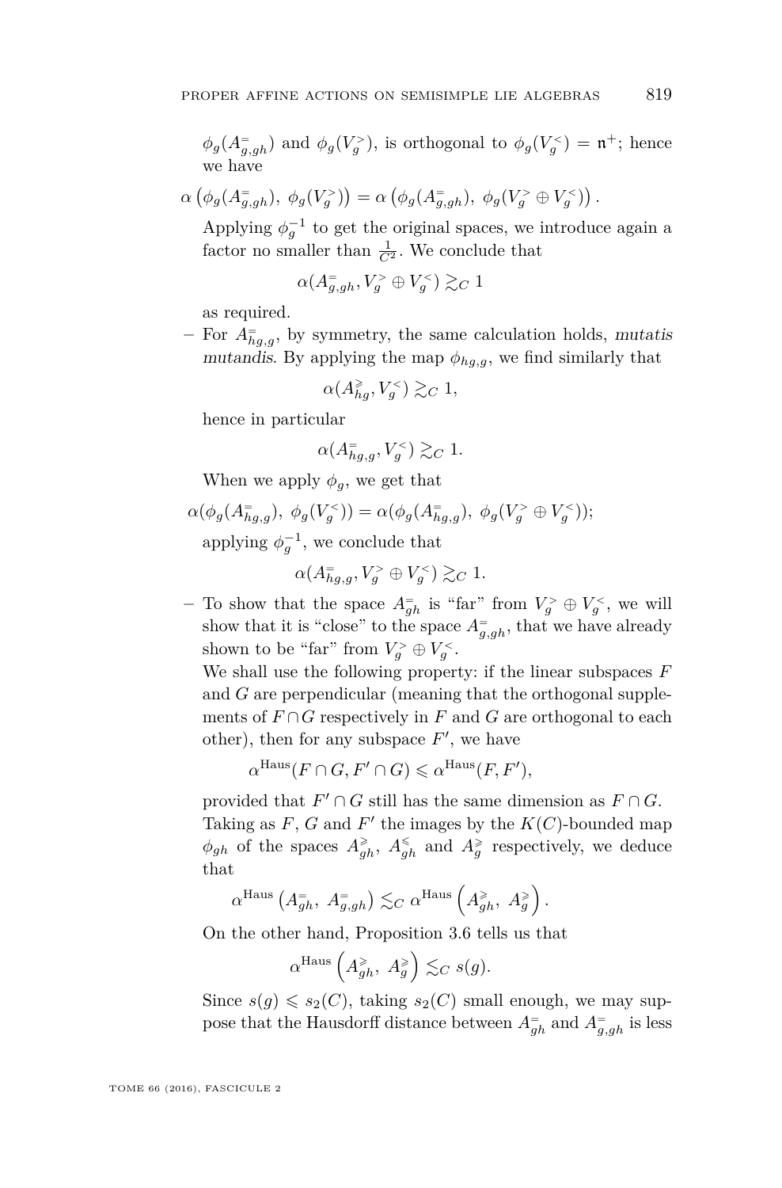$\phi_g(A^{=}_{g,gh})$ and $\phi_g(V^{>}_g)$, is orthogonal to $\phi_g(V^{<}_g) = \mathfrak{n}^+$; hence we have

$$\alpha\left(\phi_g(A^{=}_{g,gh}),\ \phi_g(V^{>}_g)\right) = \alpha\left(\phi_g(A^{=}_{g,gh}),\ \phi_g(V^{>}_g \oplus V^{<}_g)\right).$$

Applying $\phi_g^{-1}$ to get the original spaces, we introduce again a factor no smaller than $\frac{1}{C^2}$. We conclude that

$$\alpha(A^{=}_{g,gh}, V^{>}_g \oplus V^{<}_g) \gtrsim_C 1$$

as required.

– For $A^{=}_{hg,g}$, by symmetry, the same calculation holds, *mutatis mutandis*. By applying the map $\phi_{hg,g}$, we find similarly that

$$\alpha(A^{\geqslant}_{hg}, V^{<}_g) \gtrsim_C 1,$$

hence in particular

$$\alpha(A^{=}_{hg,g}, V^{<}_g) \gtrsim_C 1.$$

When we apply $\phi_g$, we get that

$$\alpha(\phi_g(A^{=}_{hg,g}),\ \phi_g(V^{<}_g)) = \alpha(\phi_g(A^{=}_{hg,g}),\ \phi_g(V^{>}_g \oplus V^{<}_g));$$

applying $\phi_g^{-1}$, we conclude that

$$\alpha(A^{=}_{hg,g}, V^{>}_g \oplus V^{<}_g) \gtrsim_C 1.$$

– To show that the space $A^{=}_{gh}$ is "far" from $V^{>}_g \oplus V^{<}_g$, we will show that it is "close" to the space $A^{=}_{g,gh}$, that we have already shown to be "far" from $V^{>}_g \oplus V^{<}_g$.

We shall use the following property: if the linear subspaces $F$ and $G$ are perpendicular (meaning that the orthogonal supplements of $F \cap G$ respectively in $F$ and $G$ are orthogonal to each other), then for any subspace $F'$, we have

$$\alpha^{\mathrm{Haus}}(F \cap G, F' \cap G) \leqslant \alpha^{\mathrm{Haus}}(F, F'),$$

provided that $F' \cap G$ still has the same dimension as $F \cap G$.

Taking as $F$, $G$ and $F'$ the images by the $K(C)$-bounded map $\phi_{gh}$ of the spaces $A^{\geqslant}_{gh}$, $A^{\leqslant}_{gh}$ and $A^{\geqslant}_{g}$ respectively, we deduce that

$$\alpha^{\mathrm{Haus}}\left(A^{=}_{gh},\ A^{=}_{g,gh}\right) \lesssim_C \alpha^{\mathrm{Haus}}\left(A^{\geqslant}_{gh},\ A^{\geqslant}_{g}\right).$$

On the other hand, Proposition 3.6 tells us that

$$\alpha^{\mathrm{Haus}}\left(A^{\geqslant}_{gh},\ A^{\geqslant}_{g}\right) \lesssim_C s(g).$$

Since $s(g) \leqslant s_2(C)$, taking $s_2(C)$ small enough, we may suppose that the Hausdorff distance between $A^{=}_{gh}$ and $A^{=}_{g,gh}$ is less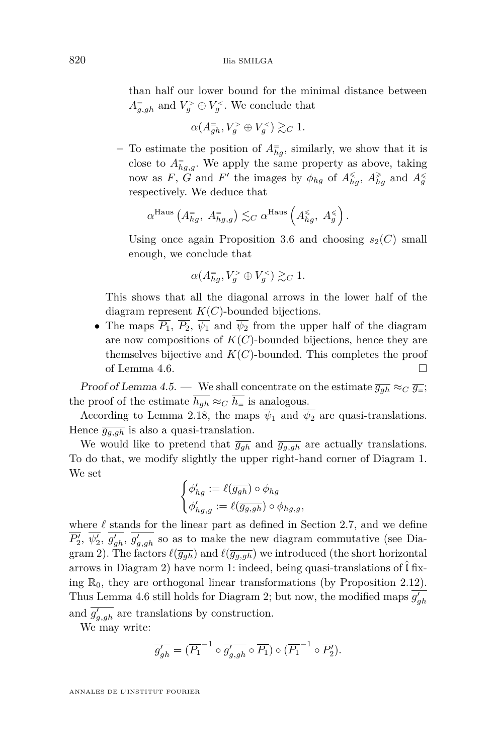than half our lower bound for the minimal distance between $A^{=}_{g,gh}$ and $V^{>}_g \oplus V^{<}_g$. We conclude that

$$\alpha(A^{=}_{gh}, V^{>}_g \oplus V^{<}_g) \gtrsim_C 1.$$

– To estimate the position of $A^{=}_{hg}$, similarly, we show that it is close to $A^{=}_{hg,g}$. We apply the same property as above, taking now as $F$, $G$ and $F'$ the images by $\phi_{hg}$ of $A^{\leqslant}_{hg}$, $A^{\geqslant}_{hg}$ and $A^{\leqslant}_{g}$ respectively. We deduce that

$$\alpha^{\mathrm{Haus}}\left(A^{=}_{hg},\ A^{=}_{hg,g}\right) \lesssim_C \alpha^{\mathrm{Haus}}\left(A^{\leqslant}_{hg},\ A^{\leqslant}_{g}\right).$$

Using once again Proposition 3.6 and choosing $s_2(C)$ small enough, we conclude that

$$\alpha(A^{=}_{hg}, V^{>}_g \oplus V^{<}_g) \gtrsim_C 1.$$

This shows that all the diagonal arrows in the lower half of the diagram represent $K(C)$-bounded bijections.

- The maps $\overline{P_1}$, $\overline{P_2}$, $\overline{\psi_1}$ and $\overline{\psi_2}$ from the upper half of the diagram are now compositions of $K(C)$-bounded bijections, hence they are themselves bijective and $K(C)$-bounded. This completes the proof of Lemma 4.6. □

*Proof of Lemma 4.5.* — We shall concentrate on the estimate $\overline{g_{gh}} \approx_C \overline{g_{=}}$; the proof of the estimate $\overline{h_{gh}} \approx_C \overline{h_{=}}$ is analogous.

According to Lemma 2.18, the maps $\overline{\psi_1}$ and $\overline{\psi_2}$ are quasi-translations. Hence $\overline{g_{g,gh}}$ is also a quasi-translation.

We would like to pretend that $\overline{g_{gh}}$ and $\overline{g_{g,gh}}$ are actually translations. To do that, we modify slightly the upper right-hand corner of Diagram 1. We set

$$\begin{cases} \phi'_{hg} := \ell(\overline{g_{gh}}) \circ \phi_{hg} \\ \phi'_{hg,g} := \ell(\overline{g_{g,gh}}) \circ \phi_{hg,g}, \end{cases}$$

where $\ell$ stands for the linear part as defined in Section 2.7, and we define $\overline{P'_2}$, $\overline{\psi'_2}$, $\overline{g'_{gh}}$, $\overline{g'_{g,gh}}$ so as to make the new diagram commutative (see Diagram 2). The factors $\ell(\overline{g_{gh}})$ and $\ell(\overline{g_{g,gh}})$ we introduced (the short horizontal arrows in Diagram 2) have norm 1: indeed, being quasi-translations of $\hat{\mathfrak{l}}$ fixing $\mathbb{R}_0$, they are orthogonal linear transformations (by Proposition 2.12). Thus Lemma 4.6 still holds for Diagram 2; but now, the modified maps $\overline{g'_{gh}}$ and $\overline{g'_{g,gh}}$ are translations by construction.

We may write:

$$\overline{g'_{gh}} = (\overline{P_1}^{-1} \circ \overline{g'_{g,gh}} \circ \overline{P_1}) \circ (\overline{P_1}^{-1} \circ \overline{P'_2}).$$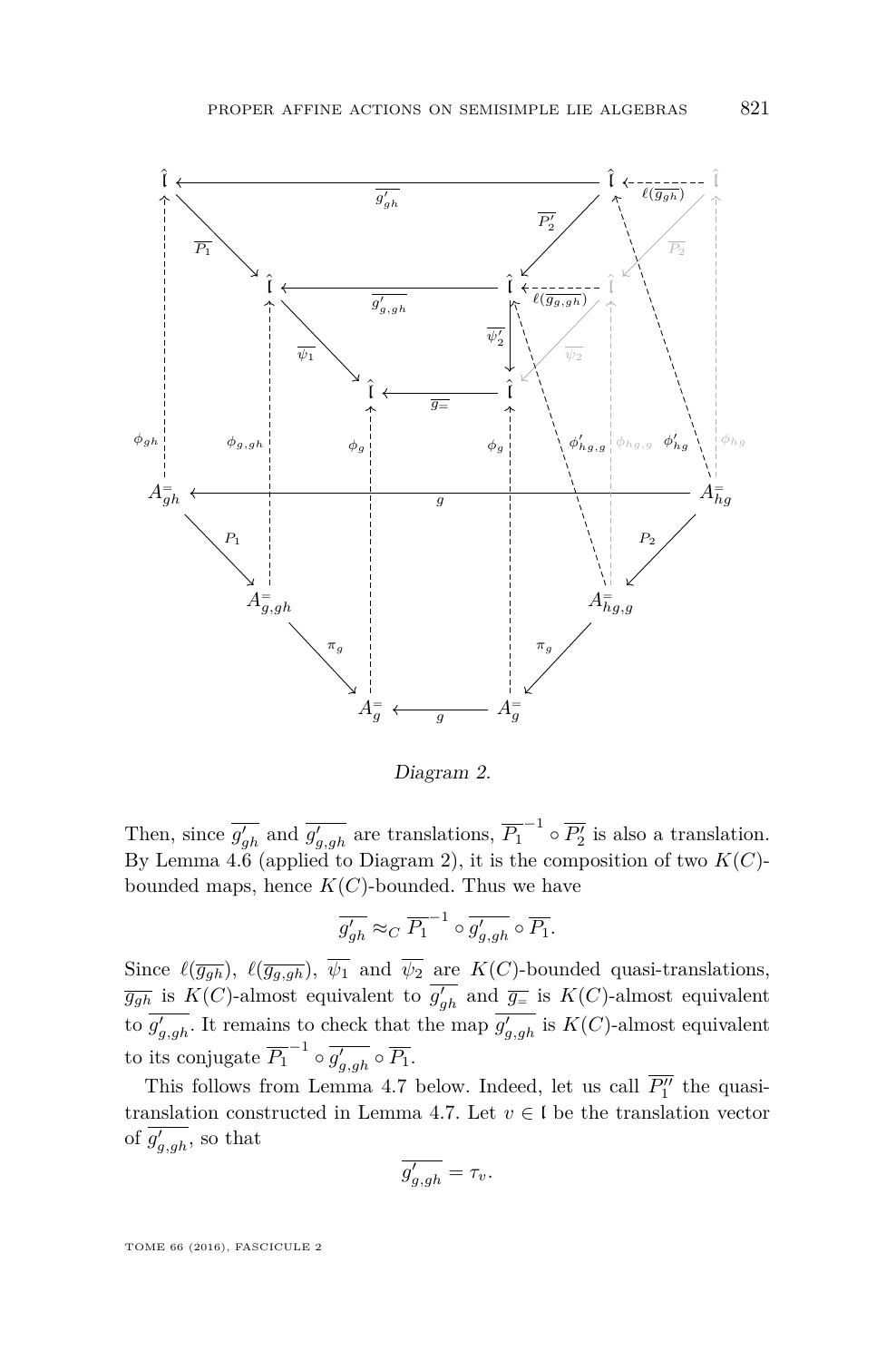*Diagram 2.*

Then, since $\overline{g'_{gh}}$ and $\overline{g'_{g,gh}}$ are translations, $\overline{P_1}^{-1} \circ \overline{P'_2}$ is also a translation. By Lemma 4.6 (applied to Diagram 2), it is the composition of two $K(C)$-bounded maps, hence $K(C)$-bounded. Thus we have

$$\overline{g'_{gh}} \approx_C \overline{P_1}^{-1} \circ \overline{g'_{g,gh}} \circ \overline{P_1}.$$

Since $\ell(\overline{g_{gh}})$, $\ell(\overline{g_{g,gh}})$, $\overline{\psi_1}$ and $\overline{\psi_2}$ are $K(C)$-bounded quasi-translations, $\overline{g_{gh}}$ is $K(C)$-almost equivalent to $\overline{g'_{gh}}$ and $\overline{g_{=}}$ is $K(C)$-almost equivalent to $\overline{g'_{g,gh}}$. It remains to check that the map $\overline{g'_{g,gh}}$ is $K(C)$-almost equivalent to its conjugate $\overline{P_1}^{-1} \circ \overline{g'_{g,gh}} \circ \overline{P_1}$.

This follows from Lemma 4.7 below. Indeed, let us call $\overline{P''_1}$ the quasi-translation constructed in Lemma 4.7. Let $v \in \mathfrak{l}$ be the translation vector of $\overline{g'_{g,gh}}$, so that

$$\overline{g'_{g,gh}} = \tau_v.$$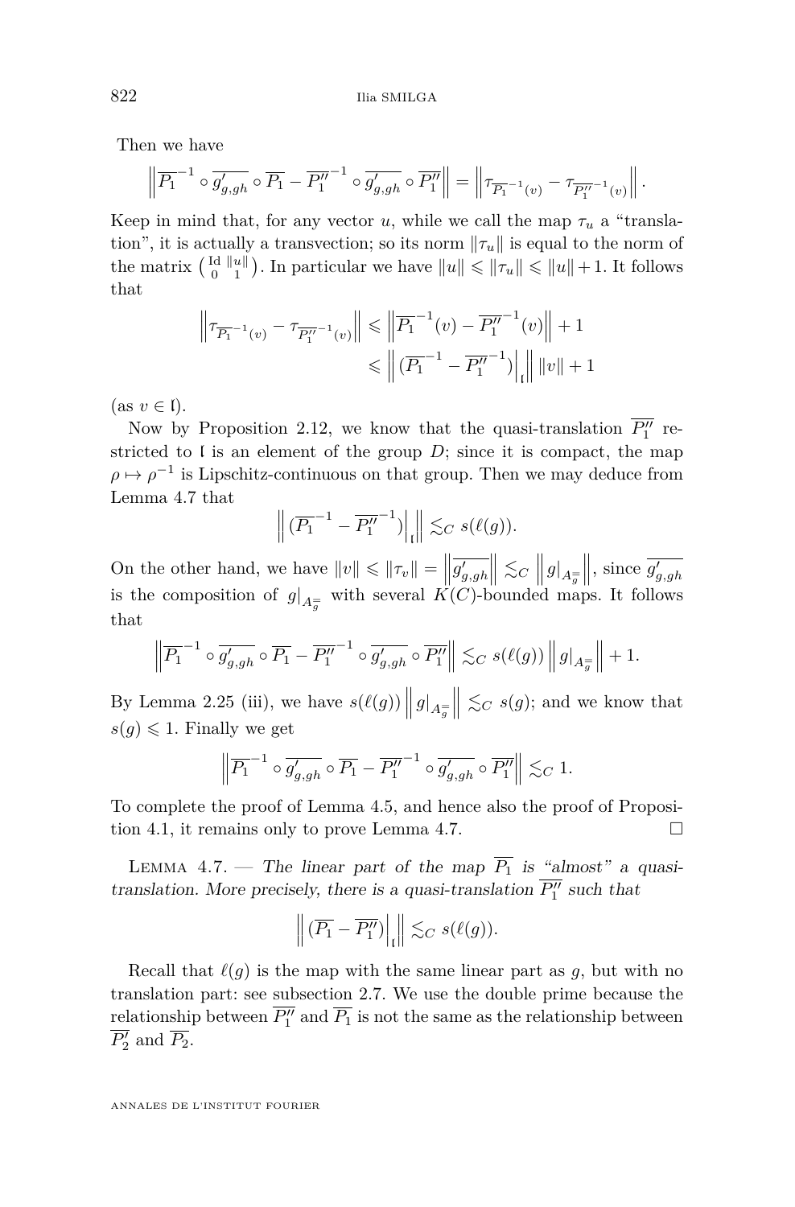Then we have

$$\left\| \overline{P_1}^{-1} \circ \overline{g'_{g,gh}} \circ \overline{P_1} - \overline{P''_1}^{-1} \circ \overline{g'_{g,gh}} \circ \overline{P''_1} \right\| = \left\| \tau_{\overline{P_1}^{-1}(v)} - \tau_{\overline{P''_1}^{-1}(v)} \right\|.$$

Keep in mind that, for any vector $u$, while we call the map $\tau_u$ a "translation", it is actually a transvection; so its norm $\|\tau_u\|$ is equal to the norm of the matrix $\left(\begin{smallmatrix} \mathrm{Id} & \|u\| \\ 0 & 1 \end{smallmatrix}\right)$. In particular we have $\|u\| \leqslant \|\tau_u\| \leqslant \|u\| + 1$. It follows that

$$\begin{aligned}
\left\| \tau_{\overline{P_1}^{-1}(v)} - \tau_{\overline{P''_1}^{-1}(v)} \right\| &\leqslant \left\| \overline{P_1}^{-1}(v) - \overline{P''_1}^{-1}(v) \right\| + 1 \\
&\leqslant \left\| (\overline{P_1}^{-1} - \overline{P''_1}^{-1})\Big|_{\mathfrak{l}} \right\| \|v\| + 1
\end{aligned}$$

(as $v \in \mathfrak{l}$).

Now by Proposition 2.12, we know that the quasi-translation $\overline{P''_1}$ restricted to $\mathfrak{l}$ is an element of the group $D$; since it is compact, the map $\rho \mapsto \rho^{-1}$ is Lipschitz-continuous on that group. Then we may deduce from Lemma 4.7 that

$$\left\| (\overline{P_1}^{-1} - \overline{P''_1}^{-1})\Big|_{\mathfrak{l}} \right\| \lesssim_C s(\ell(g)).$$

On the other hand, we have $\|v\| \leqslant \|\tau_v\| = \left\| \overline{g'_{g,gh}} \right\| \lesssim_C \left\| g|_{A_g^{=}} \right\|$, since $\overline{g'_{g,gh}}$ is the composition of $g|_{A_g^{=}}$ with several $K(C)$-bounded maps. It follows that

$$\left\| \overline{P_1}^{-1} \circ \overline{g'_{g,gh}} \circ \overline{P_1} - \overline{P''_1}^{-1} \circ \overline{g'_{g,gh}} \circ \overline{P''_1} \right\| \lesssim_C s(\ell(g)) \left\| g|_{A_g^{=}} \right\| + 1.$$

By Lemma 2.25 (iii), we have $s(\ell(g)) \left\| g|_{A_g^{=}} \right\| \lesssim_C s(g)$; and we know that $s(g) \leqslant 1$. Finally we get

$$\left\| \overline{P_1}^{-1} \circ \overline{g'_{g,gh}} \circ \overline{P_1} - \overline{P''_1}^{-1} \circ \overline{g'_{g,gh}} \circ \overline{P''_1} \right\| \lesssim_C 1.$$

To complete the proof of Lemma 4.5, and hence also the proof of Proposition 4.1, it remains only to prove Lemma 4.7. □

Lemma 4.7. — *The linear part of the map $\overline{P_1}$ is "almost" a quasi-translation. More precisely, there is a quasi-translation $\overline{P''_1}$ such that*

$$\left\| (\overline{P_1} - \overline{P''_1})\Big|_{\mathfrak{l}} \right\| \lesssim_C s(\ell(g)).$$

Recall that $\ell(g)$ is the map with the same linear part as $g$, but with no translation part: see subsection 2.7. We use the double prime because the relationship between $\overline{P''_1}$ and $\overline{P_1}$ is not the same as the relationship between $\overline{P'_2}$ and $\overline{P_2}$.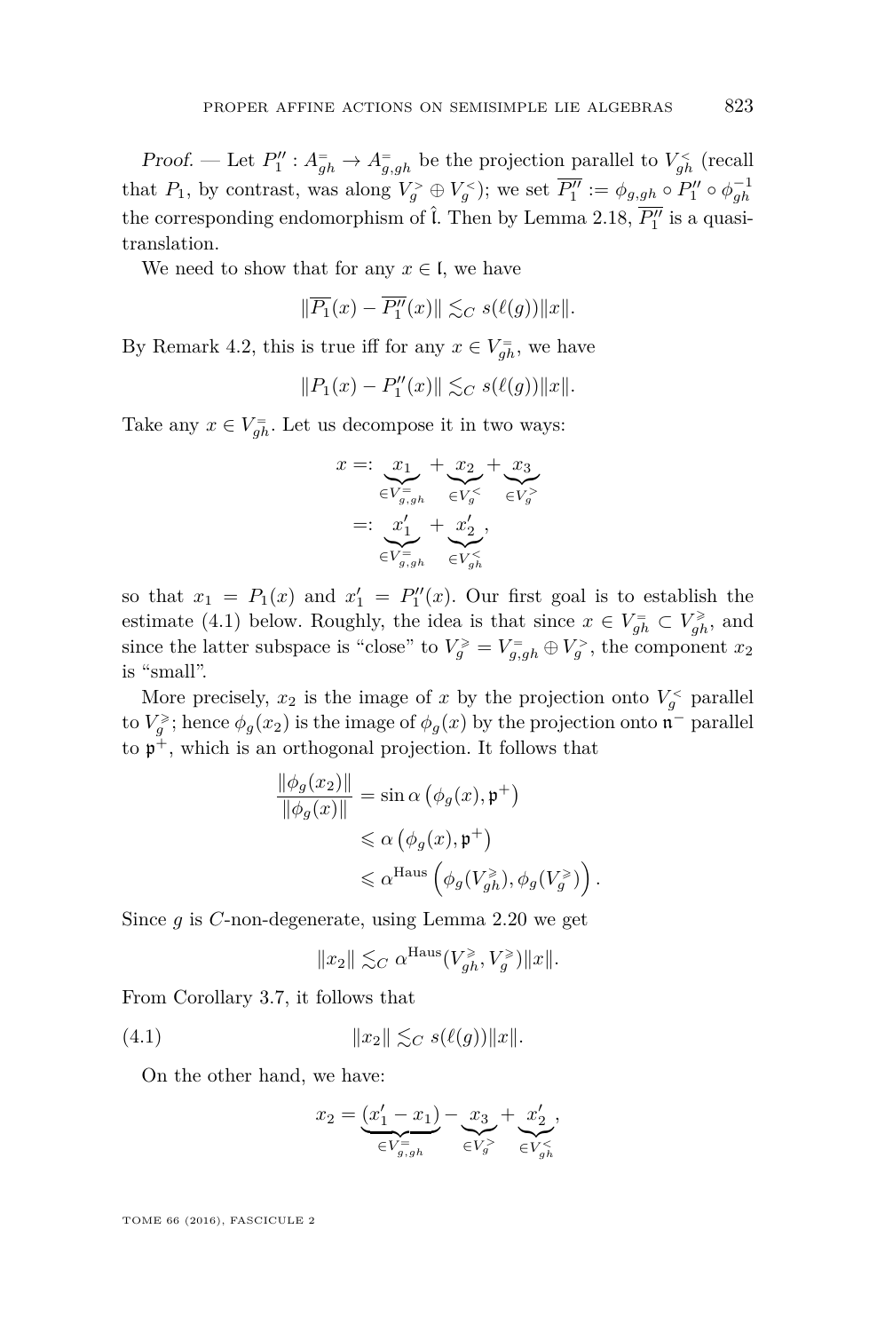*Proof.* — Let $P_1'' : A^{=}_{gh} \to A^{=}_{g,gh}$ be the projection parallel to $V^{<}_{gh}$ (recall that $P_1$, by contrast, was along $V^{>}_{g} \oplus V^{<}_{g}$); we set $\overline{P_1''} := \phi_{g,gh} \circ P_1'' \circ \phi_{gh}^{-1}$ the corresponding endomorphism of $\hat{\mathfrak{l}}$. Then by Lemma 2.18, $\overline{P_1''}$ is a quasi-translation.

We need to show that for any $x \in \mathfrak{l}$, we have

$$\|\overline{P_1}(x) - \overline{P_1''}(x)\| \lesssim_C s(\ell(g))\|x\|.$$

By Remark 4.2, this is true iff for any $x \in V^{=}_{gh}$, we have

$$\|P_1(x) - P_1''(x)\| \lesssim_C s(\ell(g))\|x\|.$$

Take any $x \in V^{=}_{gh}$. Let us decompose it in two ways:

$$\begin{aligned} x &=: \underbrace{x_1}_{\in V^{=}_{g,gh}} + \underbrace{x_2}_{\in V^{<}_{g}} + \underbrace{x_3}_{\in V^{>}_{g}} \\ &=: \underbrace{x_1'}_{\in V^{=}_{g,gh}} + \underbrace{x_2'}_{\in V^{<}_{gh}}, \end{aligned}$$

so that $x_1 = P_1(x)$ and $x_1' = P_1''(x)$. Our first goal is to establish the estimate (4.1) below. Roughly, the idea is that since $x \in V^{=}_{gh} \subset V^{\geqslant}_{gh}$, and since the latter subspace is "close" to $V^{\geqslant}_{g} = V^{=}_{g,gh} \oplus V^{>}_{g}$, the component $x_2$ is "small".

More precisely, $x_2$ is the image of $x$ by the projection onto $V^{<}_{g}$ parallel to $V^{\geqslant}_{g}$; hence $\phi_g(x_2)$ is the image of $\phi_g(x)$ by the projection onto $\mathfrak{n}^-$ parallel to $\mathfrak{p}^+$, which is an orthogonal projection. It follows that

$$\begin{aligned} \frac{\|\phi_g(x_2)\|}{\|\phi_g(x)\|} &= \sin \alpha\left(\phi_g(x), \mathfrak{p}^+\right) \\ &\leqslant \alpha\left(\phi_g(x), \mathfrak{p}^+\right) \\ &\leqslant \alpha^{\mathrm{Haus}}\left(\phi_g(V^{\geqslant}_{gh}), \phi_g(V^{\geqslant}_{g})\right). \end{aligned}$$

Since $g$ is $C$-non-degenerate, using Lemma 2.20 we get

$$\|x_2\| \lesssim_C \alpha^{\mathrm{Haus}}(V^{\geqslant}_{gh}, V^{\geqslant}_{g})\|x\|.$$

From Corollary 3.7, it follows that

$$\|x_2\| \lesssim_C s(\ell(g))\|x\|. \tag{4.1}$$

On the other hand, we have:

$$x_2 = \underbrace{(x_1' - x_1)}_{\in V^{=}_{g,gh}} - \underbrace{x_3}_{\in V^{>}_{g}} + \underbrace{x_2'}_{\in V^{<}_{gh}},$$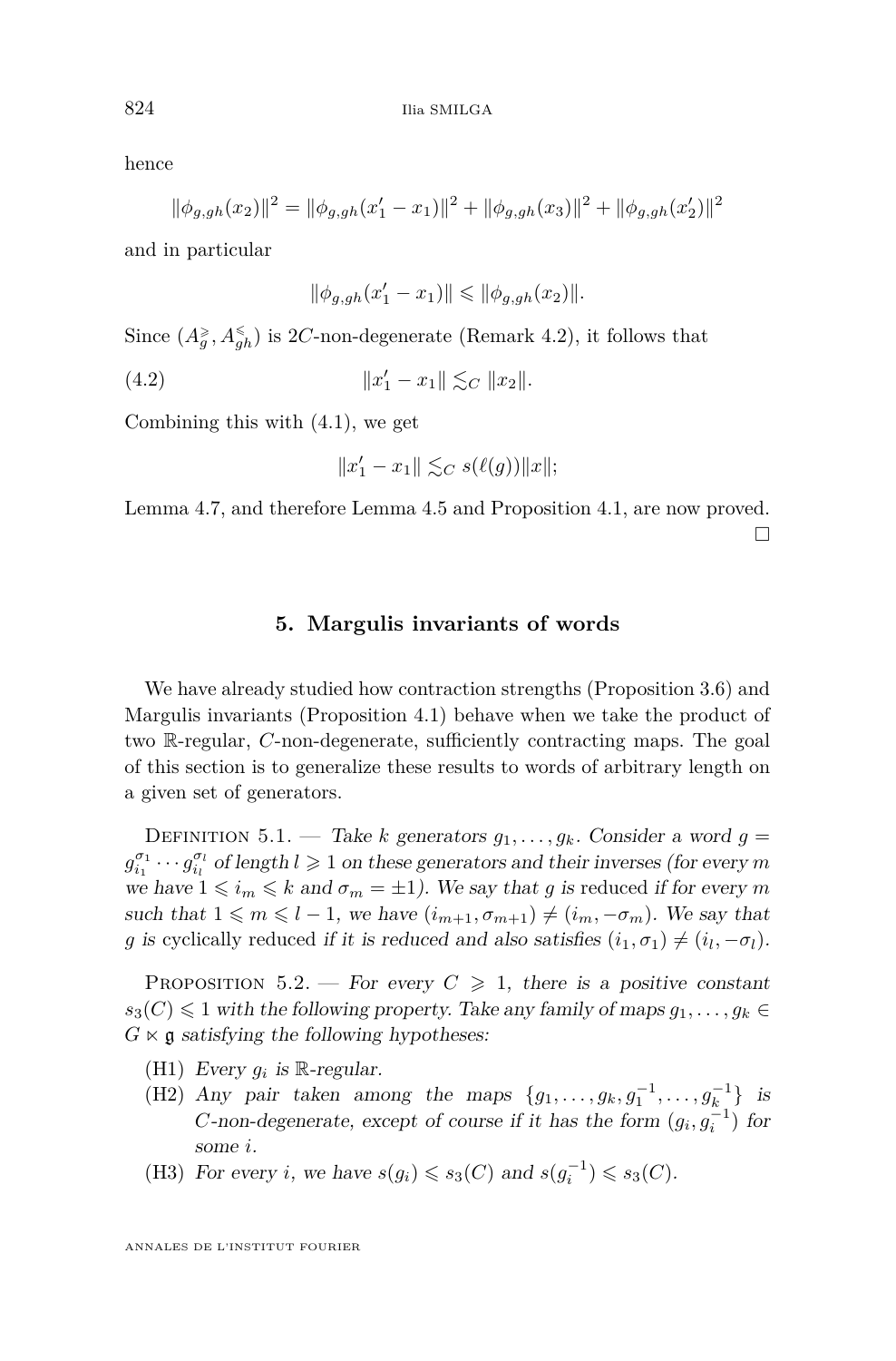hence

$$\|\phi_{g,gh}(x_2)\|^2 = \|\phi_{g,gh}(x'_1 - x_1)\|^2 + \|\phi_{g,gh}(x_3)\|^2 + \|\phi_{g,gh}(x'_2)\|^2$$

and in particular

$$\|\phi_{g,gh}(x'_1 - x_1)\| \leqslant \|\phi_{g,gh}(x_2)\|.$$

Since $(A^{\geqslant}_g, A^{\leqslant}_{gh})$ is $2C$-non-degenerate (Remark 4.2), it follows that

$$\|x'_1 - x_1\| \lesssim_C \|x_2\|. \tag{4.2}$$

Combining this with (4.1), we get

$$\|x'_1 - x_1\| \lesssim_C s(\ell(g))\|x\|;$$

Lemma 4.7, and therefore Lemma 4.5 and Proposition 4.1, are now proved. □

## 5. Margulis invariants of words

We have already studied how contraction strengths (Proposition 3.6) and Margulis invariants (Proposition 4.1) behave when we take the product of two $\mathbb{R}$-regular, $C$-non-degenerate, sufficiently contracting maps. The goal of this section is to generalize these results to words of arbitrary length on a given set of generators.

Definition 5.1. — *Take $k$ generators $g_1, \dots, g_k$. Consider a word $g = g_{i_1}^{\sigma_1} \cdots g_{i_l}^{\sigma_l}$ of length $l \geqslant 1$ on these generators and their inverses (for every $m$ we have $1 \leqslant i_m \leqslant k$ and $\sigma_m = \pm 1$). We say that $g$ is* reduced *if for every $m$ such that $1 \leqslant m \leqslant l-1$, we have $(i_{m+1}, \sigma_{m+1}) \neq (i_m, -\sigma_m)$. We say that $g$ is* cyclically reduced *if it is reduced and also satisfies $(i_1, \sigma_1) \neq (i_l, -\sigma_l)$.*

Proposition 5.2. — *For every $C \geqslant 1$, there is a positive constant $s_3(C) \leqslant 1$ with the following property. Take any family of maps $g_1, \dots, g_k \in G \ltimes \mathfrak{g}$ satisfying the following hypotheses:*

- (H1) *Every $g_i$ is $\mathbb{R}$-regular.*
- (H2) *Any pair taken among the maps $\{g_1, \dots, g_k, g_1^{-1}, \dots, g_k^{-1}\}$ is $C$-non-degenerate, except of course if it has the form $(g_i, g_i^{-1})$ for some $i$.*
- (H3) *For every $i$, we have $s(g_i) \leqslant s_3(C)$ and $s(g_i^{-1}) \leqslant s_3(C)$.*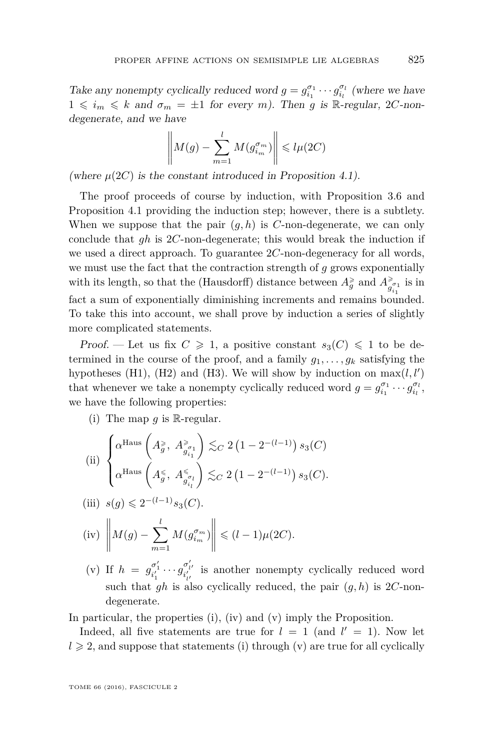*Take any nonempty cyclically reduced word $g = g_{i_1}^{\sigma_1} \cdots g_{i_l}^{\sigma_l}$ (where we have $1 \leqslant i_m \leqslant k$ and $\sigma_m = \pm 1$ for every $m$). Then $g$ is $\mathbb{R}$-regular, $2C$-non-degenerate, and we have*

$$\left\| M(g) - \sum_{m=1}^{l} M(g_{i_m}^{\sigma_m}) \right\| \leqslant l\mu(2C)$$

*(where $\mu(2C)$ is the constant introduced in Proposition 4.1).*

The proof proceeds of course by induction, with Proposition 3.6 and Proposition 4.1 providing the induction step; however, there is a subtlety. When we suppose that the pair $(g, h)$ is $C$-non-degenerate, we can only conclude that $gh$ is $2C$-non-degenerate; this would break the induction if we used a direct approach. To guarantee $2C$-non-degeneracy for all words, we must use the fact that the contraction strength of $g$ grows exponentially with its length, so that the (Hausdorff) distance between $A_g^{\geqslant}$ and $A_{g_{i_1}^{\sigma_1}}^{\geqslant}$ is in fact a sum of exponentially diminishing increments and remains bounded. To take this into account, we shall prove by induction a series of slightly more complicated statements.

*Proof.* — Let us fix $C \geqslant 1$, a positive constant $s_3(C) \leqslant 1$ to be determined in the course of the proof, and a family $g_1, \ldots, g_k$ satisfying the hypotheses (H1), (H2) and (H3). We will show by induction on $\max(l, l')$ that whenever we take a nonempty cyclically reduced word $g = g_{i_1}^{\sigma_1} \cdots g_{i_l}^{\sigma_l}$, we have the following properties:

(i) The map $g$ is $\mathbb{R}$-regular.

(ii) $$\begin{cases} \alpha^{\mathrm{Haus}}\left(A_g^{\geqslant},\ A_{g_{i_1}^{\sigma_1}}^{\geqslant}\right) \lesssim_C 2\left(1 - 2^{-(l-1)}\right) s_3(C) \\ \alpha^{\mathrm{Haus}}\left(A_g^{\leqslant},\ A_{g_{i_l}^{\sigma_l}}^{\leqslant}\right) \lesssim_C 2\left(1 - 2^{-(l-1)}\right) s_3(C). \end{cases}$$

(iii) $s(g) \leqslant 2^{-(l-1)} s_3(C)$.

(iv) $$\left\| M(g) - \sum_{m=1}^{l} M(g_{i_m}^{\sigma_m}) \right\| \leqslant (l-1)\mu(2C).$$

(v) If $h = g_{i'_1}^{\sigma'_1} \cdots g_{i'_{l'}}^{\sigma'_{l'}}$ is another nonempty cyclically reduced word such that $gh$ is also cyclically reduced, the pair $(g, h)$ is $2C$-non-degenerate.

In particular, the properties (i), (iv) and (v) imply the Proposition.

Indeed, all five statements are true for $l = 1$ (and $l' = 1$). Now let $l \geqslant 2$, and suppose that statements (i) through (v) are true for all cyclically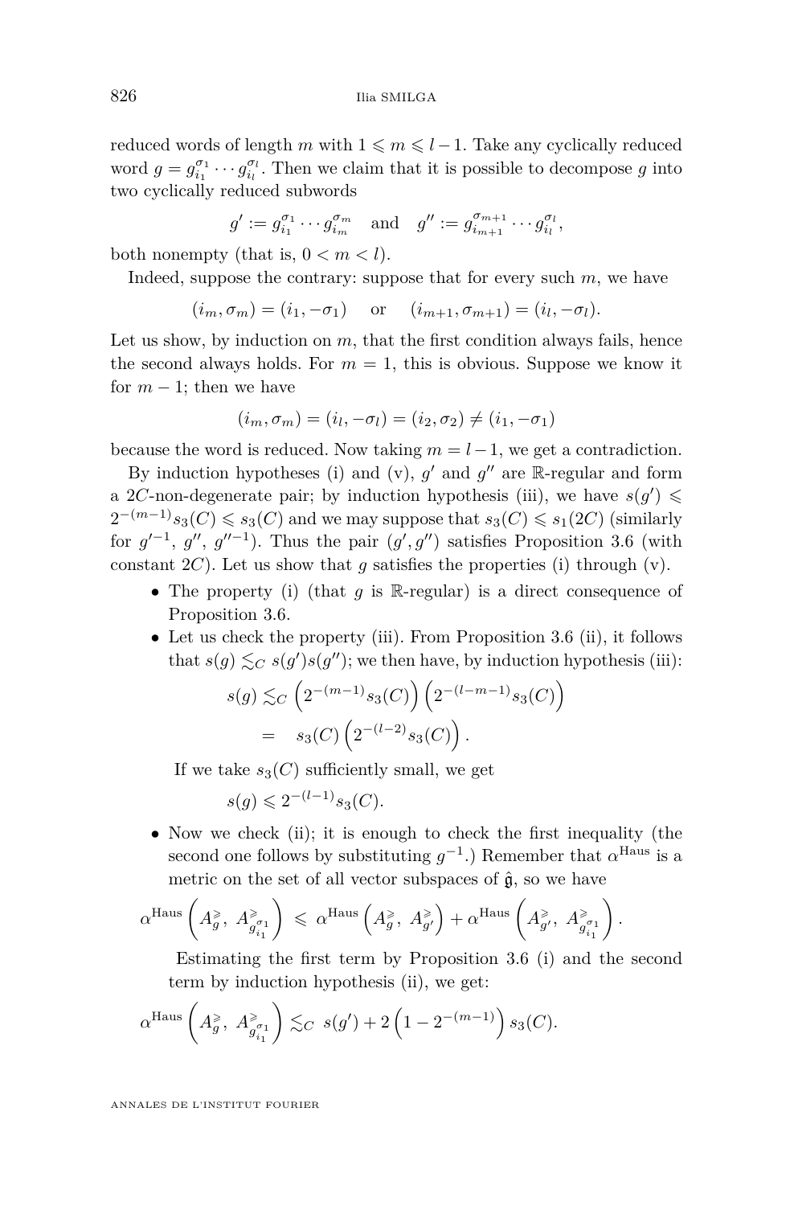reduced words of length $m$ with $1 \leqslant m \leqslant l-1$. Take any cyclically reduced word $g = g_{i_1}^{\sigma_1} \cdots g_{i_l}^{\sigma_l}$. Then we claim that it is possible to decompose $g$ into two cyclically reduced subwords

$$g' := g_{i_1}^{\sigma_1} \cdots g_{i_m}^{\sigma_m} \quad \text{and} \quad g'' := g_{i_{m+1}}^{\sigma_{m+1}} \cdots g_{i_l}^{\sigma_l},$$

both nonempty (that is, $0 < m < l$).

Indeed, suppose the contrary: suppose that for every such $m$, we have

$$(i_m, \sigma_m) = (i_1, -\sigma_1) \quad \text{ or } \quad (i_{m+1}, \sigma_{m+1}) = (i_l, -\sigma_l).$$

Let us show, by induction on $m$, that the first condition always fails, hence the second always holds. For $m = 1$, this is obvious. Suppose we know it for $m-1$; then we have

$$(i_m, \sigma_m) = (i_l, -\sigma_l) = (i_2, \sigma_2) \neq (i_1, -\sigma_1)$$

because the word is reduced. Now taking $m = l-1$, we get a contradiction.

By induction hypotheses (i) and (v), $g'$ and $g''$ are $\mathbb{R}$-regular and form a $2C$-non-degenerate pair; by induction hypothesis (iii), we have $s(g') \leqslant 2^{-(m-1)} s_3(C) \leqslant s_3(C)$ and we may suppose that $s_3(C) \leqslant s_1(2C)$ (similarly for $g'^{-1}$, $g''$, $g''^{-1}$). Thus the pair $(g', g'')$ satisfies Proposition 3.6 (with constant $2C$). Let us show that $g$ satisfies the properties (i) through (v).

- The property (i) (that $g$ is $\mathbb{R}$-regular) is a direct consequence of Proposition 3.6.
- Let us check the property (iii). From Proposition 3.6 (ii), it follows that $s(g) \lesssim_C s(g')s(g'')$; we then have, by induction hypothesis (iii):

$$\begin{aligned} s(g) &\lesssim_C \left(2^{-(m-1)} s_3(C)\right) \left(2^{-(l-m-1)} s_3(C)\right) \\ &= \quad s_3(C) \left(2^{-(l-2)} s_3(C)\right). \end{aligned}$$

  If we take $s_3(C)$ sufficiently small, we get

$$s(g) \leqslant 2^{-(l-1)} s_3(C).$$

- Now we check (ii); it is enough to check the first inequality (the second one follows by substituting $g^{-1}$.) Remember that $\alpha^{\mathrm{Haus}}$ is a metric on the set of all vector subspaces of $\hat{\mathfrak{g}}$, so we have

$$\alpha^{\mathrm{Haus}}\left(A_g^{\geqslant},\, A_{g_{i_1}^{\sigma_1}}^{\geqslant}\right) \;\leqslant\; \alpha^{\mathrm{Haus}}\left(A_g^{\geqslant},\, A_{g'}^{\geqslant}\right) + \alpha^{\mathrm{Haus}}\left(A_{g'}^{\geqslant},\, A_{g_{i_1}^{\sigma_1}}^{\geqslant}\right).$$

  Estimating the first term by Proposition 3.6 (i) and the second term by induction hypothesis (ii), we get:

$$\alpha^{\mathrm{Haus}}\left(A_g^{\geqslant},\, A_{g_{i_1}^{\sigma_1}}^{\geqslant}\right) \lesssim_C \; s(g') + 2\left(1 - 2^{-(m-1)}\right) s_3(C).$$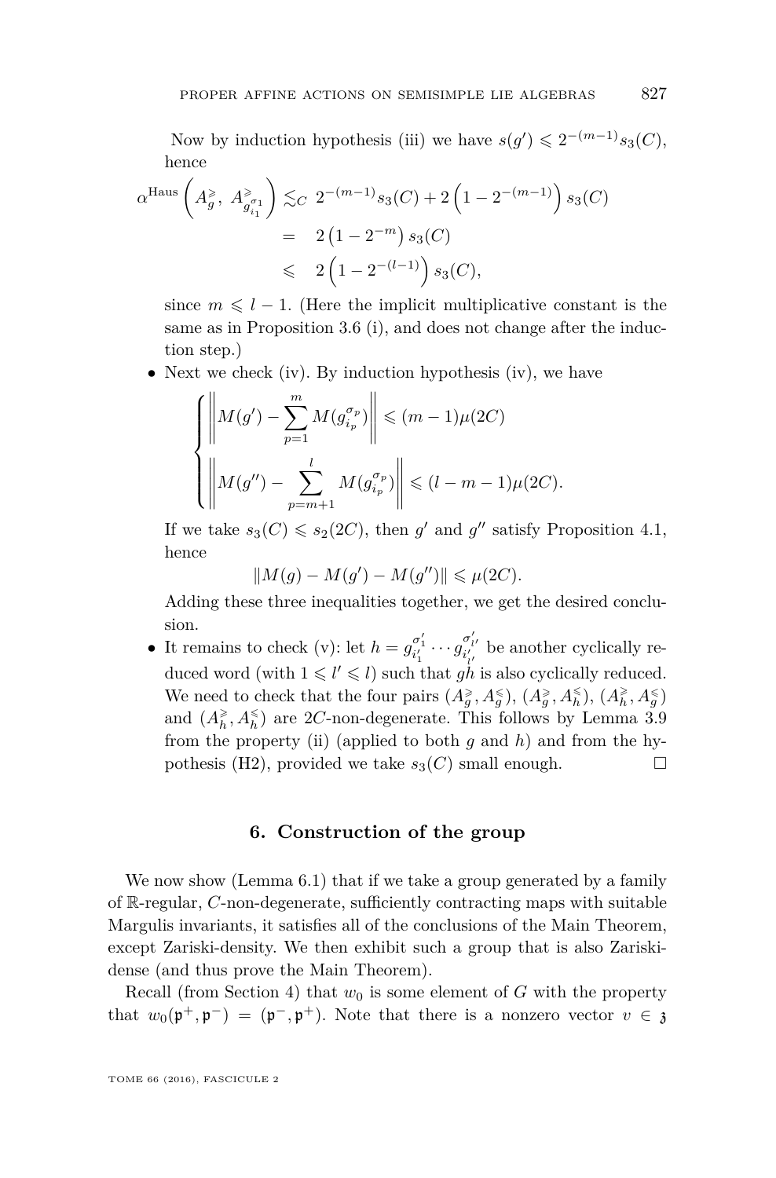Now by induction hypothesis (iii) we have $s(g') \leqslant 2^{-(m-1)} s_3(C)$, hence

$$\alpha^{\mathrm{Haus}}\left(A^{\geqslant}_{g},\ A^{\geqslant}_{g^{\sigma_1}_{i_1}}\right) \lesssim_C\ 2^{-(m-1)} s_3(C) + 2\left(1 - 2^{-(m-1)}\right) s_3(C)$$
$$= \ 2\left(1 - 2^{-m}\right) s_3(C)$$
$$\leqslant \ 2\left(1 - 2^{-(l-1)}\right) s_3(C),$$

since $m \leqslant l-1$. (Here the implicit multiplicative constant is the same as in Proposition 3.6 (i), and does not change after the induction step.)

- Next we check (iv). By induction hypothesis (iv), we have

$$\begin{cases} \left\| M(g') - \displaystyle\sum_{p=1}^{m} M(g^{\sigma_p}_{i_p}) \right\| \leqslant (m-1)\mu(2C) \\ \left\| M(g'') - \displaystyle\sum_{p=m+1}^{l} M(g^{\sigma_p}_{i_p}) \right\| \leqslant (l-m-1)\mu(2C). \end{cases}$$

  If we take $s_3(C) \leqslant s_2(2C)$, then $g'$ and $g''$ satisfy Proposition 4.1, hence

$$\|M(g) - M(g') - M(g'')\| \leqslant \mu(2C).$$

  Adding these three inequalities together, we get the desired conclusion.

- It remains to check (v): let $h = g^{\sigma'_1}_{i'_1} \cdots g^{\sigma'_{l'}}_{i'_{l'}}$ be another cyclically reduced word (with $1 \leqslant l' \leqslant l$) such that $gh$ is also cyclically reduced. We need to check that the four pairs $(A^{\geqslant}_{g}, A^{\leqslant}_{g})$, $(A^{\geqslant}_{g}, A^{\leqslant}_{h})$, $(A^{\geqslant}_{h}, A^{\leqslant}_{g})$ and $(A^{\geqslant}_{h}, A^{\leqslant}_{h})$ are $2C$-non-degenerate. This follows by Lemma 3.9 from the property (ii) (applied to both $g$ and $h$) and from the hypothesis (H2), provided we take $s_3(C)$ small enough. □

## 6. Construction of the group

We now show (Lemma 6.1) that if we take a group generated by a family of $\mathbb{R}$-regular, $C$-non-degenerate, sufficiently contracting maps with suitable Margulis invariants, it satisfies all of the conclusions of the Main Theorem, except Zariski-density. We then exhibit such a group that is also Zariski-dense (and thus prove the Main Theorem).

Recall (from Section 4) that $w_0$ is some element of $G$ with the property that $w_0(\mathfrak{p}^+, \mathfrak{p}^-) = (\mathfrak{p}^-, \mathfrak{p}^+)$. Note that there is a nonzero vector $v \in \mathfrak{z}$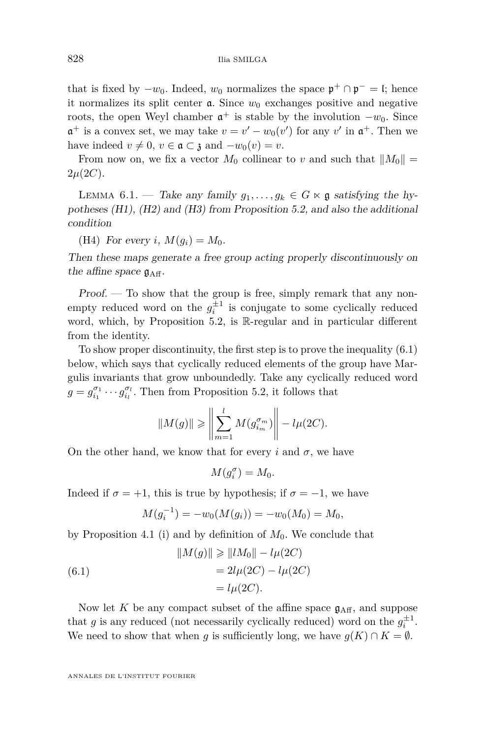that is fixed by $-w_0$. Indeed, $w_0$ normalizes the space $\mathfrak{p}^+ \cap \mathfrak{p}^- = \mathfrak{l}$; hence it normalizes its split center $\mathfrak{a}$. Since $w_0$ exchanges positive and negative roots, the open Weyl chamber $\mathfrak{a}^+$ is stable by the involution $-w_0$. Since $\mathfrak{a}^+$ is a convex set, we may take $v = v' - w_0(v')$ for any $v'$ in $\mathfrak{a}^+$. Then we have indeed $v \neq 0$, $v \in \mathfrak{a} \subset \mathfrak{z}$ and $-w_0(v) = v$.

From now on, we fix a vector $M_0$ collinear to $v$ and such that $\|M_0\| = 2\mu(2C)$.

Lemma 6.1. — *Take any family $g_1, \ldots, g_k \in G \ltimes \mathfrak{g}$ satisfying the hypotheses (H1), (H2) and (H3) from Proposition 5.2, and also the additional condition*

(H4) *For every $i$, $M(g_i) = M_0$.*

*Then these maps generate a free group acting properly discontinuously on the affine space $\mathfrak{g}_{\mathrm{Aff}}$.*

*Proof.* — To show that the group is free, simply remark that any non-empty reduced word on the $g_i^{\pm 1}$ is conjugate to some cyclically reduced word, which, by Proposition 5.2, is $\mathbb{R}$-regular and in particular different from the identity.

To show proper discontinuity, the first step is to prove the inequality (6.1) below, which says that cyclically reduced elements of the group have Margulis invariants that grow unboundedly. Take any cyclically reduced word $g = g_{i_1}^{\sigma_1} \cdots g_{i_l}^{\sigma_l}$. Then from Proposition 5.2, it follows that

$$\|M(g)\| \geqslant \left\| \sum_{m=1}^{l} M(g_{i_m}^{\sigma_m}) \right\| - l\mu(2C).$$

On the other hand, we know that for every $i$ and $\sigma$, we have

$$M(g_i^{\sigma}) = M_0.$$

Indeed if $\sigma = +1$, this is true by hypothesis; if $\sigma = -1$, we have

$$M(g_i^{-1}) = -w_0(M(g_i)) = -w_0(M_0) = M_0,$$

by Proposition 4.1 (i) and by definition of $M_0$. We conclude that

$$\begin{aligned} \|M(g)\| &\geqslant \|lM_0\| - l\mu(2C) \\ &= 2l\mu(2C) - l\mu(2C) \\ &= l\mu(2C). \end{aligned} \tag{6.1}$$

Now let $K$ be any compact subset of the affine space $\mathfrak{g}_{\mathrm{Aff}}$, and suppose that $g$ is any reduced (not necessarily cyclically reduced) word on the $g_i^{\pm 1}$. We need to show that when $g$ is sufficiently long, we have $g(K) \cap K = \emptyset$.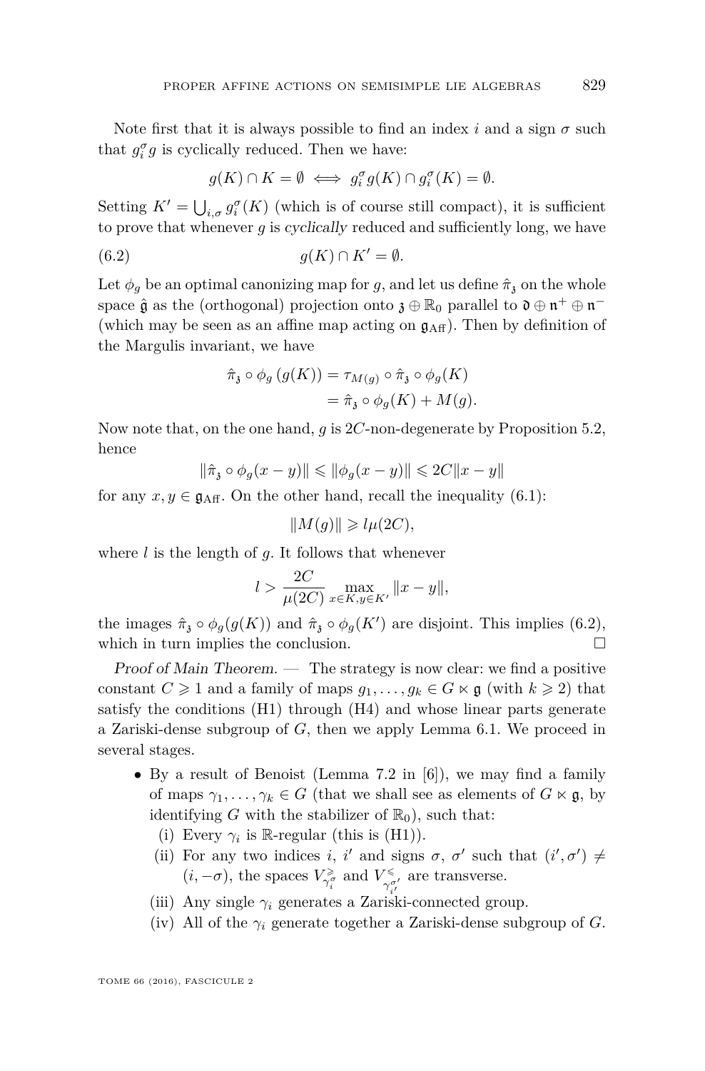Note first that it is always possible to find an index $i$ and a sign $\sigma$ such that $g_i^\sigma g$ is cyclically reduced. Then we have:

$$g(K) \cap K = \emptyset \iff g_i^\sigma g(K) \cap g_i^\sigma(K) = \emptyset.$$

Setting $K' = \bigcup_{i,\sigma} g_i^\sigma(K)$ (which is of course still compact), it is sufficient to prove that whenever $g$ is *cyclically* reduced and sufficiently long, we have

$$g(K) \cap K' = \emptyset. \tag{6.2}$$

Let $\phi_g$ be an optimal canonizing map for $g$, and let us define $\hat{\pi}_{\mathfrak{z}}$ on the whole space $\hat{\mathfrak{g}}$ as the (orthogonal) projection onto $\mathfrak{z} \oplus \mathbb{R}_0$ parallel to $\mathfrak{d} \oplus \mathfrak{n}^+ \oplus \mathfrak{n}^-$ (which may be seen as an affine map acting on $\mathfrak{g}_{\mathrm{Aff}}$). Then by definition of the Margulis invariant, we have

$$\begin{aligned}\hat{\pi}_{\mathfrak{z}} \circ \phi_g \left(g(K)\right) &= \tau_{M(g)} \circ \hat{\pi}_{\mathfrak{z}} \circ \phi_g(K) \\ &= \hat{\pi}_{\mathfrak{z}} \circ \phi_g(K) + M(g).\end{aligned}$$

Now note that, on the one hand, $g$ is $2C$-non-degenerate by Proposition 5.2, hence

$$\|\hat{\pi}_{\mathfrak{z}} \circ \phi_g(x-y)\| \leqslant \|\phi_g(x-y)\| \leqslant 2C\|x-y\|$$

for any $x, y \in \mathfrak{g}_{\mathrm{Aff}}$. On the other hand, recall the inequality (6.1):

$$\|M(g)\| \geqslant l\mu(2C),$$

where $l$ is the length of $g$. It follows that whenever

$$l > \frac{2C}{\mu(2C)} \max_{x \in K, y \in K'} \|x-y\|,$$

the images $\hat{\pi}_{\mathfrak{z}} \circ \phi_g(g(K))$ and $\hat{\pi}_{\mathfrak{z}} \circ \phi_g(K')$ are disjoint. This implies (6.2), which in turn implies the conclusion. ☐

*Proof of Main Theorem.* — The strategy is now clear: we find a positive constant $C \geqslant 1$ and a family of maps $g_1, \dots, g_k \in G \ltimes \mathfrak{g}$ (with $k \geqslant 2$) that satisfy the conditions (H1) through (H4) and whose linear parts generate a Zariski-dense subgroup of $G$, then we apply Lemma 6.1. We proceed in several stages.

- By a result of Benoist (Lemma 7.2 in [6]), we may find a family of maps $\gamma_1, \dots, \gamma_k \in G$ (that we shall see as elements of $G \ltimes \mathfrak{g}$, by identifying $G$ with the stabilizer of $\mathbb{R}_0$), such that:
  - (i) Every $\gamma_i$ is $\mathbb{R}$-regular (this is (H1)).
  - (ii) For any two indices $i$, $i'$ and signs $\sigma$, $\sigma'$ such that $(i', \sigma') \neq (i, -\sigma)$, the spaces $V^{\geqslant}_{\gamma_i^\sigma}$ and $V^{\leqslant}_{\gamma_{i'}^{\sigma'}}$ are transverse.
  - (iii) Any single $\gamma_i$ generates a Zariski-connected group.
  - (iv) All of the $\gamma_i$ generate together a Zariski-dense subgroup of $G$.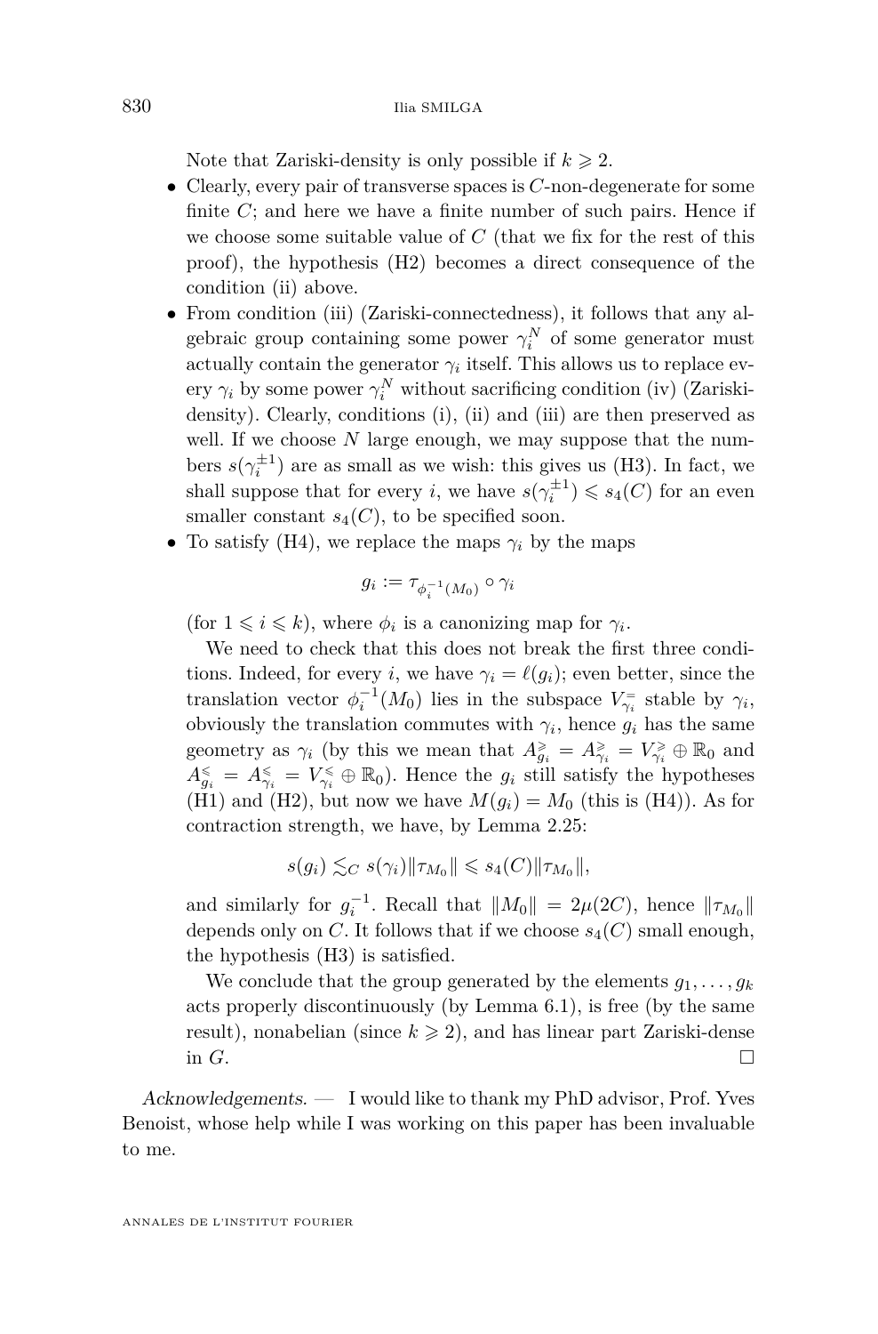Note that Zariski-density is only possible if $k \geqslant 2$.

- Clearly, every pair of transverse spaces is $C$-non-degenerate for some finite $C$; and here we have a finite number of such pairs. Hence if we choose some suitable value of $C$ (that we fix for the rest of this proof), the hypothesis (H2) becomes a direct consequence of the condition (ii) above.
- From condition (iii) (Zariski-connectedness), it follows that any algebraic group containing some power $\gamma_i^N$ of some generator must actually contain the generator $\gamma_i$ itself. This allows us to replace every $\gamma_i$ by some power $\gamma_i^N$ without sacrificing condition (iv) (Zariski-density). Clearly, conditions (i), (ii) and (iii) are then preserved as well. If we choose $N$ large enough, we may suppose that the numbers $s(\gamma_i^{\pm 1})$ are as small as we wish: this gives us (H3). In fact, we shall suppose that for every $i$, we have $s(\gamma_i^{\pm 1}) \leqslant s_4(C)$ for an even smaller constant $s_4(C)$, to be specified soon.
- To satisfy (H4), we replace the maps $\gamma_i$ by the maps

$$g_i := \tau_{\phi_i^{-1}(M_0)} \circ \gamma_i$$

(for $1 \leqslant i \leqslant k$), where $\phi_i$ is a canonizing map for $\gamma_i$.

We need to check that this does not break the first three conditions. Indeed, for every $i$, we have $\gamma_i = \ell(g_i)$; even better, since the translation vector $\phi_i^{-1}(M_0)$ lies in the subspace $V_{\gamma_i}^{=}$ stable by $\gamma_i$, obviously the translation commutes with $\gamma_i$, hence $g_i$ has the same geometry as $\gamma_i$ (by this we mean that $A_{g_i}^{\geqslant} = A_{\gamma_i}^{\geqslant} = V_{\gamma_i}^{\geqslant} \oplus \mathbb{R}_0$ and $A_{g_i}^{\leqslant} = A_{\gamma_i}^{\leqslant} = V_{\gamma_i}^{\leqslant} \oplus \mathbb{R}_0$). Hence the $g_i$ still satisfy the hypotheses (H1) and (H2), but now we have $M(g_i) = M_0$ (this is (H4)). As for contraction strength, we have, by Lemma 2.25:

$$s(g_i) \lesssim_C s(\gamma_i) \|\tau_{M_0}\| \leqslant s_4(C) \|\tau_{M_0}\|,$$

and similarly for $g_i^{-1}$. Recall that $\|M_0\| = 2\mu(2C)$, hence $\|\tau_{M_0}\|$ depends only on $C$. It follows that if we choose $s_4(C)$ small enough, the hypothesis (H3) is satisfied.

We conclude that the group generated by the elements $g_1, \dots, g_k$ acts properly discontinuously (by Lemma 6.1), is free (by the same result), nonabelian (since $k \geqslant 2$), and has linear part Zariski-dense in $G$. □

*Acknowledgements.* — I would like to thank my PhD advisor, Prof. Yves Benoist, whose help while I was working on this paper has been invaluable to me.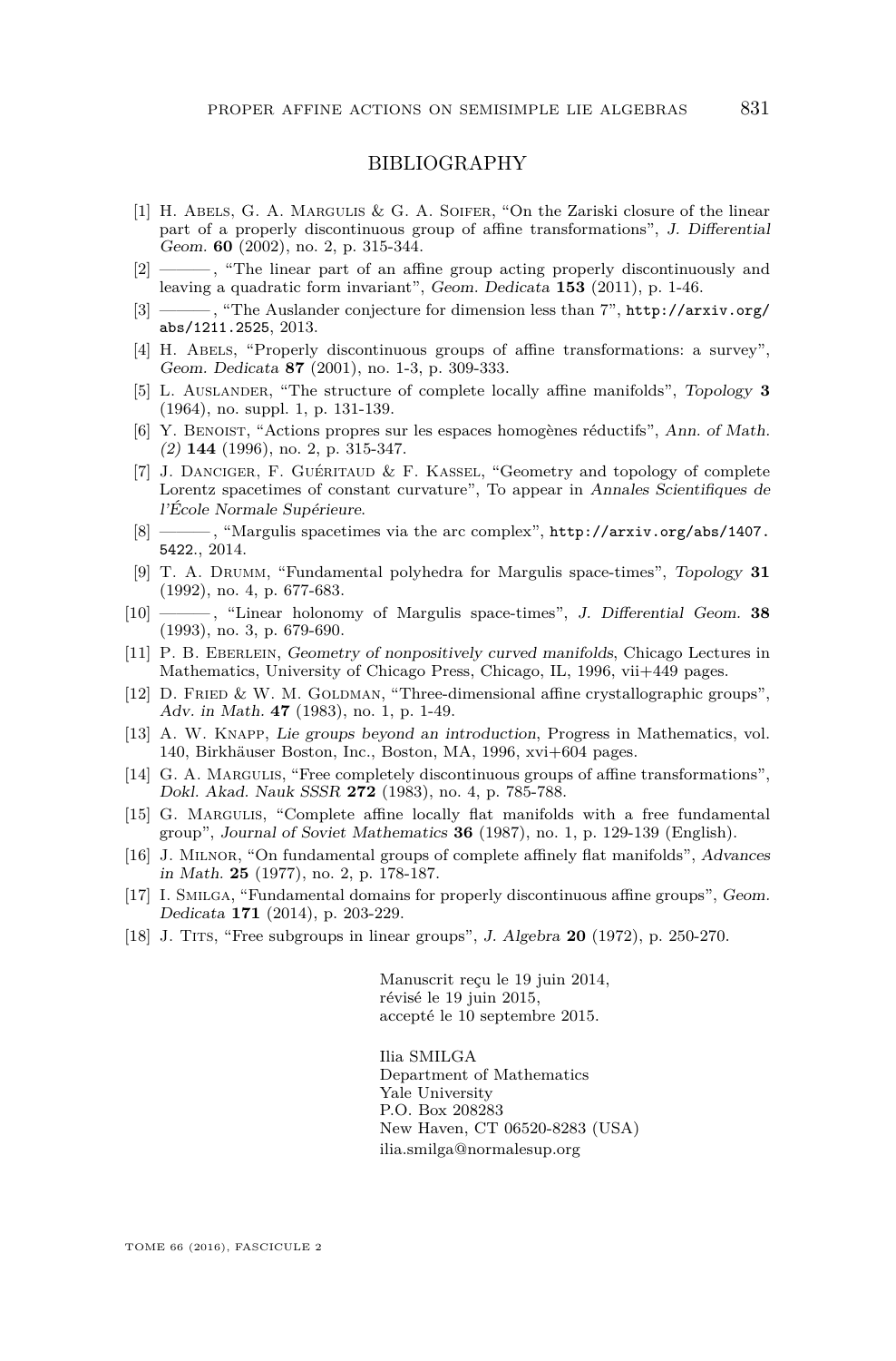## BIBLIOGRAPHY

[1] H. Abels, G. A. Margulis & G. A. Soifer, "On the Zariski closure of the linear part of a properly discontinuous group of affine transformations", *J. Differential Geom.* **60** (2002), no. 2, p. 315-344.

[2] ———, "The linear part of an affine group acting properly discontinuously and leaving a quadratic form invariant", *Geom. Dedicata* **153** (2011), p. 1-46.

[3] ———, "The Auslander conjecture for dimension less than 7", `http://arxiv.org/abs/1211.2525`, 2013.

[4] H. Abels, "Properly discontinuous groups of affine transformations: a survey", *Geom. Dedicata* **87** (2001), no. 1-3, p. 309-333.

[5] L. Auslander, "The structure of complete locally affine manifolds", *Topology* **3** (1964), no. suppl. 1, p. 131-139.

[6] Y. Benoist, "Actions propres sur les espaces homogènes réductifs", *Ann. of Math. (2)* **144** (1996), no. 2, p. 315-347.

[7] J. Danciger, F. Guéritaud & F. Kassel, "Geometry and topology of complete Lorentz spacetimes of constant curvature", To appear in *Annales Scientifiques de l'École Normale Supérieure*.

[8] ———, "Margulis spacetimes via the arc complex", `http://arxiv.org/abs/1407.5422.`, 2014.

[9] T. A. Drumm, "Fundamental polyhedra for Margulis space-times", *Topology* **31** (1992), no. 4, p. 677-683.

[10] ———, "Linear holonomy of Margulis space-times", *J. Differential Geom.* **38** (1993), no. 3, p. 679-690.

[11] P. B. Eberlein, *Geometry of nonpositively curved manifolds*, Chicago Lectures in Mathematics, University of Chicago Press, Chicago, IL, 1996, vii+449 pages.

[12] D. Fried & W. M. Goldman, "Three-dimensional affine crystallographic groups", *Adv. in Math.* **47** (1983), no. 1, p. 1-49.

[13] A. W. Knapp, *Lie groups beyond an introduction*, Progress in Mathematics, vol. 140, Birkhäuser Boston, Inc., Boston, MA, 1996, xvi+604 pages.

[14] G. A. Margulis, "Free completely discontinuous groups of affine transformations", *Dokl. Akad. Nauk SSSR* **272** (1983), no. 4, p. 785-788.

[15] G. Margulis, "Complete affine locally flat manifolds with a free fundamental group", *Journal of Soviet Mathematics* **36** (1987), no. 1, p. 129-139 (English).

[16] J. Milnor, "On fundamental groups of complete affinely flat manifolds", *Advances in Math.* **25** (1977), no. 2, p. 178-187.

[17] I. Smilga, "Fundamental domains for properly discontinuous affine groups", *Geom. Dedicata* **171** (2014), p. 203-229.

[18] J. Tits, "Free subgroups in linear groups", *J. Algebra* **20** (1972), p. 250-270.

Manuscrit reçu le 19 juin 2014,
révisé le 19 juin 2015,
accepté le 10 septembre 2015.

Ilia SMILGA
Department of Mathematics
Yale University
P.O. Box 208283
New Haven, CT 06520-8283 (USA)
ilia.smilga@normalesup.org